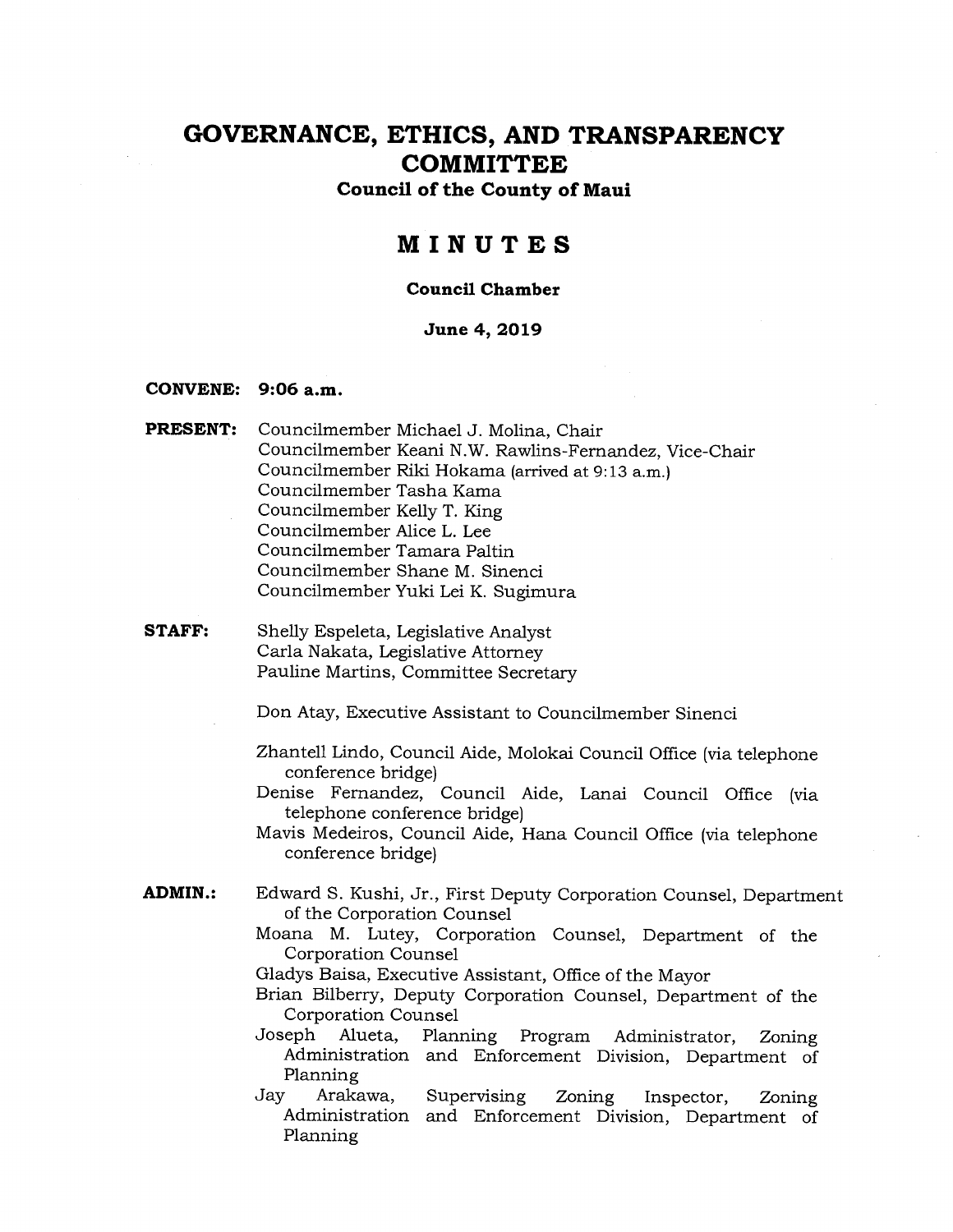# GOVERNANCE, ETHICS, AND TRANSPARENCY COMMITTEE

**Council of the County of Maui**

## MINUTES

**Council Chamber**

**June 4, 2019**

**CONVENE:** **9:06 a.m.**

**PRESENT:** Councilmember Michael J. Molina, Chair
Councilmember Keani N.W. Rawlins-Fernandez, Vice-Chair
Councilmember Riki Hokama (arrived at 9:13 a.m.)
Councilmember Tasha Kama
Councilmember Kelly T. King
Councilmember Alice L. Lee
Councilmember Tamara Paltin
Councilmember Shane M. Sinenci
Councilmember Yuki Lei K. Sugimura

**STAFF:** Shelly Espeleta, Legislative Analyst
Carla Nakata, Legislative Attorney
Pauline Martins, Committee Secretary

Don Atay, Executive Assistant to Councilmember Sinenci

Zhantell Lindo, Council Aide, Molokai Council Office (via telephone conference bridge)
Denise Fernandez, Council Aide, Lanai Council Office (via telephone conference bridge)
Mavis Medeiros, Council Aide, Hana Council Office (via telephone conference bridge)

**ADMIN.:** Edward S. Kushi, Jr., First Deputy Corporation Counsel, Department of the Corporation Counsel
Moana M. Lutey, Corporation Counsel, Department of the Corporation Counsel
Gladys Baisa, Executive Assistant, Office of the Mayor
Brian Bilberry, Deputy Corporation Counsel, Department of the Corporation Counsel
Joseph Alueta, Planning Program Administrator, Zoning Administration and Enforcement Division, Department of Planning
Jay Arakawa, Supervising Zoning Inspector, Zoning Administration and Enforcement Division, Department of Planning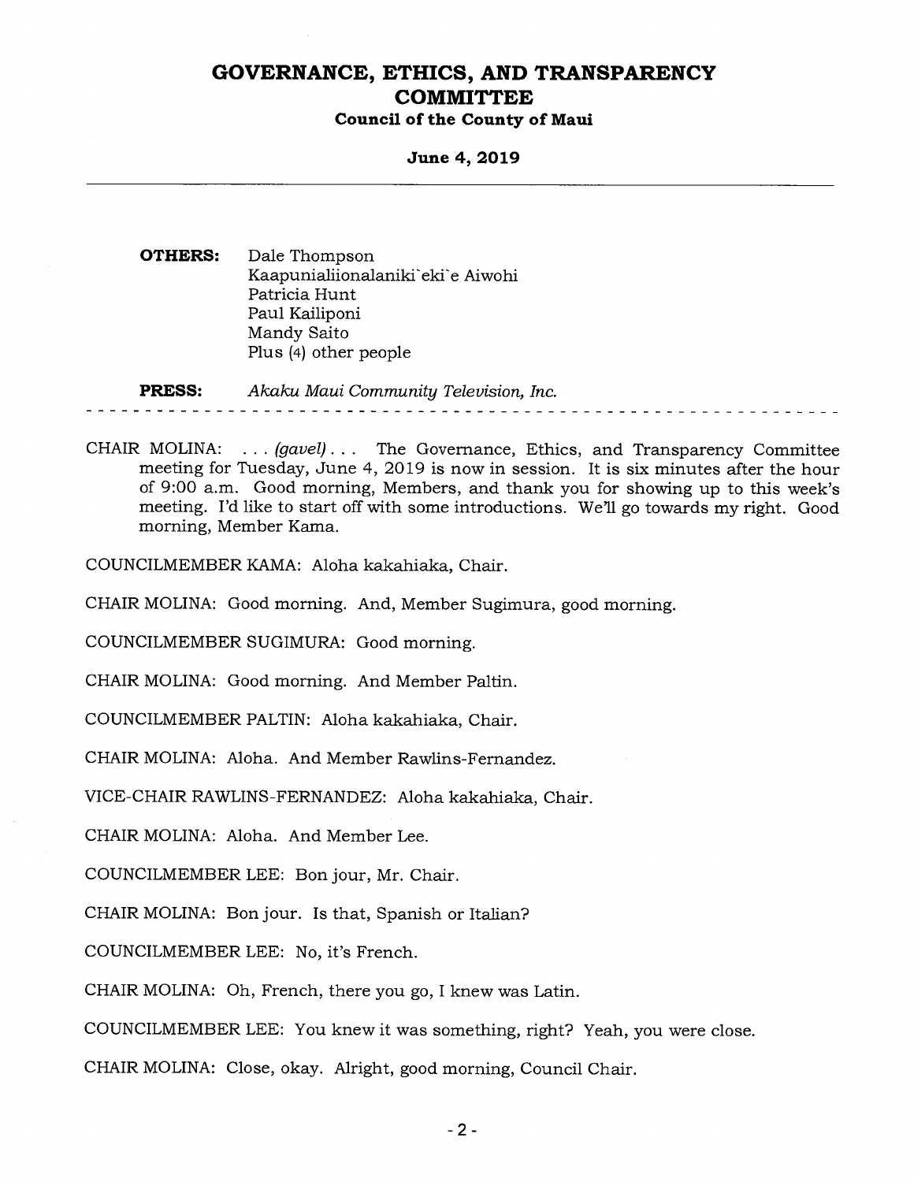**OTHERS:** Dale Thompson
Kaapunialiionalaniki`eki`e Aiwohi
Patricia Hunt
Paul Kailiponi
Mandy Saito
Plus (4) other people

**PRESS:** *Akaku Maui Community Television, Inc.*

---

CHAIR MOLINA: . . . *(gavel)* . . . The Governance, Ethics, and Transparency Committee meeting for Tuesday, June 4, 2019 is now in session. It is six minutes after the hour of 9:00 a.m. Good morning, Members, and thank you for showing up to this week's meeting. I'd like to start off with some introductions. We'll go towards my right. Good morning, Member Kama.

COUNCILMEMBER KAMA: Aloha kakahiaka, Chair.

CHAIR MOLINA: Good morning. And, Member Sugimura, good morning.

COUNCILMEMBER SUGIMURA: Good morning.

CHAIR MOLINA: Good morning. And Member Paltin.

COUNCILMEMBER PALTIN: Aloha kakahiaka, Chair.

CHAIR MOLINA: Aloha. And Member Rawlins-Fernandez.

VICE-CHAIR RAWLINS-FERNANDEZ: Aloha kakahiaka, Chair.

CHAIR MOLINA: Aloha. And Member Lee.

COUNCILMEMBER LEE: Bon jour, Mr. Chair.

CHAIR MOLINA: Bon jour. Is that, Spanish or Italian?

COUNCILMEMBER LEE: No, it's French.

CHAIR MOLINA: Oh, French, there you go, I knew was Latin.

COUNCILMEMBER LEE: You knew it was something, right? Yeah, you were close.

CHAIR MOLINA: Close, okay. Alright, good morning, Council Chair.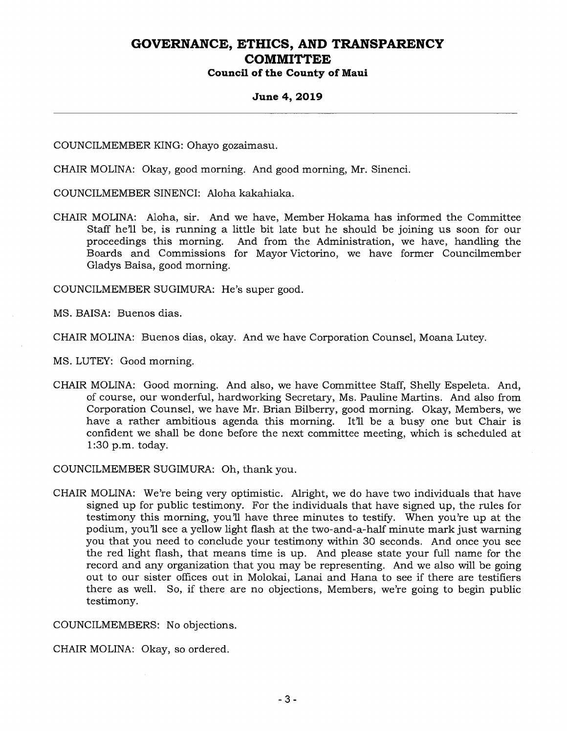COUNCILMEMBER KING: Ohayo gozaimasu.

CHAIR MOLINA: Okay, good morning. And good morning, Mr. Sinenci.

COUNCILMEMBER SINENCI: Aloha kakahiaka.

CHAIR MOLINA: Aloha, sir. And we have, Member Hokama has informed the Committee Staff he'll be, is running a little bit late but he should be joining us soon for our proceedings this morning. And from the Administration, we have, handling the Boards and Commissions for Mayor Victorino, we have former Councilmember Gladys Baisa, good morning.

COUNCILMEMBER SUGIMURA: He's super good.

MS. BAISA: Buenos dias.

CHAIR MOLINA: Buenos dias, okay. And we have Corporation Counsel, Moana Lutey.

MS. LUTEY: Good morning.

CHAIR MOLINA: Good morning. And also, we have Committee Staff, Shelly Espeleta. And, of course, our wonderful, hardworking Secretary, Ms. Pauline Martins. And also from Corporation Counsel, we have Mr. Brian Bilberry, good morning. Okay, Members, we have a rather ambitious agenda this morning. It'll be a busy one but Chair is confident we shall be done before the next committee meeting, which is scheduled at 1:30 p.m. today.

COUNCILMEMBER SUGIMURA: Oh, thank you.

CHAIR MOLINA: We're being very optimistic. Alright, we do have two individuals that have signed up for public testimony. For the individuals that have signed up, the rules for testimony this morning, you'll have three minutes to testify. When you're up at the podium, you'll see a yellow light flash at the two-and-a-half minute mark just warning you that you need to conclude your testimony within 30 seconds. And once you see the red light flash, that means time is up. And please state your full name for the record and any organization that you may be representing. And we also will be going out to our sister offices out in Molokai, Lanai and Hana to see if there are testifiers there as well. So, if there are no objections, Members, we're going to begin public testimony.

COUNCILMEMBERS: No objections.

CHAIR MOLINA: Okay, so ordered.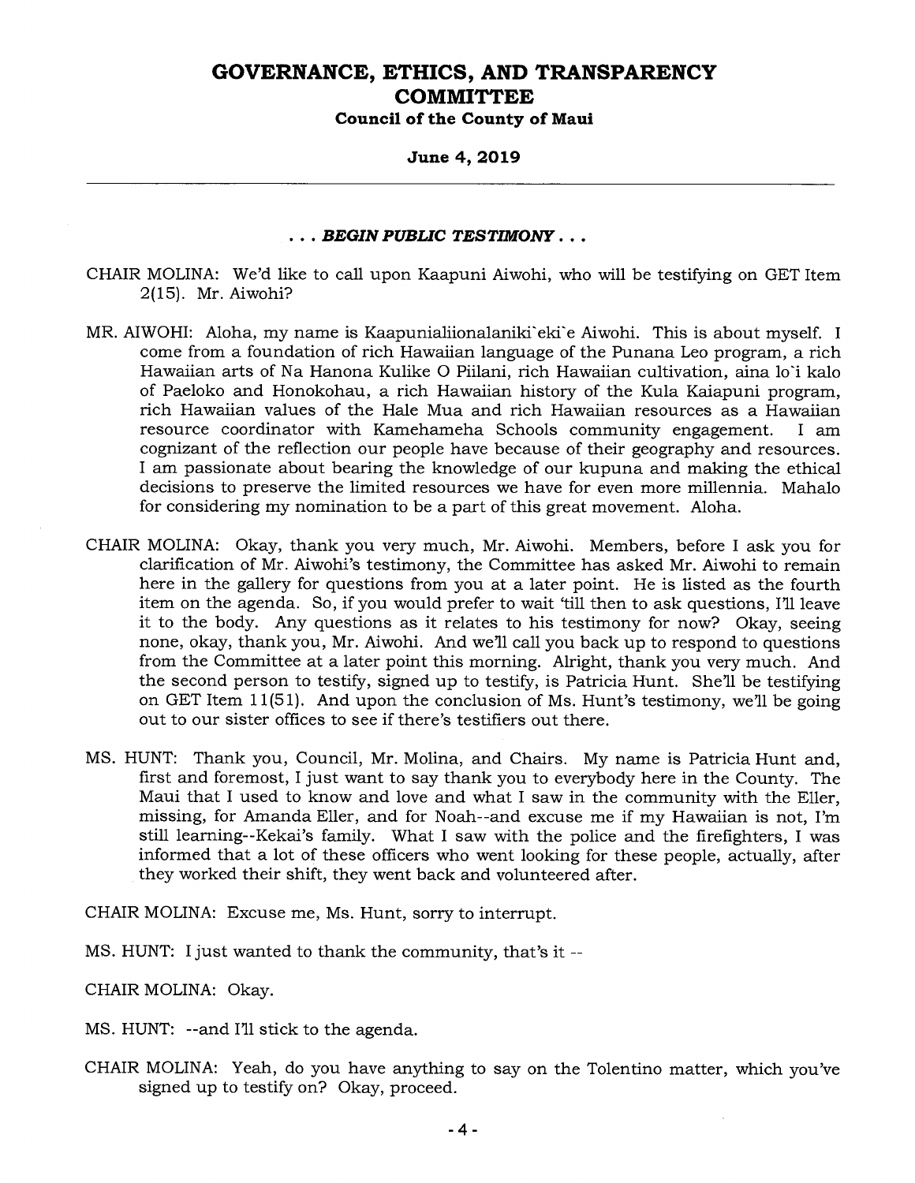. . . *BEGIN PUBLIC TESTIMONY* . . .

CHAIR MOLINA: We'd like to call upon Kaapuni Aiwohi, who will be testifying on GET Item 2(15). Mr. Aiwohi?

MR. AIWOHI: Aloha, my name is Kaapunialiionalaniki`eki`e Aiwohi. This is about myself. I come from a foundation of rich Hawaiian language of the Punana Leo program, a rich Hawaiian arts of Na Hanona Kulike O Piilani, rich Hawaiian cultivation, aina lo`i kalo of Paeloko and Honokohau, a rich Hawaiian history of the Kula Kaiapuni program, rich Hawaiian values of the Hale Mua and rich Hawaiian resources as a Hawaiian resource coordinator with Kamehameha Schools community engagement. I am cognizant of the reflection our people have because of their geography and resources. I am passionate about bearing the knowledge of our kupuna and making the ethical decisions to preserve the limited resources we have for even more millennia. Mahalo for considering my nomination to be a part of this great movement. Aloha.

CHAIR MOLINA: Okay, thank you very much, Mr. Aiwohi. Members, before I ask you for clarification of Mr. Aiwohi's testimony, the Committee has asked Mr. Aiwohi to remain here in the gallery for questions from you at a later point. He is listed as the fourth item on the agenda. So, if you would prefer to wait 'till then to ask questions, I'll leave it to the body. Any questions as it relates to his testimony for now? Okay, seeing none, okay, thank you, Mr. Aiwohi. And we'll call you back up to respond to questions from the Committee at a later point this morning. Alright, thank you very much. And the second person to testify, signed up to testify, is Patricia Hunt. She'll be testifying on GET Item 11(51). And upon the conclusion of Ms. Hunt's testimony, we'll be going out to our sister offices to see if there's testifiers out there.

MS. HUNT: Thank you, Council, Mr. Molina, and Chairs. My name is Patricia Hunt and, first and foremost, I just want to say thank you to everybody here in the County. The Maui that I used to know and love and what I saw in the community with the Eller, missing, for Amanda Eller, and for Noah--and excuse me if my Hawaiian is not, I'm still learning--Kekai's family. What I saw with the police and the firefighters, I was informed that a lot of these officers who went looking for these people, actually, after they worked their shift, they went back and volunteered after.

CHAIR MOLINA: Excuse me, Ms. Hunt, sorry to interrupt.

MS. HUNT: I just wanted to thank the community, that's it --

CHAIR MOLINA: Okay.

MS. HUNT: --and I'll stick to the agenda.

CHAIR MOLINA: Yeah, do you have anything to say on the Tolentino matter, which you've signed up to testify on? Okay, proceed.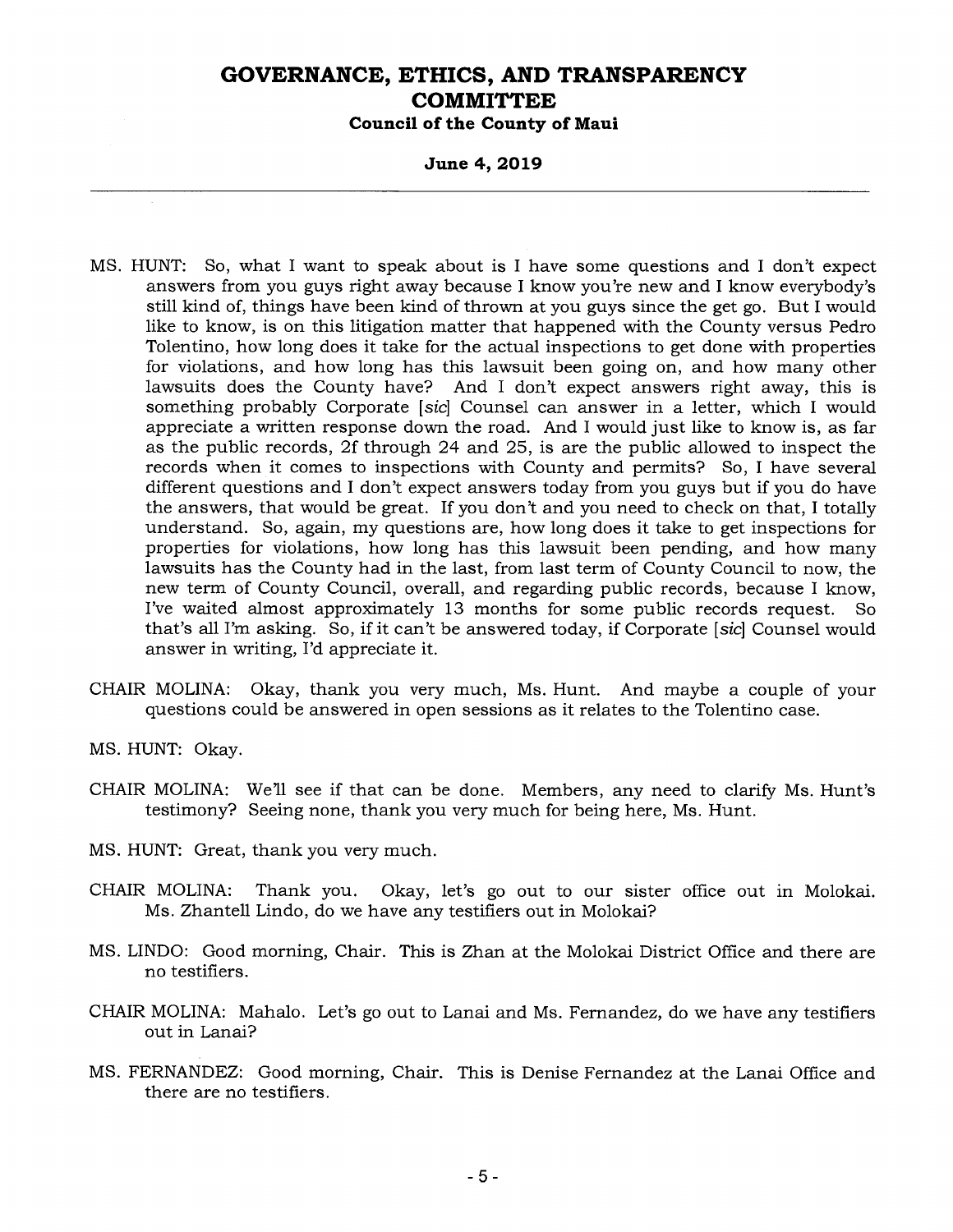MS. HUNT: So, what I want to speak about is I have some questions and I don't expect answers from you guys right away because I know you're new and I know everybody's still kind of, things have been kind of thrown at you guys since the get go. But I would like to know, is on this litigation matter that happened with the County versus Pedro Tolentino, how long does it take for the actual inspections to get done with properties for violations, and how long has this lawsuit been going on, and how many other lawsuits does the County have? And I don't expect answers right away, this is something probably Corporate [*sic*] Counsel can answer in a letter, which I would appreciate a written response down the road. And I would just like to know is, as far as the public records, 2f through 24 and 25, is are the public allowed to inspect the records when it comes to inspections with County and permits? So, I have several different questions and I don't expect answers today from you guys but if you do have the answers, that would be great. If you don't and you need to check on that, I totally understand. So, again, my questions are, how long does it take to get inspections for properties for violations, how long has this lawsuit been pending, and how many lawsuits has the County had in the last, from last term of County Council to now, the new term of County Council, overall, and regarding public records, because I know, I've waited almost approximately 13 months for some public records request. So that's all I'm asking. So, if it can't be answered today, if Corporate [*sic*] Counsel would answer in writing, I'd appreciate it.

CHAIR MOLINA: Okay, thank you very much, Ms. Hunt. And maybe a couple of your questions could be answered in open sessions as it relates to the Tolentino case.

MS. HUNT: Okay.

CHAIR MOLINA: We'll see if that can be done. Members, any need to clarify Ms. Hunt's testimony? Seeing none, thank you very much for being here, Ms. Hunt.

MS. HUNT: Great, thank you very much.

CHAIR MOLINA: Thank you. Okay, let's go out to our sister office out in Molokai. Ms. Zhantell Lindo, do we have any testifiers out in Molokai?

MS. LINDO: Good morning, Chair. This is Zhan at the Molokai District Office and there are no testifiers.

CHAIR MOLINA: Mahalo. Let's go out to Lanai and Ms. Fernandez, do we have any testifiers out in Lanai?

MS. FERNANDEZ: Good morning, Chair. This is Denise Fernandez at the Lanai Office and there are no testifiers.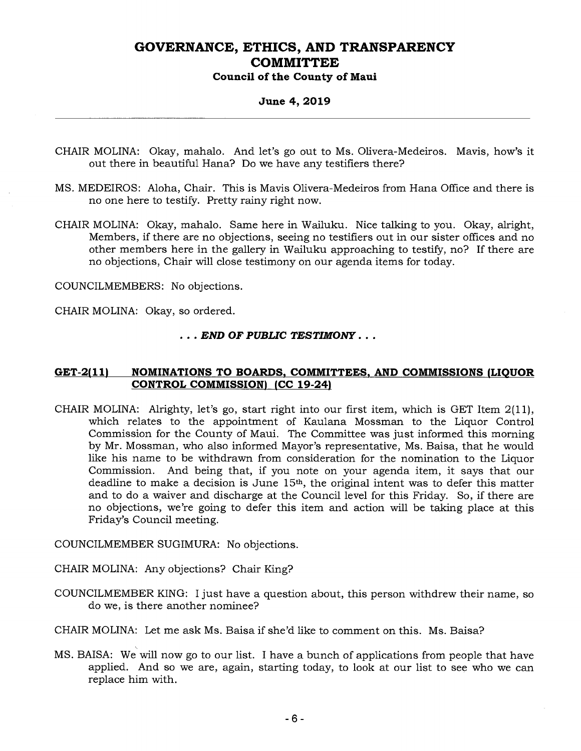CHAIR MOLINA: Okay, mahalo. And let's go out to Ms. Olivera-Medeiros. Mavis, how's it out there in beautiful Hana? Do we have any testifiers there?

MS. MEDEIROS: Aloha, Chair. This is Mavis Olivera-Medeiros from Hana Office and there is no one here to testify. Pretty rainy right now.

CHAIR MOLINA: Okay, mahalo. Same here in Wailuku. Nice talking to you. Okay, alright, Members, if there are no objections, seeing no testifiers out in our sister offices and no other members here in the gallery in Wailuku approaching to testify, no? If there are no objections, Chair will close testimony on our agenda items for today.

COUNCILMEMBERS: No objections.

CHAIR MOLINA: Okay, so ordered.

*. . . **END OF PUBLIC TESTIMONY** . . .*

## GET-2(11) NOMINATIONS TO BOARDS, COMMITTEES, AND COMMISSIONS (LIQUOR CONTROL COMMISSION) (CC 19-24)

CHAIR MOLINA: Alrighty, let's go, start right into our first item, which is GET Item 2(11), which relates to the appointment of Kaulana Mossman to the Liquor Control Commission for the County of Maui. The Committee was just informed this morning by Mr. Mossman, who also informed Mayor's representative, Ms. Baisa, that he would like his name to be withdrawn from consideration for the nomination to the Liquor Commission. And being that, if you note on your agenda item, it says that our deadline to make a decision is June 15th, the original intent was to defer this matter and to do a waiver and discharge at the Council level for this Friday. So, if there are no objections, we're going to defer this item and action will be taking place at this Friday's Council meeting.

COUNCILMEMBER SUGIMURA: No objections.

CHAIR MOLINA: Any objections? Chair King?

COUNCILMEMBER KING: I just have a question about, this person withdrew their name, so do we, is there another nominee?

CHAIR MOLINA: Let me ask Ms. Baisa if she'd like to comment on this. Ms. Baisa?

MS. BAISA: We will now go to our list. I have a bunch of applications from people that have applied. And so we are, again, starting today, to look at our list to see who we can replace him with.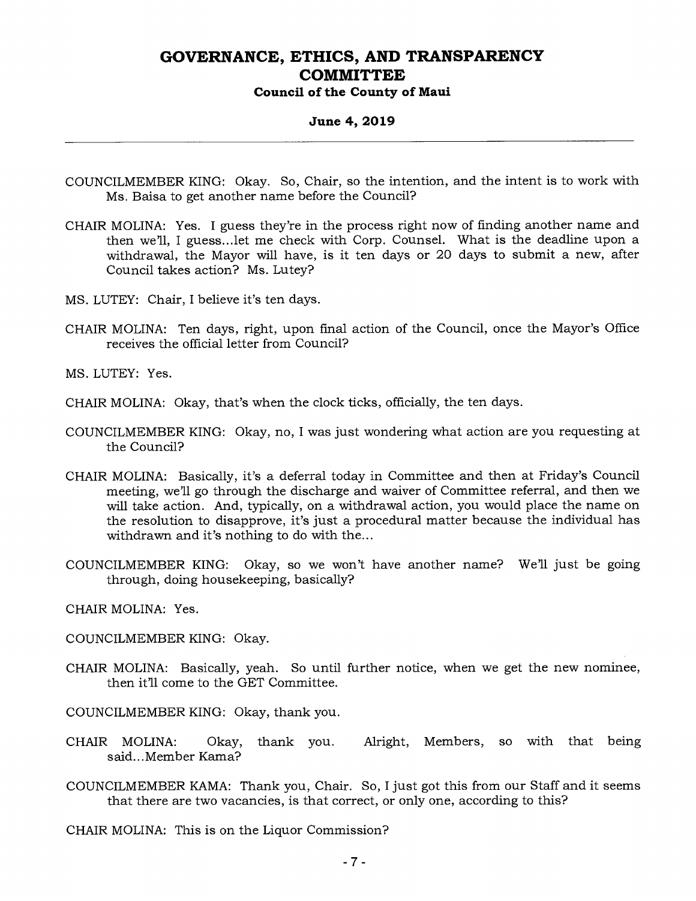COUNCILMEMBER KING: Okay. So, Chair, so the intention, and the intent is to work with Ms. Baisa to get another name before the Council?

CHAIR MOLINA: Yes. I guess they're in the process right now of finding another name and then we'll, I guess...let me check with Corp. Counsel. What is the deadline upon a withdrawal, the Mayor will have, is it ten days or 20 days to submit a new, after Council takes action? Ms. Lutey?

MS. LUTEY: Chair, I believe it's ten days.

CHAIR MOLINA: Ten days, right, upon final action of the Council, once the Mayor's Office receives the official letter from Council?

MS. LUTEY: Yes.

CHAIR MOLINA: Okay, that's when the clock ticks, officially, the ten days.

COUNCILMEMBER KING: Okay, no, I was just wondering what action are you requesting at the Council?

CHAIR MOLINA: Basically, it's a deferral today in Committee and then at Friday's Council meeting, we'll go through the discharge and waiver of Committee referral, and then we will take action. And, typically, on a withdrawal action, you would place the name on the resolution to disapprove, it's just a procedural matter because the individual has withdrawn and it's nothing to do with the...

COUNCILMEMBER KING: Okay, so we won't have another name? We'll just be going through, doing housekeeping, basically?

CHAIR MOLINA: Yes.

COUNCILMEMBER KING: Okay.

CHAIR MOLINA: Basically, yeah. So until further notice, when we get the new nominee, then it'll come to the GET Committee.

COUNCILMEMBER KING: Okay, thank you.

CHAIR MOLINA: Okay, thank you. Alright, Members, so with that being said...Member Kama?

COUNCILMEMBER KAMA: Thank you, Chair. So, I just got this from our Staff and it seems that there are two vacancies, is that correct, or only one, according to this?

CHAIR MOLINA: This is on the Liquor Commission?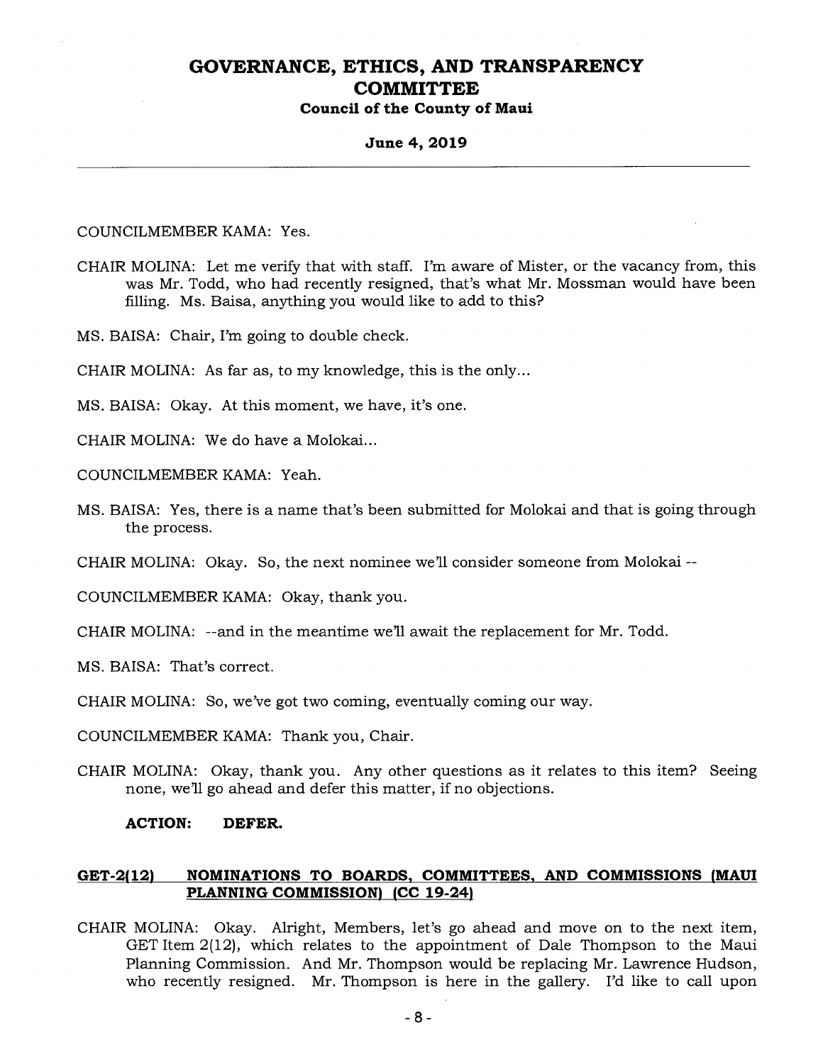COUNCILMEMBER KAMA: Yes.

CHAIR MOLINA: Let me verify that with staff. I'm aware of Mister, or the vacancy from, this was Mr. Todd, who had recently resigned, that's what Mr. Mossman would have been filling. Ms. Baisa, anything you would like to add to this?

MS. BAISA: Chair, I'm going to double check.

CHAIR MOLINA: As far as, to my knowledge, this is the only...

MS. BAISA: Okay. At this moment, we have, it's one.

CHAIR MOLINA: We do have a Molokai...

COUNCILMEMBER KAMA: Yeah.

MS. BAISA: Yes, there is a name that's been submitted for Molokai and that is going through the process.

CHAIR MOLINA: Okay. So, the next nominee we'll consider someone from Molokai --

COUNCILMEMBER KAMA: Okay, thank you.

CHAIR MOLINA: --and in the meantime we'll await the replacement for Mr. Todd.

MS. BAISA: That's correct.

CHAIR MOLINA: So, we've got two coming, eventually coming our way.

COUNCILMEMBER KAMA: Thank you, Chair.

CHAIR MOLINA: Okay, thank you. Any other questions as it relates to this item? Seeing none, we'll go ahead and defer this matter, if no objections.

**ACTION: DEFER.**

## GET-2(12) NOMINATIONS TO BOARDS, COMMITTEES, AND COMMISSIONS (MAUI PLANNING COMMISSION) (CC 19-24)

CHAIR MOLINA: Okay. Alright, Members, let's go ahead and move on to the next item, GET Item 2(12), which relates to the appointment of Dale Thompson to the Maui Planning Commission. And Mr. Thompson would be replacing Mr. Lawrence Hudson, who recently resigned. Mr. Thompson is here in the gallery. I'd like to call upon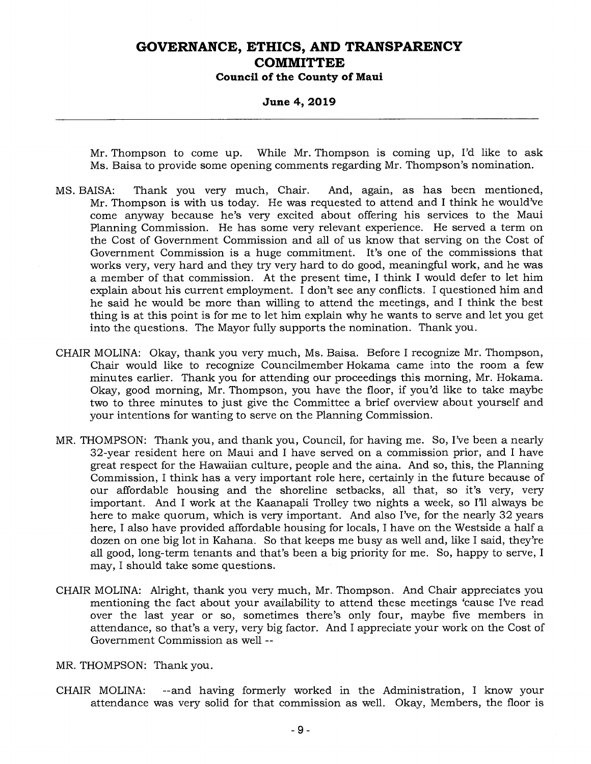Mr. Thompson to come up. While Mr. Thompson is coming up, I'd like to ask Ms. Baisa to provide some opening comments regarding Mr. Thompson's nomination.

MS. BAISA: Thank you very much, Chair. And, again, as has been mentioned, Mr. Thompson is with us today. He was requested to attend and I think he would've come anyway because he's very excited about offering his services to the Maui Planning Commission. He has some very relevant experience. He served a term on the Cost of Government Commission and all of us know that serving on the Cost of Government Commission is a huge commitment. It's one of the commissions that works very, very hard and they try very hard to do good, meaningful work, and he was a member of that commission. At the present time, I think I would defer to let him explain about his current employment. I don't see any conflicts. I questioned him and he said he would be more than willing to attend the meetings, and I think the best thing is at this point is for me to let him explain why he wants to serve and let you get into the questions. The Mayor fully supports the nomination. Thank you.

CHAIR MOLINA: Okay, thank you very much, Ms. Baisa. Before I recognize Mr. Thompson, Chair would like to recognize Councilmember Hokama came into the room a few minutes earlier. Thank you for attending our proceedings this morning, Mr. Hokama. Okay, good morning, Mr. Thompson, you have the floor, if you'd like to take maybe two to three minutes to just give the Committee a brief overview about yourself and your intentions for wanting to serve on the Planning Commission.

MR. THOMPSON: Thank you, and thank you, Council, for having me. So, I've been a nearly 32-year resident here on Maui and I have served on a commission prior, and I have great respect for the Hawaiian culture, people and the aina. And so, this, the Planning Commission, I think has a very important role here, certainly in the future because of our affordable housing and the shoreline setbacks, all that, so it's very, very important. And I work at the Kaanapali Trolley two nights a week, so I'll always be here to make quorum, which is very important. And also I've, for the nearly 32 years here, I also have provided affordable housing for locals, I have on the Westside a half a dozen on one big lot in Kahana. So that keeps me busy as well and, like I said, they're all good, long-term tenants and that's been a big priority for me. So, happy to serve, I may, I should take some questions.

CHAIR MOLINA: Alright, thank you very much, Mr. Thompson. And Chair appreciates you mentioning the fact about your availability to attend these meetings 'cause I've read over the last year or so, sometimes there's only four, maybe five members in attendance, so that's a very, very big factor. And I appreciate your work on the Cost of Government Commission as well --

MR. THOMPSON: Thank you.

CHAIR MOLINA: --and having formerly worked in the Administration, I know your attendance was very solid for that commission as well. Okay, Members, the floor is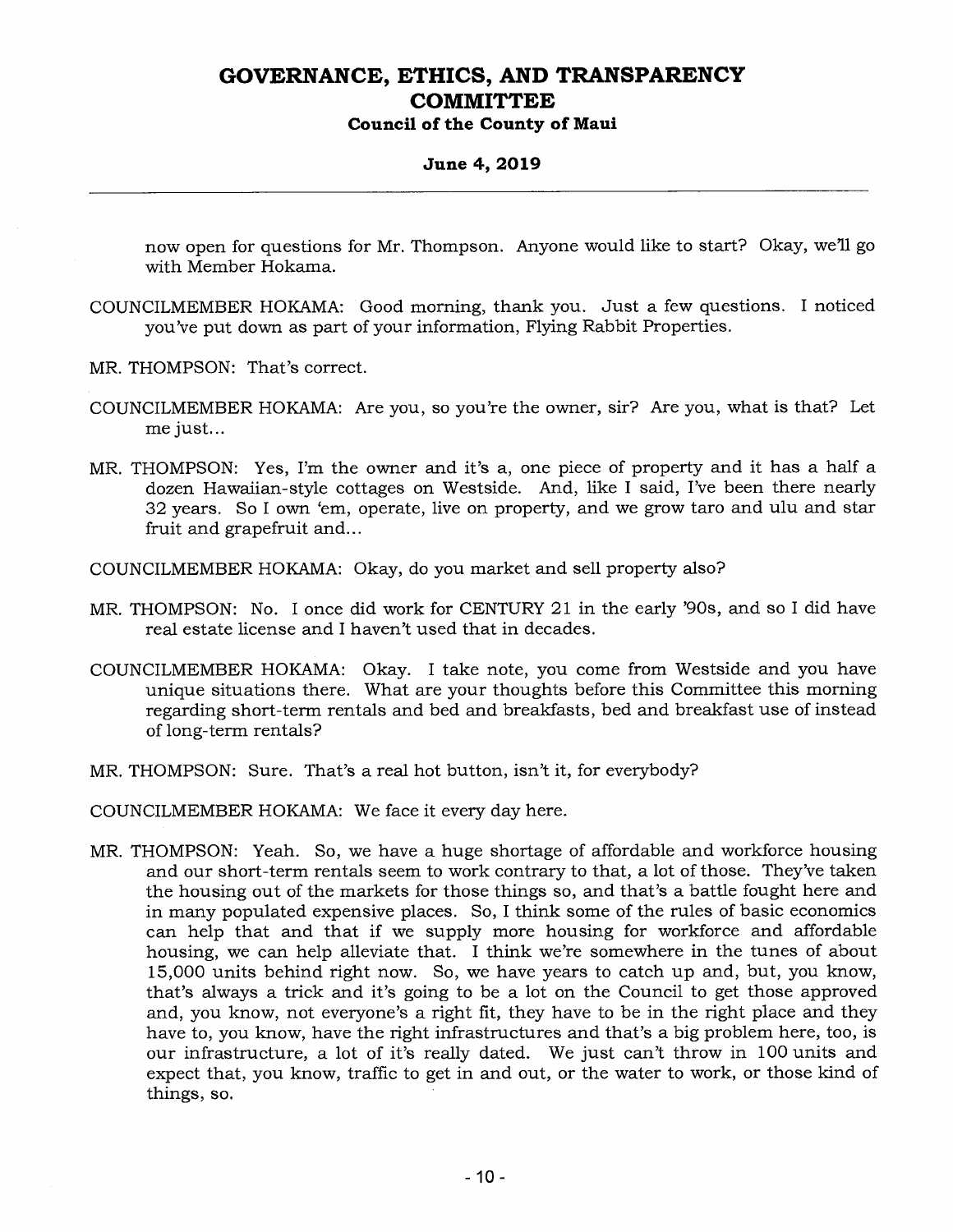now open for questions for Mr. Thompson. Anyone would like to start? Okay, we'll go with Member Hokama.

COUNCILMEMBER HOKAMA: Good morning, thank you. Just a few questions. I noticed you've put down as part of your information, Flying Rabbit Properties.

MR. THOMPSON: That's correct.

COUNCILMEMBER HOKAMA: Are you, so you're the owner, sir? Are you, what is that? Let me just...

MR. THOMPSON: Yes, I'm the owner and it's a, one piece of property and it has a half a dozen Hawaiian-style cottages on Westside. And, like I said, I've been there nearly 32 years. So I own 'em, operate, live on property, and we grow taro and ulu and star fruit and grapefruit and...

COUNCILMEMBER HOKAMA: Okay, do you market and sell property also?

MR. THOMPSON: No. I once did work for CENTURY 21 in the early '90s, and so I did have real estate license and I haven't used that in decades.

COUNCILMEMBER HOKAMA: Okay. I take note, you come from Westside and you have unique situations there. What are your thoughts before this Committee this morning regarding short-term rentals and bed and breakfasts, bed and breakfast use of instead of long-term rentals?

MR. THOMPSON: Sure. That's a real hot button, isn't it, for everybody?

COUNCILMEMBER HOKAMA: We face it every day here.

MR. THOMPSON: Yeah. So, we have a huge shortage of affordable and workforce housing and our short-term rentals seem to work contrary to that, a lot of those. They've taken the housing out of the markets for those things so, and that's a battle fought here and in many populated expensive places. So, I think some of the rules of basic economics can help that and that if we supply more housing for workforce and affordable housing, we can help alleviate that. I think we're somewhere in the tunes of about 15,000 units behind right now. So, we have years to catch up and, but, you know, that's always a trick and it's going to be a lot on the Council to get those approved and, you know, not everyone's a right fit, they have to be in the right place and they have to, you know, have the right infrastructures and that's a big problem here, too, is our infrastructure, a lot of it's really dated. We just can't throw in 100 units and expect that, you know, traffic to get in and out, or the water to work, or those kind of things, so.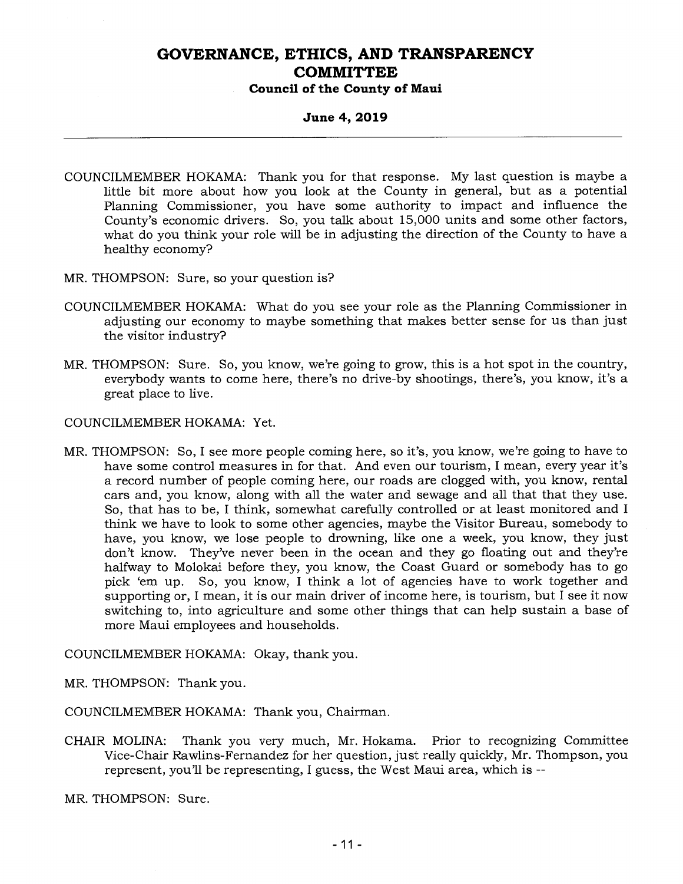COUNCILMEMBER HOKAMA: Thank you for that response. My last question is maybe a little bit more about how you look at the County in general, but as a potential Planning Commissioner, you have some authority to impact and influence the County's economic drivers. So, you talk about 15,000 units and some other factors, what do you think your role will be in adjusting the direction of the County to have a healthy economy?

MR. THOMPSON: Sure, so your question is?

COUNCILMEMBER HOKAMA: What do you see your role as the Planning Commissioner in adjusting our economy to maybe something that makes better sense for us than just the visitor industry?

MR. THOMPSON: Sure. So, you know, we're going to grow, this is a hot spot in the country, everybody wants to come here, there's no drive-by shootings, there's, you know, it's a great place to live.

COUNCILMEMBER HOKAMA: Yet.

MR. THOMPSON: So, I see more people coming here, so it's, you know, we're going to have to have some control measures in for that. And even our tourism, I mean, every year it's a record number of people coming here, our roads are clogged with, you know, rental cars and, you know, along with all the water and sewage and all that that they use. So, that has to be, I think, somewhat carefully controlled or at least monitored and I think we have to look to some other agencies, maybe the Visitor Bureau, somebody to have, you know, we lose people to drowning, like one a week, you know, they just don't know. They've never been in the ocean and they go floating out and they're halfway to Molokai before they, you know, the Coast Guard or somebody has to go pick 'em up. So, you know, I think a lot of agencies have to work together and supporting or, I mean, it is our main driver of income here, is tourism, but I see it now switching to, into agriculture and some other things that can help sustain a base of more Maui employees and households.

COUNCILMEMBER HOKAMA: Okay, thank you.

MR. THOMPSON: Thank you.

COUNCILMEMBER HOKAMA: Thank you, Chairman.

CHAIR MOLINA: Thank you very much, Mr. Hokama. Prior to recognizing Committee Vice-Chair Rawlins-Fernandez for her question, just really quickly, Mr. Thompson, you represent, you'll be representing, I guess, the West Maui area, which is --

MR. THOMPSON: Sure.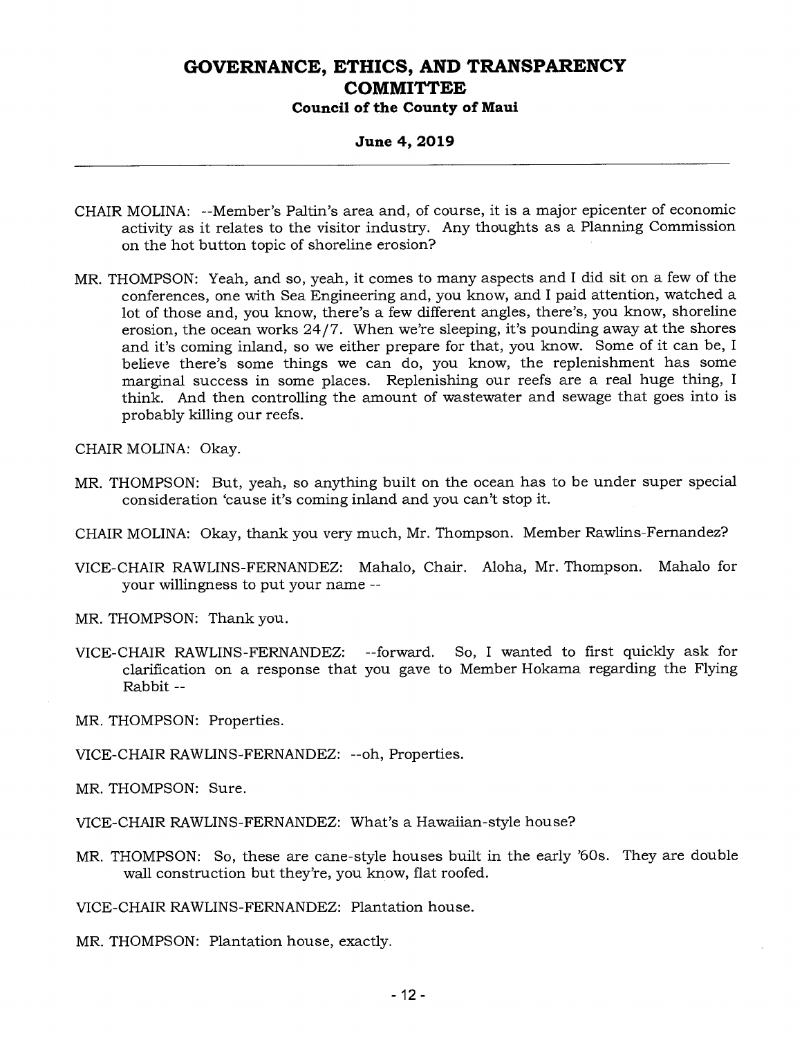CHAIR MOLINA: --Member's Paltin's area and, of course, it is a major epicenter of economic activity as it relates to the visitor industry. Any thoughts as a Planning Commission on the hot button topic of shoreline erosion?

MR. THOMPSON: Yeah, and so, yeah, it comes to many aspects and I did sit on a few of the conferences, one with Sea Engineering and, you know, and I paid attention, watched a lot of those and, you know, there's a few different angles, there's, you know, shoreline erosion, the ocean works 24/7. When we're sleeping, it's pounding away at the shores and it's coming inland, so we either prepare for that, you know. Some of it can be, I believe there's some things we can do, you know, the replenishment has some marginal success in some places. Replenishing our reefs are a real huge thing, I think. And then controlling the amount of wastewater and sewage that goes into is probably killing our reefs.

CHAIR MOLINA: Okay.

MR. THOMPSON: But, yeah, so anything built on the ocean has to be under super special consideration 'cause it's coming inland and you can't stop it.

CHAIR MOLINA: Okay, thank you very much, Mr. Thompson. Member Rawlins-Fernandez?

VICE-CHAIR RAWLINS-FERNANDEZ: Mahalo, Chair. Aloha, Mr. Thompson. Mahalo for your willingness to put your name --

MR. THOMPSON: Thank you.

VICE-CHAIR RAWLINS-FERNANDEZ: --forward. So, I wanted to first quickly ask for clarification on a response that you gave to Member Hokama regarding the Flying Rabbit --

MR. THOMPSON: Properties.

VICE-CHAIR RAWLINS-FERNANDEZ: --oh, Properties.

MR. THOMPSON: Sure.

VICE-CHAIR RAWLINS-FERNANDEZ: What's a Hawaiian-style house?

MR. THOMPSON: So, these are cane-style houses built in the early '60s. They are double wall construction but they're, you know, flat roofed.

VICE-CHAIR RAWLINS-FERNANDEZ: Plantation house.

MR. THOMPSON: Plantation house, exactly.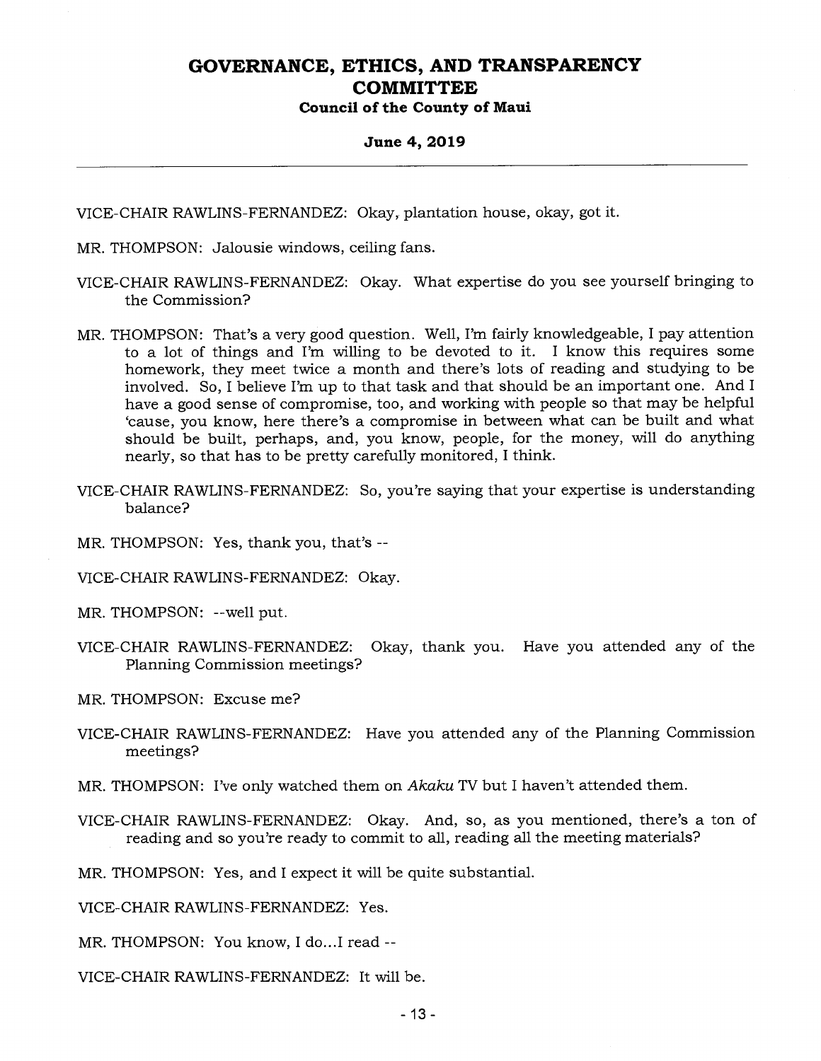VICE-CHAIR RAWLINS-FERNANDEZ: Okay, plantation house, okay, got it.

MR. THOMPSON: Jalousie windows, ceiling fans.

VICE-CHAIR RAWLINS-FERNANDEZ: Okay. What expertise do you see yourself bringing to the Commission?

MR. THOMPSON: That's a very good question. Well, I'm fairly knowledgeable, I pay attention to a lot of things and I'm willing to be devoted to it. I know this requires some homework, they meet twice a month and there's lots of reading and studying to be involved. So, I believe I'm up to that task and that should be an important one. And I have a good sense of compromise, too, and working with people so that may be helpful 'cause, you know, here there's a compromise in between what can be built and what should be built, perhaps, and, you know, people, for the money, will do anything nearly, so that has to be pretty carefully monitored, I think.

VICE-CHAIR RAWLINS-FERNANDEZ: So, you're saying that your expertise is understanding balance?

MR. THOMPSON: Yes, thank you, that's --

VICE-CHAIR RAWLINS-FERNANDEZ: Okay.

MR. THOMPSON: --well put.

VICE-CHAIR RAWLINS-FERNANDEZ: Okay, thank you. Have you attended any of the Planning Commission meetings?

MR. THOMPSON: Excuse me?

VICE-CHAIR RAWLINS-FERNANDEZ: Have you attended any of the Planning Commission meetings?

MR. THOMPSON: I've only watched them on *Akaku* TV but I haven't attended them.

VICE-CHAIR RAWLINS-FERNANDEZ: Okay. And, so, as you mentioned, there's a ton of reading and so you're ready to commit to all, reading all the meeting materials?

MR. THOMPSON: Yes, and I expect it will be quite substantial.

VICE-CHAIR RAWLINS-FERNANDEZ: Yes.

MR. THOMPSON: You know, I do...I read --

VICE-CHAIR RAWLINS-FERNANDEZ: It will be.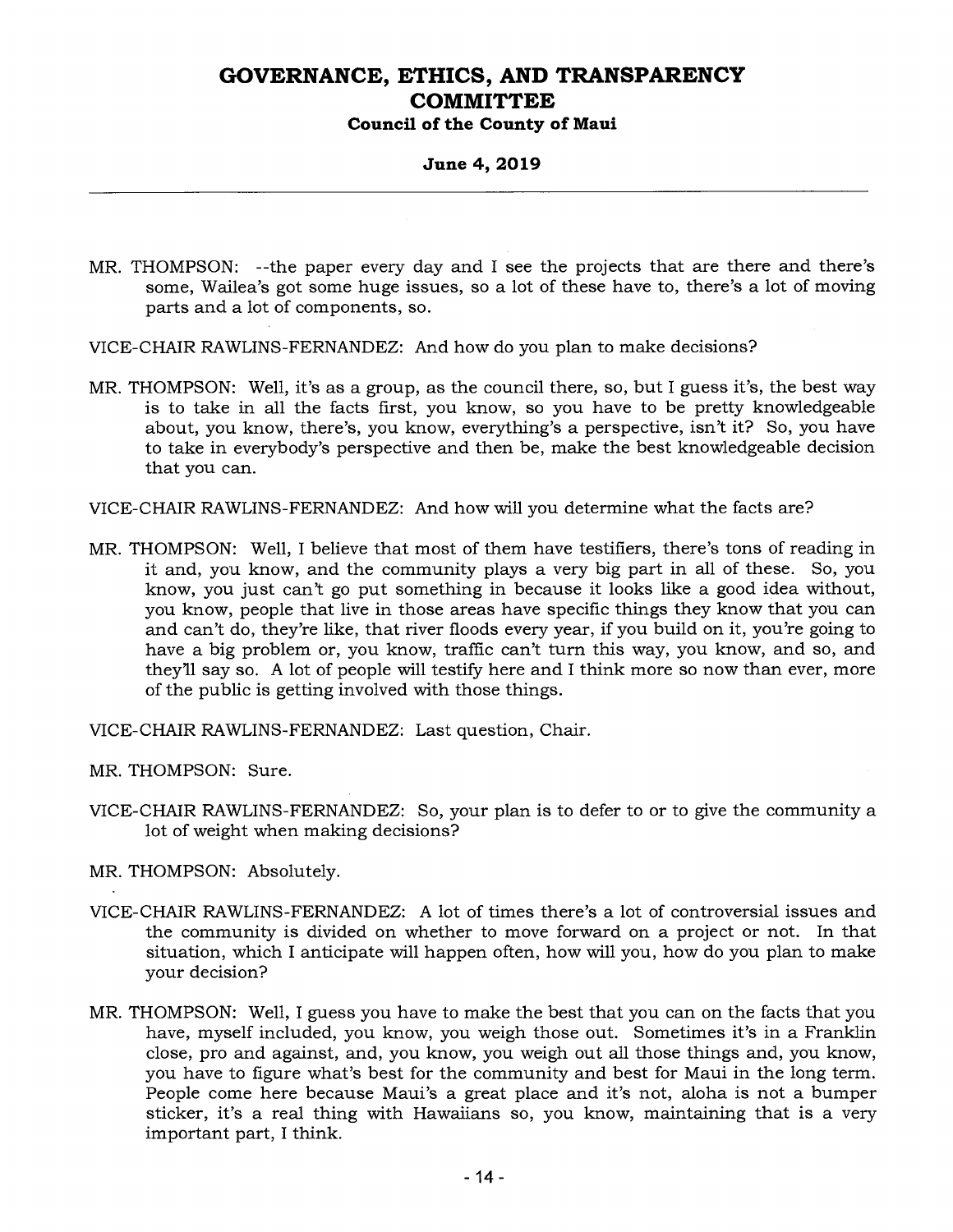MR. THOMPSON: --the paper every day and I see the projects that are there and there's some, Wailea's got some huge issues, so a lot of these have to, there's a lot of moving parts and a lot of components, so.

VICE-CHAIR RAWLINS-FERNANDEZ: And how do you plan to make decisions?

MR. THOMPSON: Well, it's as a group, as the council there, so, but I guess it's, the best way is to take in all the facts first, you know, so you have to be pretty knowledgeable about, you know, there's, you know, everything's a perspective, isn't it? So, you have to take in everybody's perspective and then be, make the best knowledgeable decision that you can.

VICE-CHAIR RAWLINS-FERNANDEZ: And how will you determine what the facts are?

MR. THOMPSON: Well, I believe that most of them have testifiers, there's tons of reading in it and, you know, and the community plays a very big part in all of these. So, you know, you just can't go put something in because it looks like a good idea without, you know, people that live in those areas have specific things they know that you can and can't do, they're like, that river floods every year, if you build on it, you're going to have a big problem or, you know, traffic can't turn this way, you know, and so, and they'll say so. A lot of people will testify here and I think more so now than ever, more of the public is getting involved with those things.

VICE-CHAIR RAWLINS-FERNANDEZ: Last question, Chair.

MR. THOMPSON: Sure.

VICE-CHAIR RAWLINS-FERNANDEZ: So, your plan is to defer to or to give the community a lot of weight when making decisions?

MR. THOMPSON: Absolutely.

VICE-CHAIR RAWLINS-FERNANDEZ: A lot of times there's a lot of controversial issues and the community is divided on whether to move forward on a project or not. In that situation, which I anticipate will happen often, how will you, how do you plan to make your decision?

MR. THOMPSON: Well, I guess you have to make the best that you can on the facts that you have, myself included, you know, you weigh those out. Sometimes it's in a Franklin close, pro and against, and, you know, you weigh out all those things and, you know, you have to figure what's best for the community and best for Maui in the long term. People come here because Maui's a great place and it's not, aloha is not a bumper sticker, it's a real thing with Hawaiians so, you know, maintaining that is a very important part, I think.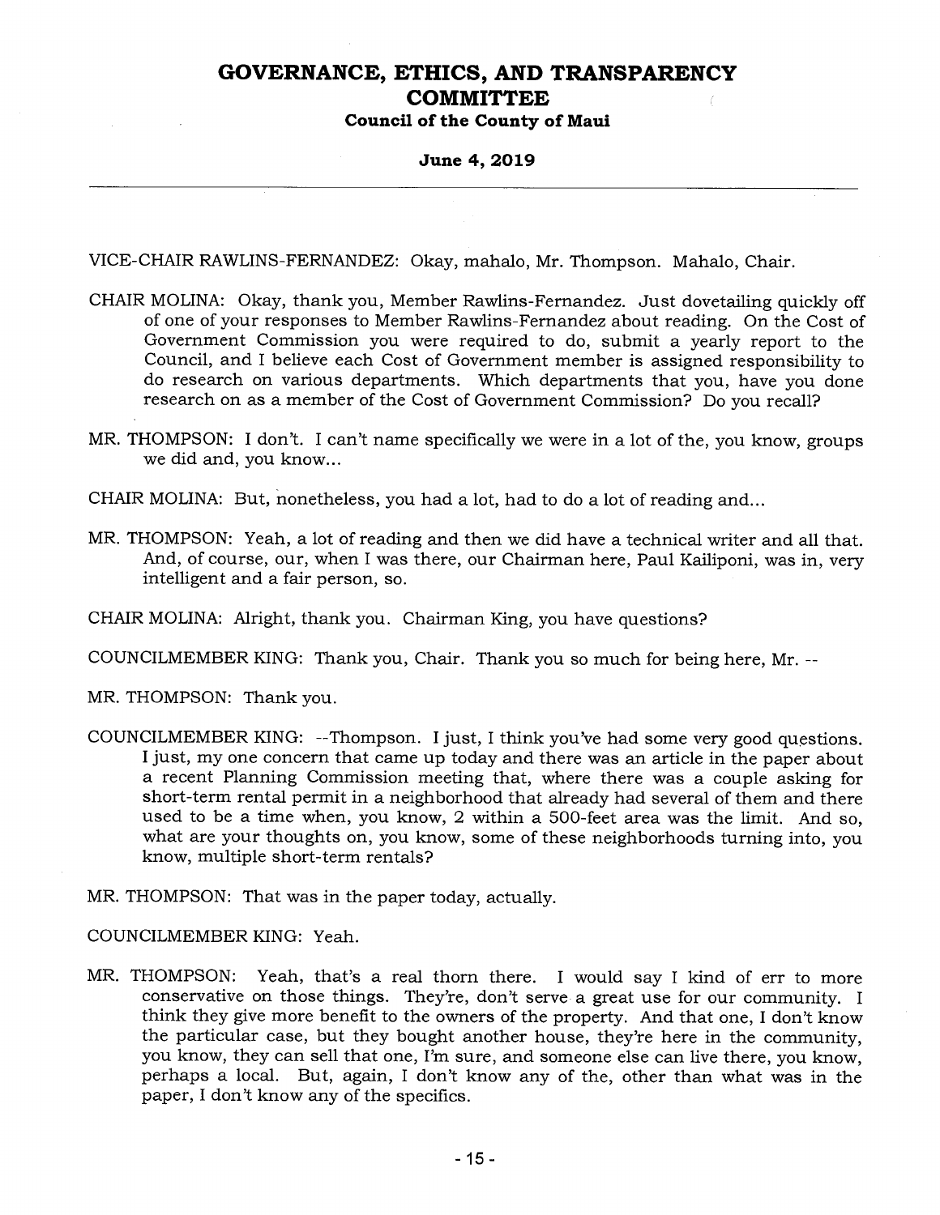VICE-CHAIR RAWLINS-FERNANDEZ: Okay, mahalo, Mr. Thompson. Mahalo, Chair.

CHAIR MOLINA: Okay, thank you, Member Rawlins-Fernandez. Just dovetailing quickly off of one of your responses to Member Rawlins-Fernandez about reading. On the Cost of Government Commission you were required to do, submit a yearly report to the Council, and I believe each Cost of Government member is assigned responsibility to do research on various departments. Which departments that you, have you done research on as a member of the Cost of Government Commission? Do you recall?

MR. THOMPSON: I don't. I can't name specifically we were in a lot of the, you know, groups we did and, you know...

CHAIR MOLINA: But, nonetheless, you had a lot, had to do a lot of reading and...

MR. THOMPSON: Yeah, a lot of reading and then we did have a technical writer and all that. And, of course, our, when I was there, our Chairman here, Paul Kailiponi, was in, very intelligent and a fair person, so.

CHAIR MOLINA: Alright, thank you. Chairman King, you have questions?

COUNCILMEMBER KING: Thank you, Chair. Thank you so much for being here, Mr. --

MR. THOMPSON: Thank you.

COUNCILMEMBER KING: --Thompson. I just, I think you've had some very good questions. I just, my one concern that came up today and there was an article in the paper about a recent Planning Commission meeting that, where there was a couple asking for short-term rental permit in a neighborhood that already had several of them and there used to be a time when, you know, 2 within a 500-feet area was the limit. And so, what are your thoughts on, you know, some of these neighborhoods turning into, you know, multiple short-term rentals?

MR. THOMPSON: That was in the paper today, actually.

COUNCILMEMBER KING: Yeah.

MR. THOMPSON: Yeah, that's a real thorn there. I would say I kind of err to more conservative on those things. They're, don't serve a great use for our community. I think they give more benefit to the owners of the property. And that one, I don't know the particular case, but they bought another house, they're here in the community, you know, they can sell that one, I'm sure, and someone else can live there, you know, perhaps a local. But, again, I don't know any of the, other than what was in the paper, I don't know any of the specifics.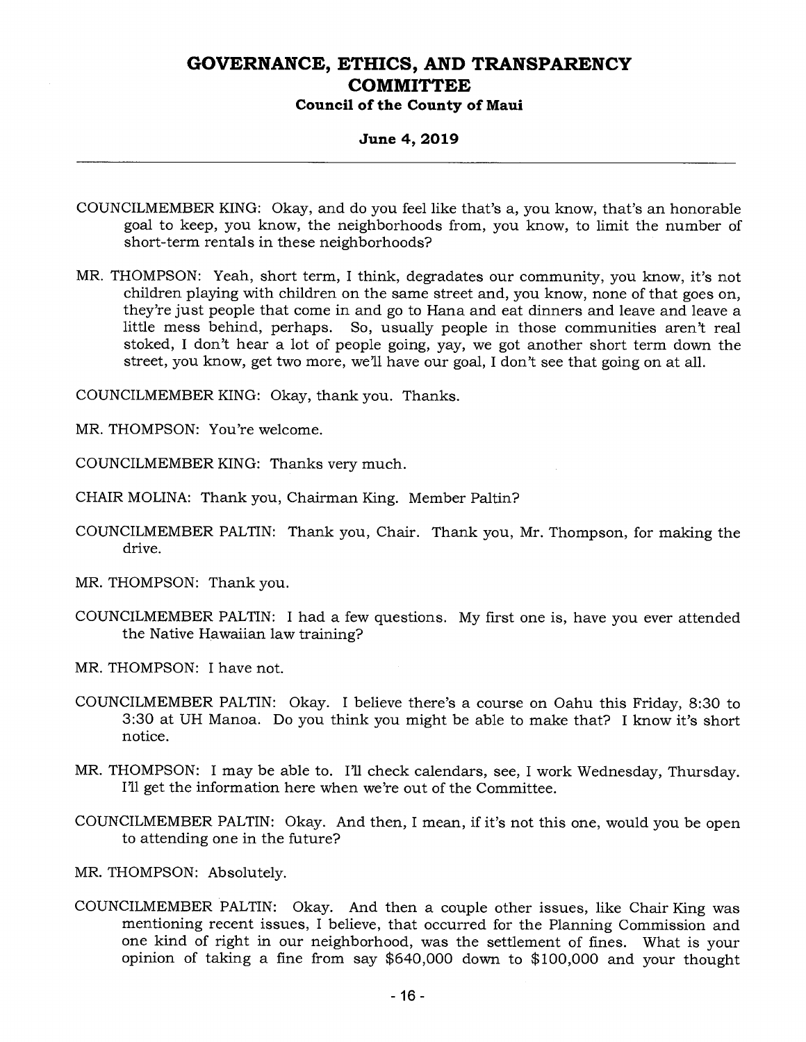COUNCILMEMBER KING: Okay, and do you feel like that's a, you know, that's an honorable goal to keep, you know, the neighborhoods from, you know, to limit the number of short-term rentals in these neighborhoods?

MR. THOMPSON: Yeah, short term, I think, degradates our community, you know, it's not children playing with children on the same street and, you know, none of that goes on, they're just people that come in and go to Hana and eat dinners and leave and leave a little mess behind, perhaps. So, usually people in those communities aren't real stoked, I don't hear a lot of people going, yay, we got another short term down the street, you know, get two more, we'll have our goal, I don't see that going on at all.

COUNCILMEMBER KING: Okay, thank you. Thanks.

MR. THOMPSON: You're welcome.

COUNCILMEMBER KING: Thanks very much.

CHAIR MOLINA: Thank you, Chairman King. Member Paltin?

COUNCILMEMBER PALTIN: Thank you, Chair. Thank you, Mr. Thompson, for making the drive.

MR. THOMPSON: Thank you.

COUNCILMEMBER PALTIN: I had a few questions. My first one is, have you ever attended the Native Hawaiian law training?

MR. THOMPSON: I have not.

COUNCILMEMBER PALTIN: Okay. I believe there's a course on Oahu this Friday, 8:30 to 3:30 at UH Manoa. Do you think you might be able to make that? I know it's short notice.

MR. THOMPSON: I may be able to. I'll check calendars, see, I work Wednesday, Thursday. I'll get the information here when we're out of the Committee.

COUNCILMEMBER PALTIN: Okay. And then, I mean, if it's not this one, would you be open to attending one in the future?

MR. THOMPSON: Absolutely.

COUNCILMEMBER PALTIN: Okay. And then a couple other issues, like Chair King was mentioning recent issues, I believe, that occurred for the Planning Commission and one kind of right in our neighborhood, was the settlement of fines. What is your opinion of taking a fine from say $640,000 down to $100,000 and your thought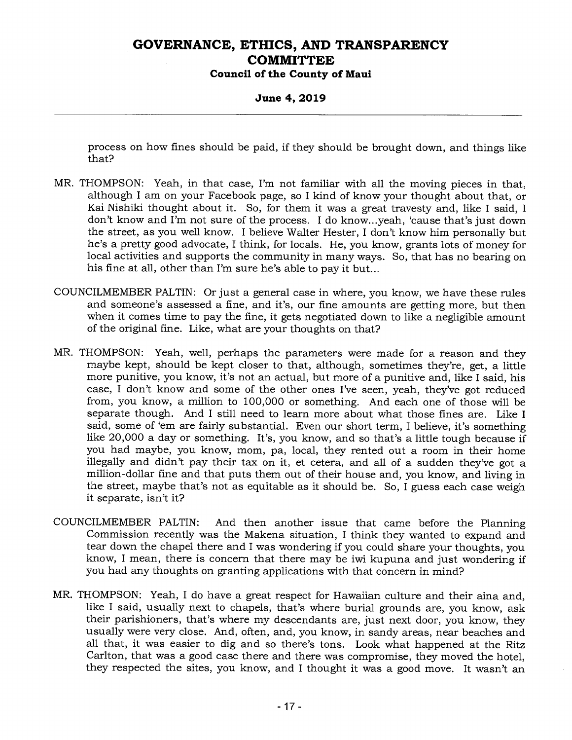process on how fines should be paid, if they should be brought down, and things like that?

MR. THOMPSON: Yeah, in that case, I'm not familiar with all the moving pieces in that, although I am on your Facebook page, so I kind of know your thought about that, or Kai Nishiki thought about it. So, for them it was a great travesty and, like I said, I don't know and I'm not sure of the process. I do know...yeah, 'cause that's just down the street, as you well know. I believe Walter Hester, I don't know him personally but he's a pretty good advocate, I think, for locals. He, you know, grants lots of money for local activities and supports the community in many ways. So, that has no bearing on his fine at all, other than I'm sure he's able to pay it but...

COUNCILMEMBER PALTIN: Or just a general case in where, you know, we have these rules and someone's assessed a fine, and it's, our fine amounts are getting more, but then when it comes time to pay the fine, it gets negotiated down to like a negligible amount of the original fine. Like, what are your thoughts on that?

MR. THOMPSON: Yeah, well, perhaps the parameters were made for a reason and they maybe kept, should be kept closer to that, although, sometimes they're, get, a little more punitive, you know, it's not an actual, but more of a punitive and, like I said, his case, I don't know and some of the other ones I've seen, yeah, they've got reduced from, you know, a million to 100,000 or something. And each one of those will be separate though. And I still need to learn more about what those fines are. Like I said, some of 'em are fairly substantial. Even our short term, I believe, it's something like 20,000 a day or something. It's, you know, and so that's a little tough because if you had maybe, you know, mom, pa, local, they rented out a room in their home illegally and didn't pay their tax on it, et cetera, and all of a sudden they've got a million-dollar fine and that puts them out of their house and, you know, and living in the street, maybe that's not as equitable as it should be. So, I guess each case weigh it separate, isn't it?

COUNCILMEMBER PALTIN: And then another issue that came before the Planning Commission recently was the Makena situation, I think they wanted to expand and tear down the chapel there and I was wondering if you could share your thoughts, you know, I mean, there is concern that there may be iwi kupuna and just wondering if you had any thoughts on granting applications with that concern in mind?

MR. THOMPSON: Yeah, I do have a great respect for Hawaiian culture and their aina and, like I said, usually next to chapels, that's where burial grounds are, you know, ask their parishioners, that's where my descendants are, just next door, you know, they usually were very close. And, often, and, you know, in sandy areas, near beaches and all that, it was easier to dig and so there's tons. Look what happened at the Ritz Carlton, that was a good case there and there was compromise, they moved the hotel, they respected the sites, you know, and I thought it was a good move. It wasn't an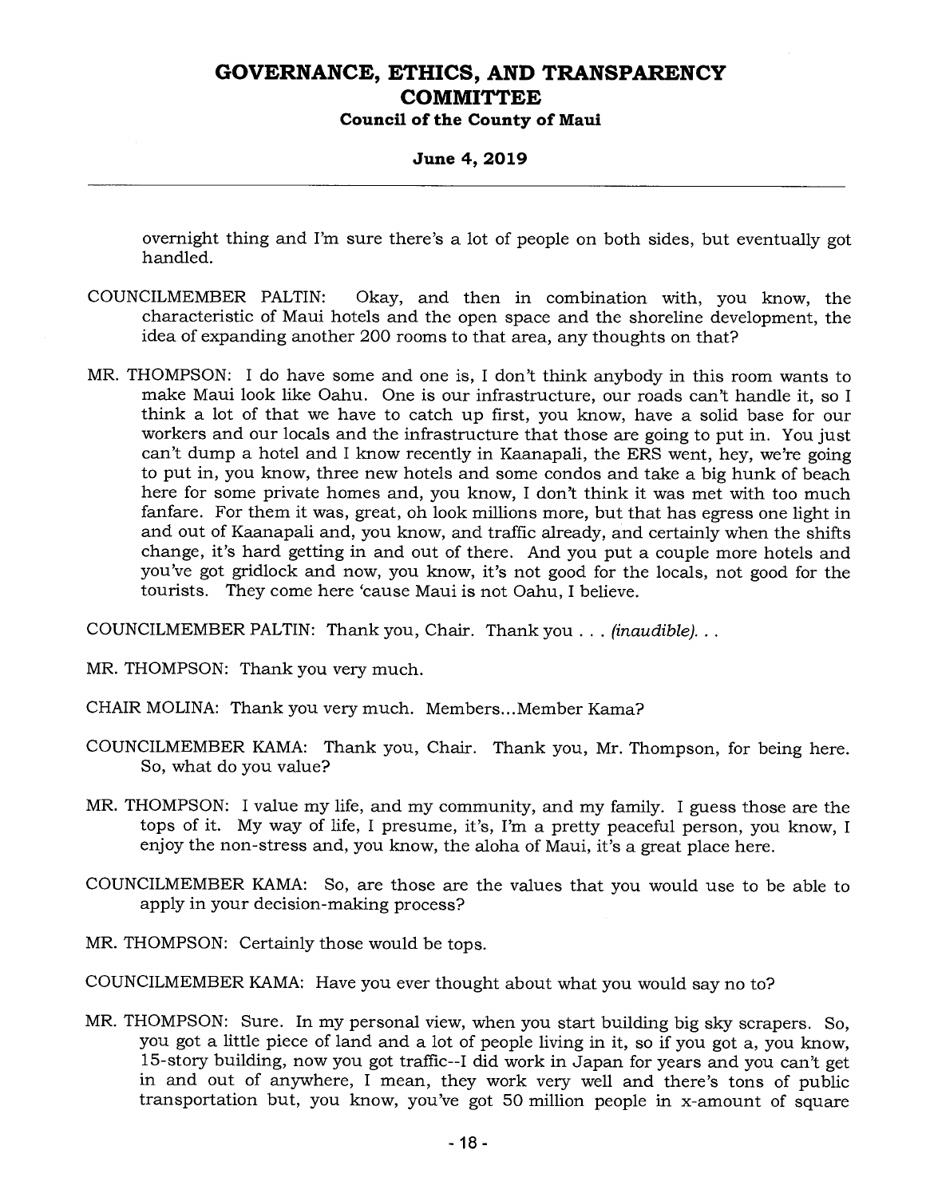overnight thing and I'm sure there's a lot of people on both sides, but eventually got handled.

COUNCILMEMBER PALTIN: Okay, and then in combination with, you know, the characteristic of Maui hotels and the open space and the shoreline development, the idea of expanding another 200 rooms to that area, any thoughts on that?

MR. THOMPSON: I do have some and one is, I don't think anybody in this room wants to make Maui look like Oahu. One is our infrastructure, our roads can't handle it, so I think a lot of that we have to catch up first, you know, have a solid base for our workers and our locals and the infrastructure that those are going to put in. You just can't dump a hotel and I know recently in Kaanapali, the ERS went, hey, we're going to put in, you know, three new hotels and some condos and take a big hunk of beach here for some private homes and, you know, I don't think it was met with too much fanfare. For them it was, great, oh look millions more, but that has egress one light in and out of Kaanapali and, you know, and traffic already, and certainly when the shifts change, it's hard getting in and out of there. And you put a couple more hotels and you've got gridlock and now, you know, it's not good for the locals, not good for the tourists. They come here 'cause Maui is not Oahu, I believe.

COUNCILMEMBER PALTIN: Thank you, Chair. Thank you . . . *(inaudible)*. . .

MR. THOMPSON: Thank you very much.

CHAIR MOLINA: Thank you very much. Members...Member Kama?

COUNCILMEMBER KAMA: Thank you, Chair. Thank you, Mr. Thompson, for being here. So, what do you value?

MR. THOMPSON: I value my life, and my community, and my family. I guess those are the tops of it. My way of life, I presume, it's, I'm a pretty peaceful person, you know, I enjoy the non-stress and, you know, the aloha of Maui, it's a great place here.

COUNCILMEMBER KAMA: So, are those are the values that you would use to be able to apply in your decision-making process?

MR. THOMPSON: Certainly those would be tops.

COUNCILMEMBER KAMA: Have you ever thought about what you would say no to?

MR. THOMPSON: Sure. In my personal view, when you start building big sky scrapers. So, you got a little piece of land and a lot of people living in it, so if you got a, you know, 15-story building, now you got traffic--I did work in Japan for years and you can't get in and out of anywhere, I mean, they work very well and there's tons of public transportation but, you know, you've got 50 million people in x-amount of square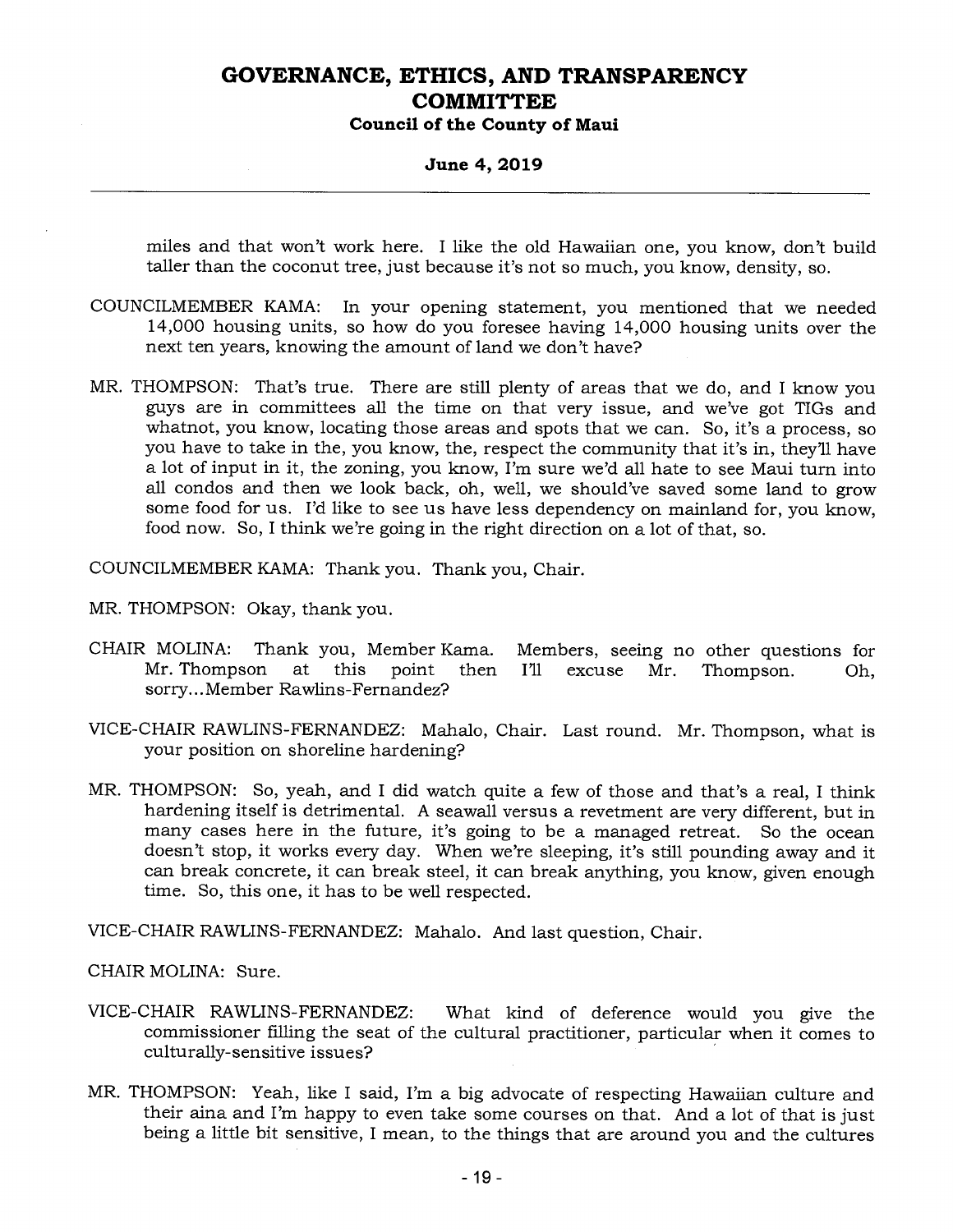miles and that won't work here. I like the old Hawaiian one, you know, don't build taller than the coconut tree, just because it's not so much, you know, density, so.

COUNCILMEMBER KAMA: In your opening statement, you mentioned that we needed 14,000 housing units, so how do you foresee having 14,000 housing units over the next ten years, knowing the amount of land we don't have?

MR. THOMPSON: That's true. There are still plenty of areas that we do, and I know you guys are in committees all the time on that very issue, and we've got TIGs and whatnot, you know, locating those areas and spots that we can. So, it's a process, so you have to take in the, you know, the, respect the community that it's in, they'll have a lot of input in it, the zoning, you know, I'm sure we'd all hate to see Maui turn into all condos and then we look back, oh, well, we should've saved some land to grow some food for us. I'd like to see us have less dependency on mainland for, you know, food now. So, I think we're going in the right direction on a lot of that, so.

COUNCILMEMBER KAMA: Thank you. Thank you, Chair.

MR. THOMPSON: Okay, thank you.

CHAIR MOLINA: Thank you, Member Kama. Members, seeing no other questions for Mr. Thompson at this point then I'll excuse Mr. Thompson. Oh, sorry...Member Rawlins-Fernandez?

VICE-CHAIR RAWLINS-FERNANDEZ: Mahalo, Chair. Last round. Mr. Thompson, what is your position on shoreline hardening?

MR. THOMPSON: So, yeah, and I did watch quite a few of those and that's a real, I think hardening itself is detrimental. A seawall versus a revetment are very different, but in many cases here in the future, it's going to be a managed retreat. So the ocean doesn't stop, it works every day. When we're sleeping, it's still pounding away and it can break concrete, it can break steel, it can break anything, you know, given enough time. So, this one, it has to be well respected.

VICE-CHAIR RAWLINS-FERNANDEZ: Mahalo. And last question, Chair.

CHAIR MOLINA: Sure.

VICE-CHAIR RAWLINS-FERNANDEZ: What kind of deference would you give the commissioner filling the seat of the cultural practitioner, particular when it comes to culturally-sensitive issues?

MR. THOMPSON: Yeah, like I said, I'm a big advocate of respecting Hawaiian culture and their aina and I'm happy to even take some courses on that. And a lot of that is just being a little bit sensitive, I mean, to the things that are around you and the cultures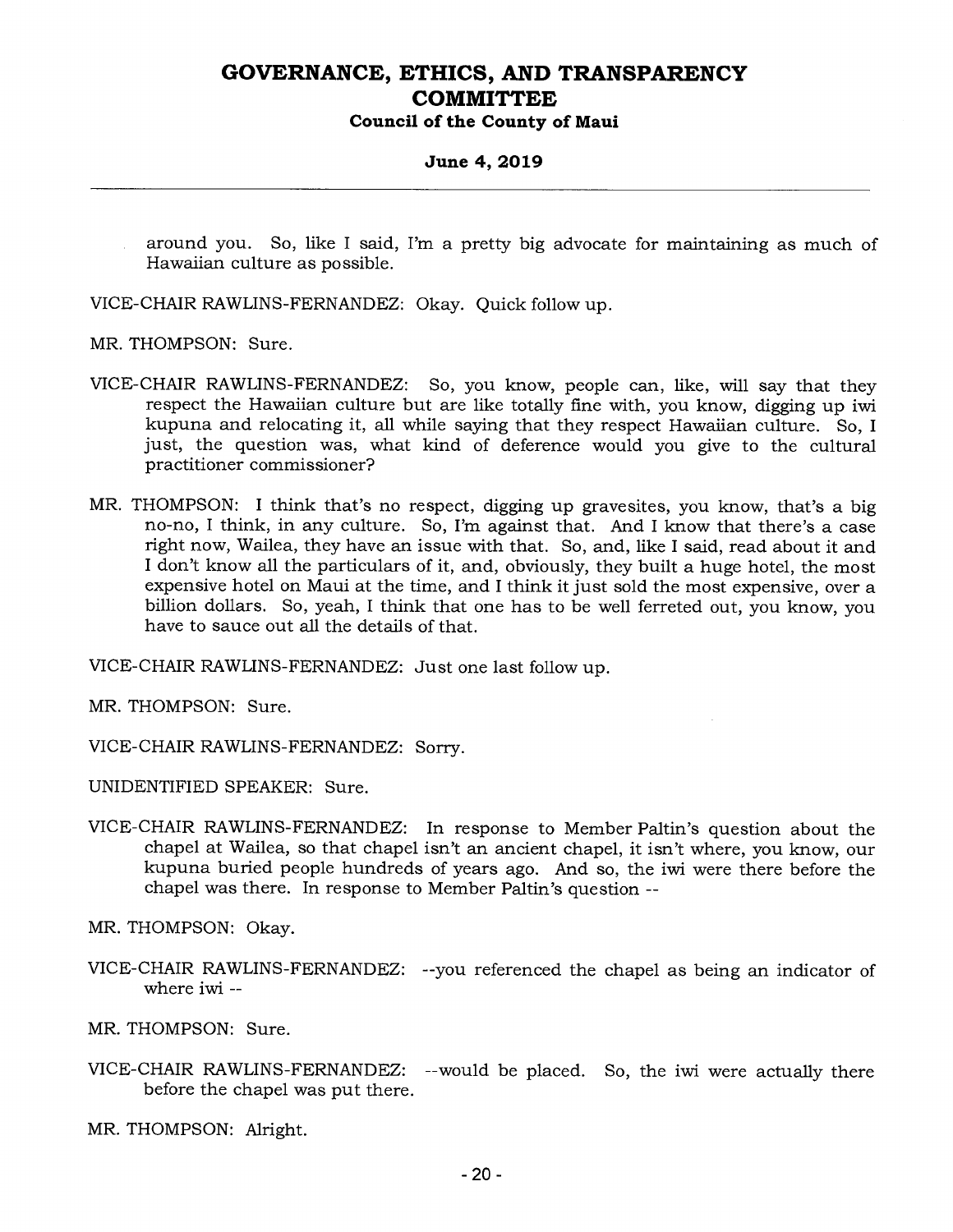around you. So, like I said, I'm a pretty big advocate for maintaining as much of Hawaiian culture as possible.

VICE-CHAIR RAWLINS-FERNANDEZ: Okay. Quick follow up.

MR. THOMPSON: Sure.

VICE-CHAIR RAWLINS-FERNANDEZ: So, you know, people can, like, will say that they respect the Hawaiian culture but are like totally fine with, you know, digging up iwi kupuna and relocating it, all while saying that they respect Hawaiian culture. So, I just, the question was, what kind of deference would you give to the cultural practitioner commissioner?

MR. THOMPSON: I think that's no respect, digging up gravesites, you know, that's a big no-no, I think, in any culture. So, I'm against that. And I know that there's a case right now, Wailea, they have an issue with that. So, and, like I said, read about it and I don't know all the particulars of it, and, obviously, they built a huge hotel, the most expensive hotel on Maui at the time, and I think it just sold the most expensive, over a billion dollars. So, yeah, I think that one has to be well ferreted out, you know, you have to sauce out all the details of that.

VICE-CHAIR RAWLINS-FERNANDEZ: Just one last follow up.

MR. THOMPSON: Sure.

VICE-CHAIR RAWLINS-FERNANDEZ: Sorry.

UNIDENTIFIED SPEAKER: Sure.

VICE-CHAIR RAWLINS-FERNANDEZ: In response to Member Paltin's question about the chapel at Wailea, so that chapel isn't an ancient chapel, it isn't where, you know, our kupuna buried people hundreds of years ago. And so, the iwi were there before the chapel was there. In response to Member Paltin's question --

MR. THOMPSON: Okay.

VICE-CHAIR RAWLINS-FERNANDEZ: --you referenced the chapel as being an indicator of where iwi --

MR. THOMPSON: Sure.

VICE-CHAIR RAWLINS-FERNANDEZ: --would be placed. So, the iwi were actually there before the chapel was put there.

MR. THOMPSON: Alright.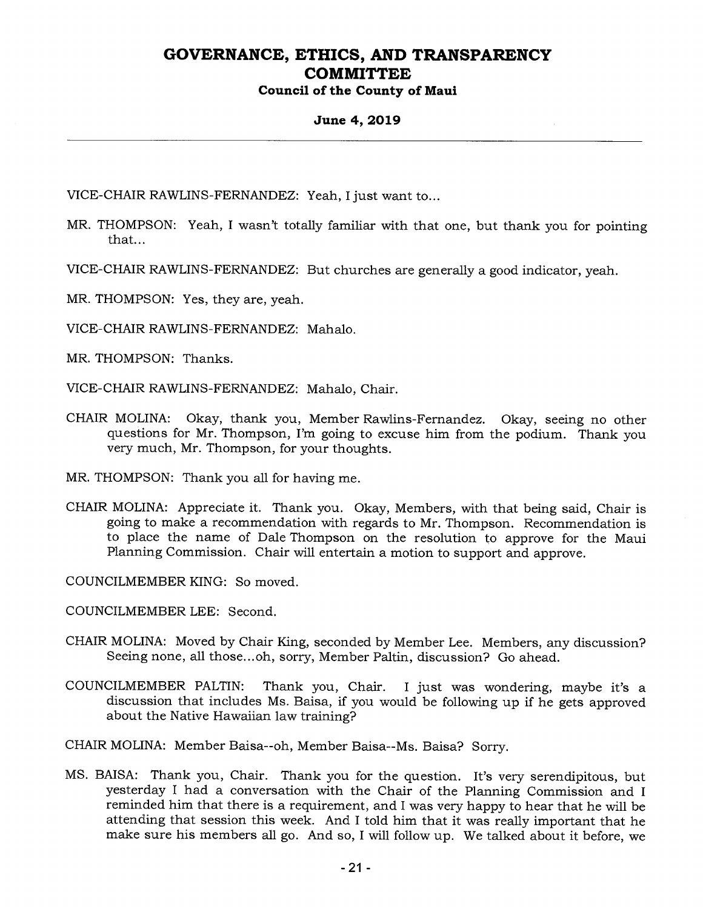VICE-CHAIR RAWLINS-FERNANDEZ: Yeah, I just want to...

MR. THOMPSON: Yeah, I wasn't totally familiar with that one, but thank you for pointing that...

VICE-CHAIR RAWLINS-FERNANDEZ: But churches are generally a good indicator, yeah.

MR. THOMPSON: Yes, they are, yeah.

VICE-CHAIR RAWLINS-FERNANDEZ: Mahalo.

MR. THOMPSON: Thanks.

VICE-CHAIR RAWLINS-FERNANDEZ: Mahalo, Chair.

CHAIR MOLINA: Okay, thank you, Member Rawlins-Fernandez. Okay, seeing no other questions for Mr. Thompson, I'm going to excuse him from the podium. Thank you very much, Mr. Thompson, for your thoughts.

MR. THOMPSON: Thank you all for having me.

CHAIR MOLINA: Appreciate it. Thank you. Okay, Members, with that being said, Chair is going to make a recommendation with regards to Mr. Thompson. Recommendation is to place the name of Dale Thompson on the resolution to approve for the Maui Planning Commission. Chair will entertain a motion to support and approve.

COUNCILMEMBER KING: So moved.

COUNCILMEMBER LEE: Second.

CHAIR MOLINA: Moved by Chair King, seconded by Member Lee. Members, any discussion? Seeing none, all those...oh, sorry, Member Paltin, discussion? Go ahead.

COUNCILMEMBER PALTIN: Thank you, Chair. I just was wondering, maybe it's a discussion that includes Ms. Baisa, if you would be following up if he gets approved about the Native Hawaiian law training?

CHAIR MOLINA: Member Baisa--oh, Member Baisa--Ms. Baisa? Sorry.

MS. BAISA: Thank you, Chair. Thank you for the question. It's very serendipitous, but yesterday I had a conversation with the Chair of the Planning Commission and I reminded him that there is a requirement, and I was very happy to hear that he will be attending that session this week. And I told him that it was really important that he make sure his members all go. And so, I will follow up. We talked about it before, we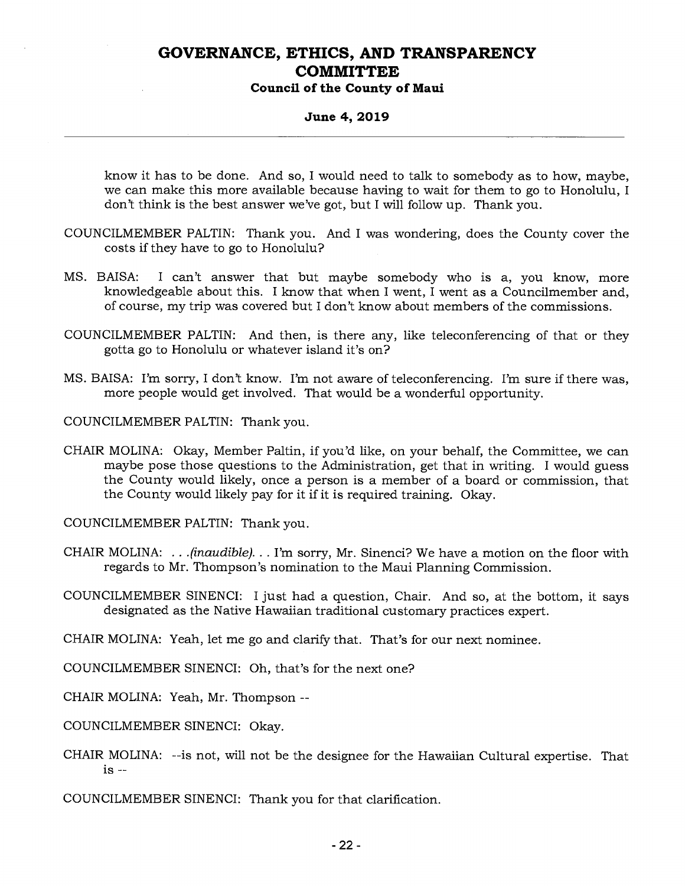know it has to be done. And so, I would need to talk to somebody as to how, maybe, we can make this more available because having to wait for them to go to Honolulu, I don't think is the best answer we've got, but I will follow up. Thank you.

COUNCILMEMBER PALTIN: Thank you. And I was wondering, does the County cover the costs if they have to go to Honolulu?

MS. BAISA: I can't answer that but maybe somebody who is a, you know, more knowledgeable about this. I know that when I went, I went as a Councilmember and, of course, my trip was covered but I don't know about members of the commissions.

COUNCILMEMBER PALTIN: And then, is there any, like teleconferencing of that or they gotta go to Honolulu or whatever island it's on?

MS. BAISA: I'm sorry, I don't know. I'm not aware of teleconferencing. I'm sure if there was, more people would get involved. That would be a wonderful opportunity.

COUNCILMEMBER PALTIN: Thank you.

CHAIR MOLINA: Okay, Member Paltin, if you'd like, on your behalf, the Committee, we can maybe pose those questions to the Administration, get that in writing. I would guess the County would likely, once a person is a member of a board or commission, that the County would likely pay for it if it is required training. Okay.

COUNCILMEMBER PALTIN: Thank you.

CHAIR MOLINA: . . .*(inaudible)*. . . I'm sorry, Mr. Sinenci? We have a motion on the floor with regards to Mr. Thompson's nomination to the Maui Planning Commission.

COUNCILMEMBER SINENCI: I just had a question, Chair. And so, at the bottom, it says designated as the Native Hawaiian traditional customary practices expert.

CHAIR MOLINA: Yeah, let me go and clarify that. That's for our next nominee.

COUNCILMEMBER SINENCI: Oh, that's for the next one?

CHAIR MOLINA: Yeah, Mr. Thompson --

COUNCILMEMBER SINENCI: Okay.

CHAIR MOLINA: --is not, will not be the designee for the Hawaiian Cultural expertise. That is --

COUNCILMEMBER SINENCI: Thank you for that clarification.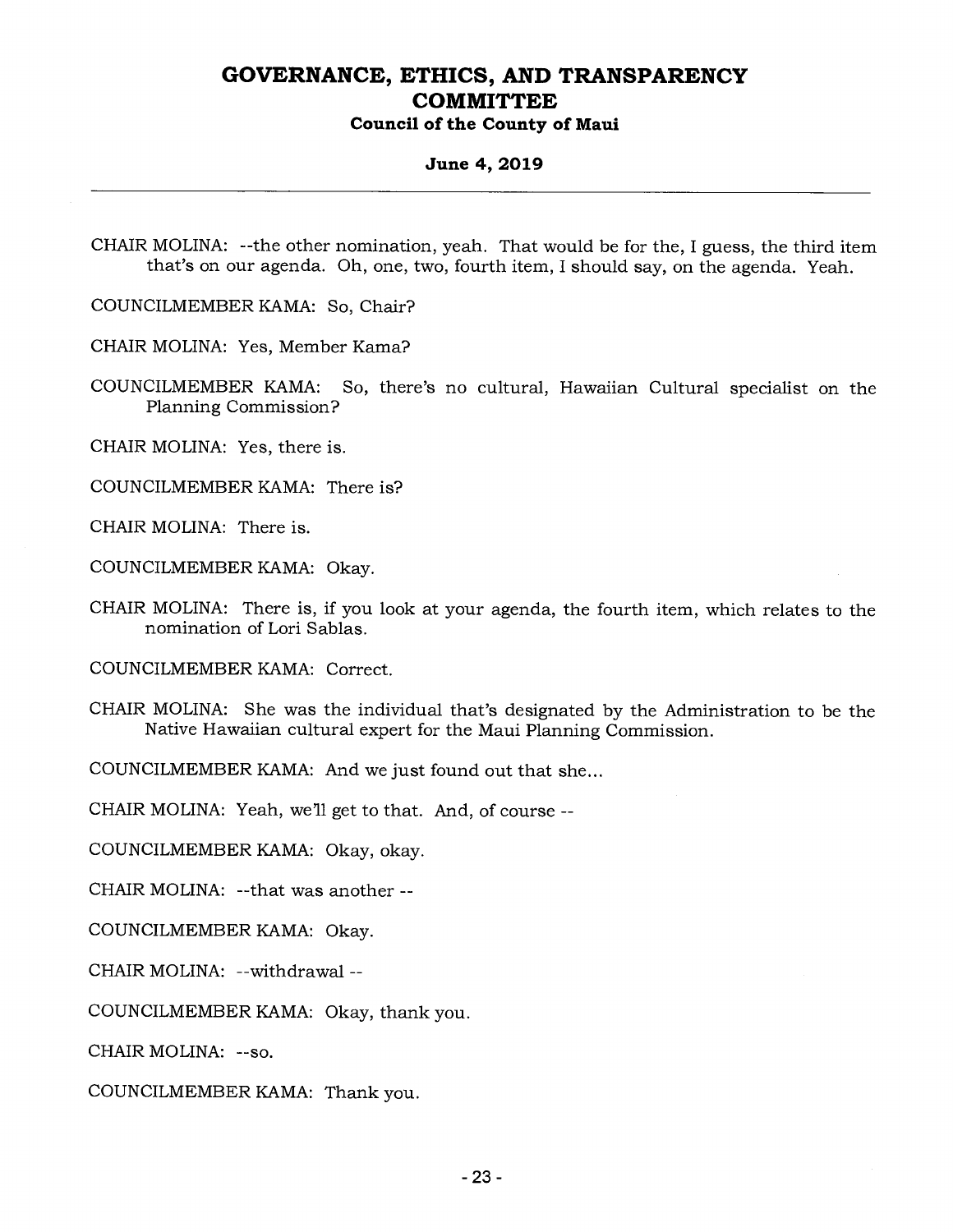CHAIR MOLINA: --the other nomination, yeah. That would be for the, I guess, the third item that's on our agenda. Oh, one, two, fourth item, I should say, on the agenda. Yeah.

COUNCILMEMBER KAMA: So, Chair?

CHAIR MOLINA: Yes, Member Kama?

COUNCILMEMBER KAMA: So, there's no cultural, Hawaiian Cultural specialist on the Planning Commission?

CHAIR MOLINA: Yes, there is.

COUNCILMEMBER KAMA: There is?

CHAIR MOLINA: There is.

COUNCILMEMBER KAMA: Okay.

CHAIR MOLINA: There is, if you look at your agenda, the fourth item, which relates to the nomination of Lori Sablas.

COUNCILMEMBER KAMA: Correct.

CHAIR MOLINA: She was the individual that's designated by the Administration to be the Native Hawaiian cultural expert for the Maui Planning Commission.

COUNCILMEMBER KAMA: And we just found out that she...

CHAIR MOLINA: Yeah, we'll get to that. And, of course --

COUNCILMEMBER KAMA: Okay, okay.

CHAIR MOLINA: --that was another --

COUNCILMEMBER KAMA: Okay.

CHAIR MOLINA: --withdrawal --

COUNCILMEMBER KAMA: Okay, thank you.

CHAIR MOLINA: --so.

COUNCILMEMBER KAMA: Thank you.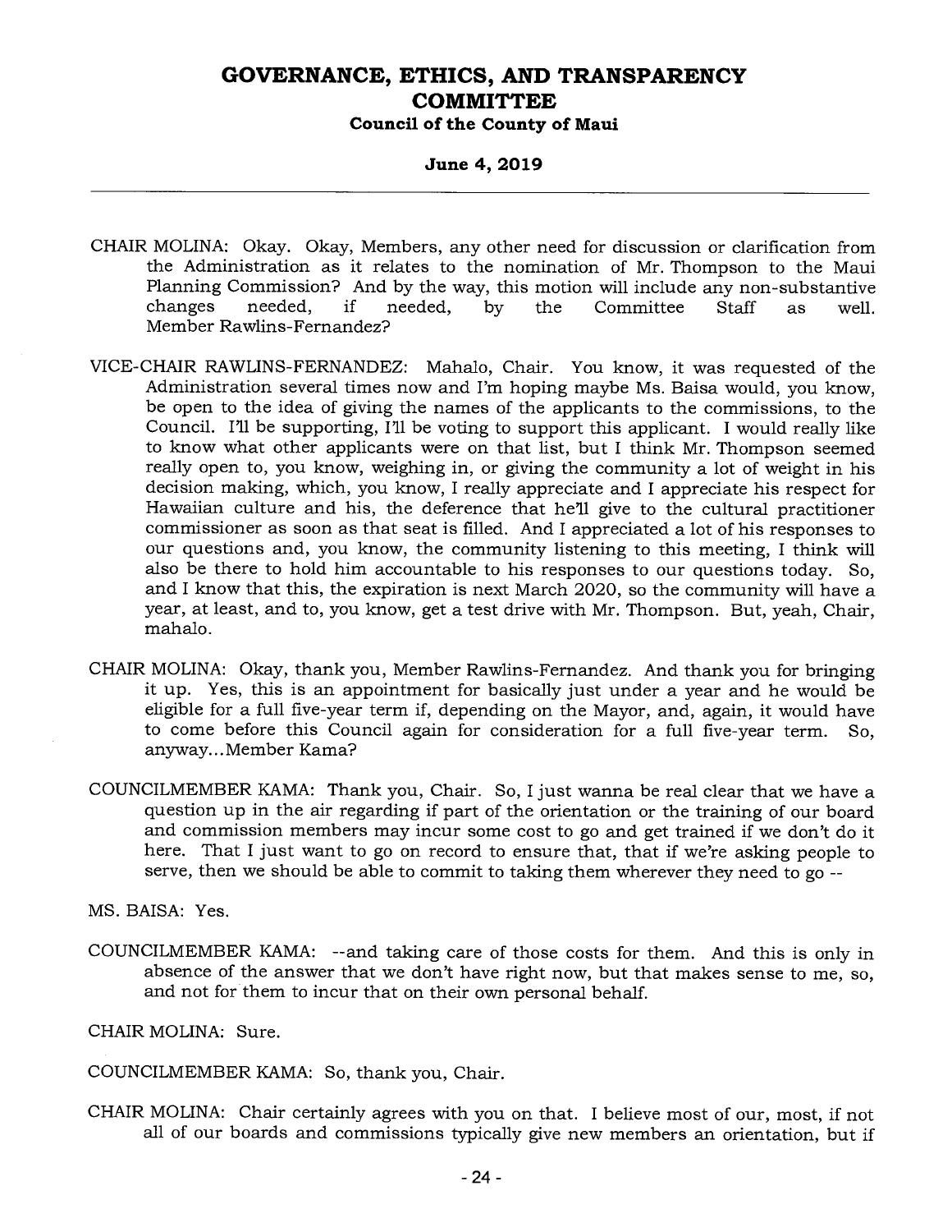CHAIR MOLINA: Okay. Okay, Members, any other need for discussion or clarification from the Administration as it relates to the nomination of Mr. Thompson to the Maui Planning Commission? And by the way, this motion will include any non-substantive changes needed, if needed, by the Committee Staff as well. Member Rawlins-Fernandez?

VICE-CHAIR RAWLINS-FERNANDEZ: Mahalo, Chair. You know, it was requested of the Administration several times now and I'm hoping maybe Ms. Baisa would, you know, be open to the idea of giving the names of the applicants to the commissions, to the Council. I'll be supporting, I'll be voting to support this applicant. I would really like to know what other applicants were on that list, but I think Mr. Thompson seemed really open to, you know, weighing in, or giving the community a lot of weight in his decision making, which, you know, I really appreciate and I appreciate his respect for Hawaiian culture and his, the deference that he'll give to the cultural practitioner commissioner as soon as that seat is filled. And I appreciated a lot of his responses to our questions and, you know, the community listening to this meeting, I think will also be there to hold him accountable to his responses to our questions today. So, and I know that this, the expiration is next March 2020, so the community will have a year, at least, and to, you know, get a test drive with Mr. Thompson. But, yeah, Chair, mahalo.

CHAIR MOLINA: Okay, thank you, Member Rawlins-Fernandez. And thank you for bringing it up. Yes, this is an appointment for basically just under a year and he would be eligible for a full five-year term if, depending on the Mayor, and, again, it would have to come before this Council again for consideration for a full five-year term. So, anyway...Member Kama?

COUNCILMEMBER KAMA: Thank you, Chair. So, I just wanna be real clear that we have a question up in the air regarding if part of the orientation or the training of our board and commission members may incur some cost to go and get trained if we don't do it here. That I just want to go on record to ensure that, that if we're asking people to serve, then we should be able to commit to taking them wherever they need to go --

MS. BAISA: Yes.

COUNCILMEMBER KAMA: --and taking care of those costs for them. And this is only in absence of the answer that we don't have right now, but that makes sense to me, so, and not for them to incur that on their own personal behalf.

CHAIR MOLINA: Sure.

COUNCILMEMBER KAMA: So, thank you, Chair.

CHAIR MOLINA: Chair certainly agrees with you on that. I believe most of our, most, if not all of our boards and commissions typically give new members an orientation, but if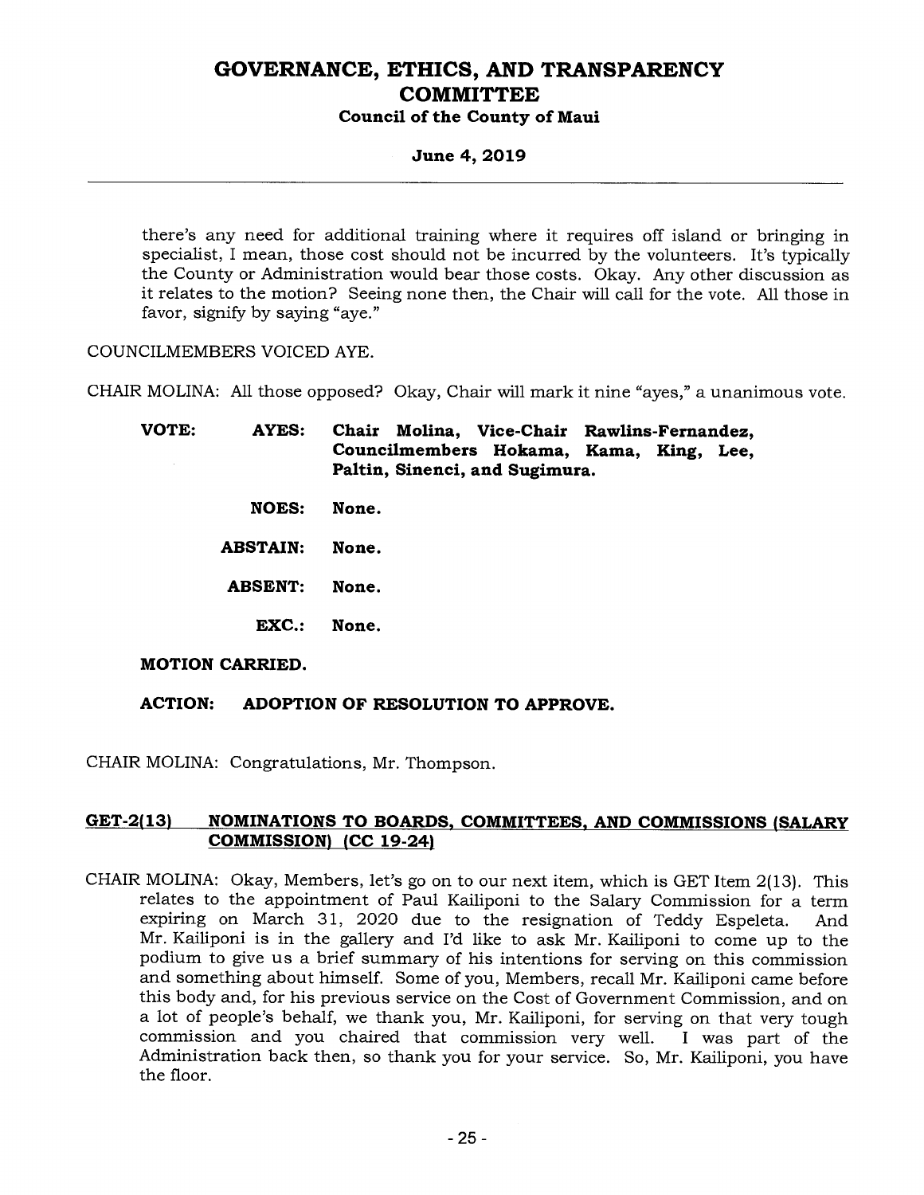there's any need for additional training where it requires off island or bringing in specialist, I mean, those cost should not be incurred by the volunteers. It's typically the County or Administration would bear those costs. Okay. Any other discussion as it relates to the motion? Seeing none then, the Chair will call for the vote. All those in favor, signify by saying "aye."

COUNCILMEMBERS VOICED AYE.

CHAIR MOLINA: All those opposed? Okay, Chair will mark it nine "ayes," a unanimous vote.

**VOTE:** **AYES:** **Chair Molina, Vice-Chair Rawlins-Fernandez, Councilmembers Hokama, Kama, King, Lee, Paltin, Sinenci, and Sugimura.**

**NOES:** **None.**

**ABSTAIN:** **None.**

**ABSENT:** **None.**

**EXC.:** **None.**

**MOTION CARRIED.**

**ACTION:** **ADOPTION OF RESOLUTION TO APPROVE.**

CHAIR MOLINA: Congratulations, Mr. Thompson.

## GET-2(13) NOMINATIONS TO BOARDS, COMMITTEES, AND COMMISSIONS (SALARY COMMISSION) (CC 19-24)

CHAIR MOLINA: Okay, Members, let's go on to our next item, which is GET Item 2(13). This relates to the appointment of Paul Kailiponi to the Salary Commission for a term expiring on March 31, 2020 due to the resignation of Teddy Espeleta. And Mr. Kailiponi is in the gallery and I'd like to ask Mr. Kailiponi to come up to the podium to give us a brief summary of his intentions for serving on this commission and something about himself. Some of you, Members, recall Mr. Kailiponi came before this body and, for his previous service on the Cost of Government Commission, and on a lot of people's behalf, we thank you, Mr. Kailiponi, for serving on that very tough commission and you chaired that commission very well. I was part of the Administration back then, so thank you for your service. So, Mr. Kailiponi, you have the floor.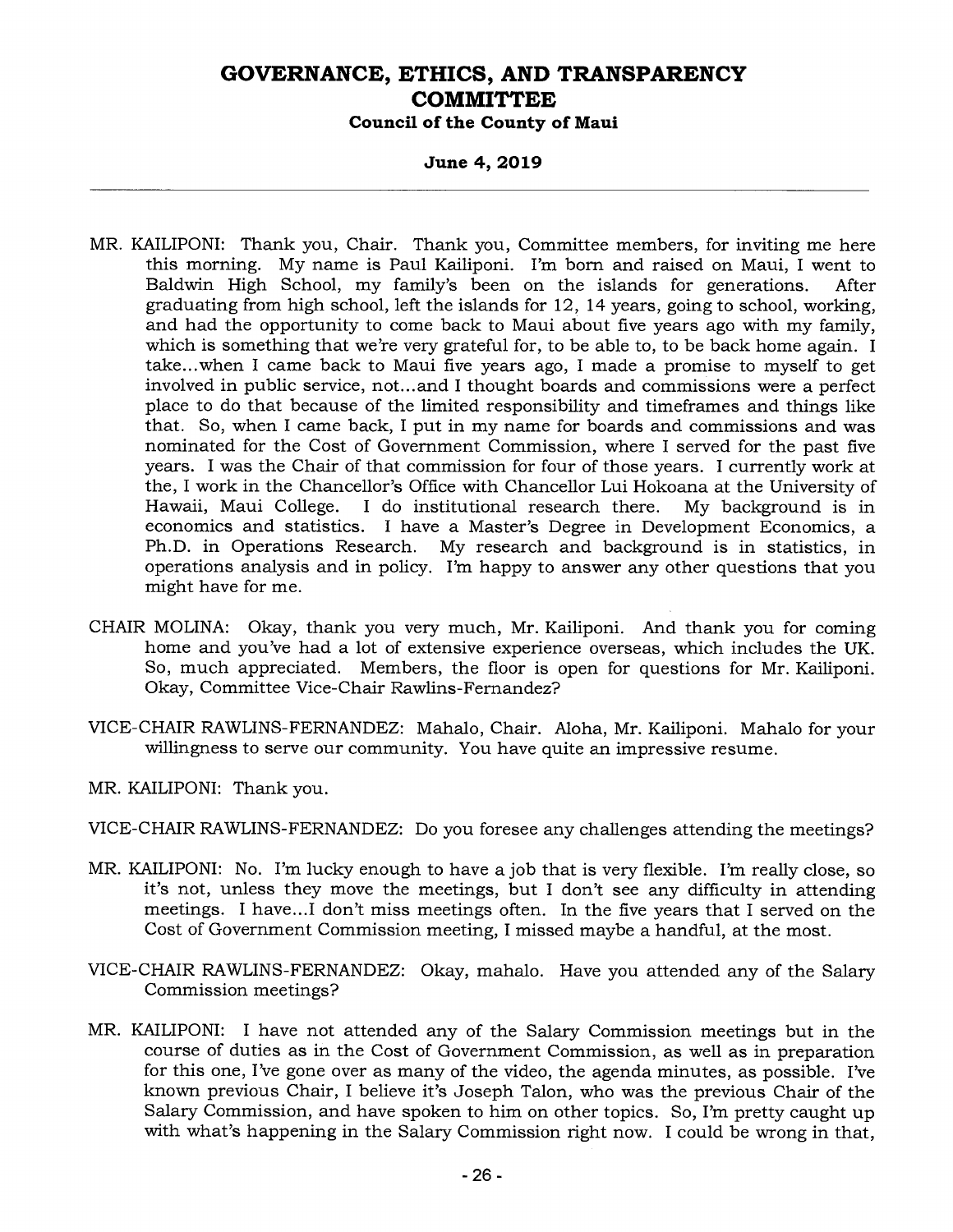MR. KAILIPONI: Thank you, Chair. Thank you, Committee members, for inviting me here this morning. My name is Paul Kailiponi. I'm born and raised on Maui, I went to Baldwin High School, my family's been on the islands for generations. After graduating from high school, left the islands for 12, 14 years, going to school, working, and had the opportunity to come back to Maui about five years ago with my family, which is something that we're very grateful for, to be able to, to be back home again. I take...when I came back to Maui five years ago, I made a promise to myself to get involved in public service, not...and I thought boards and commissions were a perfect place to do that because of the limited responsibility and timeframes and things like that. So, when I came back, I put in my name for boards and commissions and was nominated for the Cost of Government Commission, where I served for the past five years. I was the Chair of that commission for four of those years. I currently work at the, I work in the Chancellor's Office with Chancellor Lui Hokoana at the University of Hawaii, Maui College. I do institutional research there. My background is in economics and statistics. I have a Master's Degree in Development Economics, a Ph.D. in Operations Research. My research and background is in statistics, in operations analysis and in policy. I'm happy to answer any other questions that you might have for me.

CHAIR MOLINA: Okay, thank you very much, Mr. Kailiponi. And thank you for coming home and you've had a lot of extensive experience overseas, which includes the UK. So, much appreciated. Members, the floor is open for questions for Mr. Kailiponi. Okay, Committee Vice-Chair Rawlins-Fernandez?

VICE-CHAIR RAWLINS-FERNANDEZ: Mahalo, Chair. Aloha, Mr. Kailiponi. Mahalo for your willingness to serve our community. You have quite an impressive resume.

MR. KAILIPONI: Thank you.

VICE-CHAIR RAWLINS-FERNANDEZ: Do you foresee any challenges attending the meetings?

MR. KAILIPONI: No. I'm lucky enough to have a job that is very flexible. I'm really close, so it's not, unless they move the meetings, but I don't see any difficulty in attending meetings. I have...I don't miss meetings often. In the five years that I served on the Cost of Government Commission meeting, I missed maybe a handful, at the most.

VICE-CHAIR RAWLINS-FERNANDEZ: Okay, mahalo. Have you attended any of the Salary Commission meetings?

MR. KAILIPONI: I have not attended any of the Salary Commission meetings but in the course of duties as in the Cost of Government Commission, as well as in preparation for this one, I've gone over as many of the video, the agenda minutes, as possible. I've known previous Chair, I believe it's Joseph Talon, who was the previous Chair of the Salary Commission, and have spoken to him on other topics. So, I'm pretty caught up with what's happening in the Salary Commission right now. I could be wrong in that,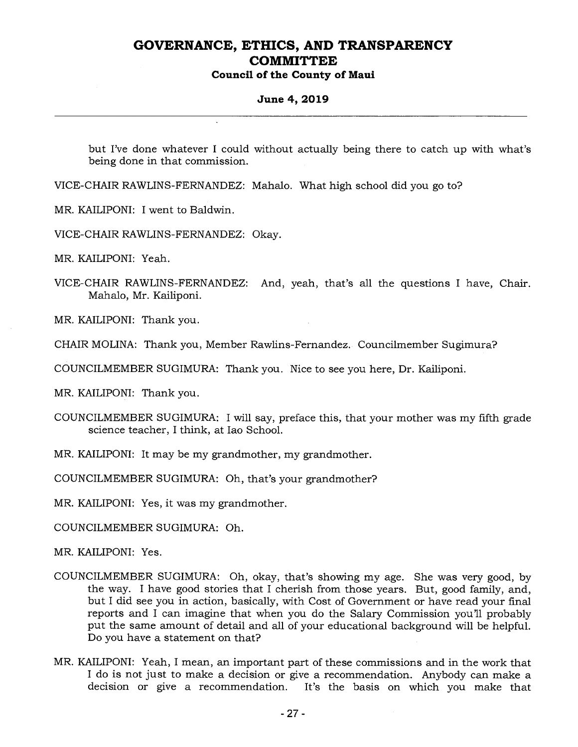but I've done whatever I could without actually being there to catch up with what's being done in that commission.

VICE-CHAIR RAWLINS-FERNANDEZ: Mahalo. What high school did you go to?

MR. KAILIPONI: I went to Baldwin.

VICE-CHAIR RAWLINS-FERNANDEZ: Okay.

MR. KAILIPONI: Yeah.

VICE-CHAIR RAWLINS-FERNANDEZ: And, yeah, that's all the questions I have, Chair. Mahalo, Mr. Kailiponi.

MR. KAILIPONI: Thank you.

CHAIR MOLINA: Thank you, Member Rawlins-Fernandez. Councilmember Sugimura?

COUNCILMEMBER SUGIMURA: Thank you. Nice to see you here, Dr. Kailiponi.

MR. KAILIPONI: Thank you.

COUNCILMEMBER SUGIMURA: I will say, preface this, that your mother was my fifth grade science teacher, I think, at Iao School.

MR. KAILIPONI: It may be my grandmother, my grandmother.

COUNCILMEMBER SUGIMURA: Oh, that's your grandmother?

MR. KAILIPONI: Yes, it was my grandmother.

COUNCILMEMBER SUGIMURA: Oh.

MR. KAILIPONI: Yes.

COUNCILMEMBER SUGIMURA: Oh, okay, that's showing my age. She was very good, by the way. I have good stories that I cherish from those years. But, good family, and, but I did see you in action, basically, with Cost of Government or have read your final reports and I can imagine that when you do the Salary Commission you'll probably put the same amount of detail and all of your educational background will be helpful. Do you have a statement on that?

MR. KAILIPONI: Yeah, I mean, an important part of these commissions and in the work that I do is not just to make a decision or give a recommendation. Anybody can make a decision or give a recommendation. It's the basis on which you make that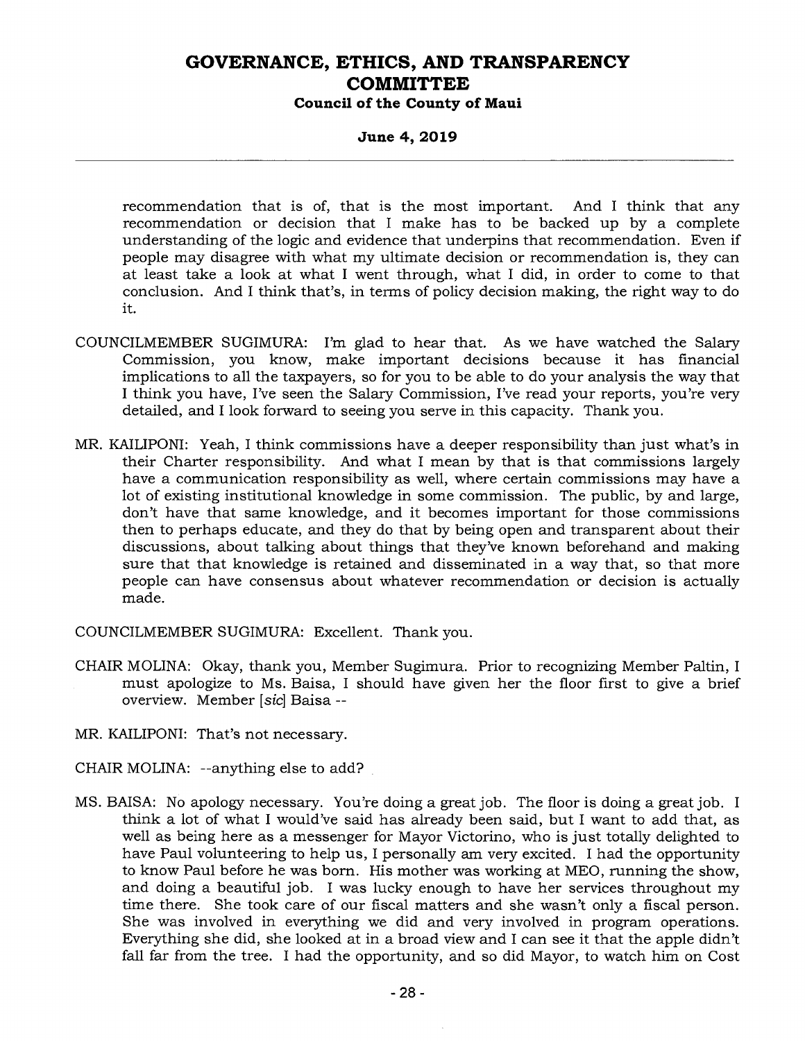recommendation that is of, that is the most important. And I think that any recommendation or decision that I make has to be backed up by a complete understanding of the logic and evidence that underpins that recommendation. Even if people may disagree with what my ultimate decision or recommendation is, they can at least take a look at what I went through, what I did, in order to come to that conclusion. And I think that's, in terms of policy decision making, the right way to do it.

COUNCILMEMBER SUGIMURA: I'm glad to hear that. As we have watched the Salary Commission, you know, make important decisions because it has financial implications to all the taxpayers, so for you to be able to do your analysis the way that I think you have, I've seen the Salary Commission, I've read your reports, you're very detailed, and I look forward to seeing you serve in this capacity. Thank you.

MR. KAILIPONI: Yeah, I think commissions have a deeper responsibility than just what's in their Charter responsibility. And what I mean by that is that commissions largely have a communication responsibility as well, where certain commissions may have a lot of existing institutional knowledge in some commission. The public, by and large, don't have that same knowledge, and it becomes important for those commissions then to perhaps educate, and they do that by being open and transparent about their discussions, about talking about things that they've known beforehand and making sure that that knowledge is retained and disseminated in a way that, so that more people can have consensus about whatever recommendation or decision is actually made.

COUNCILMEMBER SUGIMURA: Excellent. Thank you.

CHAIR MOLINA: Okay, thank you, Member Sugimura. Prior to recognizing Member Paltin, I must apologize to Ms. Baisa, I should have given her the floor first to give a brief overview. Member [*sic*] Baisa --

MR. KAILIPONI: That's not necessary.

CHAIR MOLINA: --anything else to add?

MS. BAISA: No apology necessary. You're doing a great job. The floor is doing a great job. I think a lot of what I would've said has already been said, but I want to add that, as well as being here as a messenger for Mayor Victorino, who is just totally delighted to have Paul volunteering to help us, I personally am very excited. I had the opportunity to know Paul before he was born. His mother was working at MEO, running the show, and doing a beautiful job. I was lucky enough to have her services throughout my time there. She took care of our fiscal matters and she wasn't only a fiscal person. She was involved in everything we did and very involved in program operations. Everything she did, she looked at in a broad view and I can see it that the apple didn't fall far from the tree. I had the opportunity, and so did Mayor, to watch him on Cost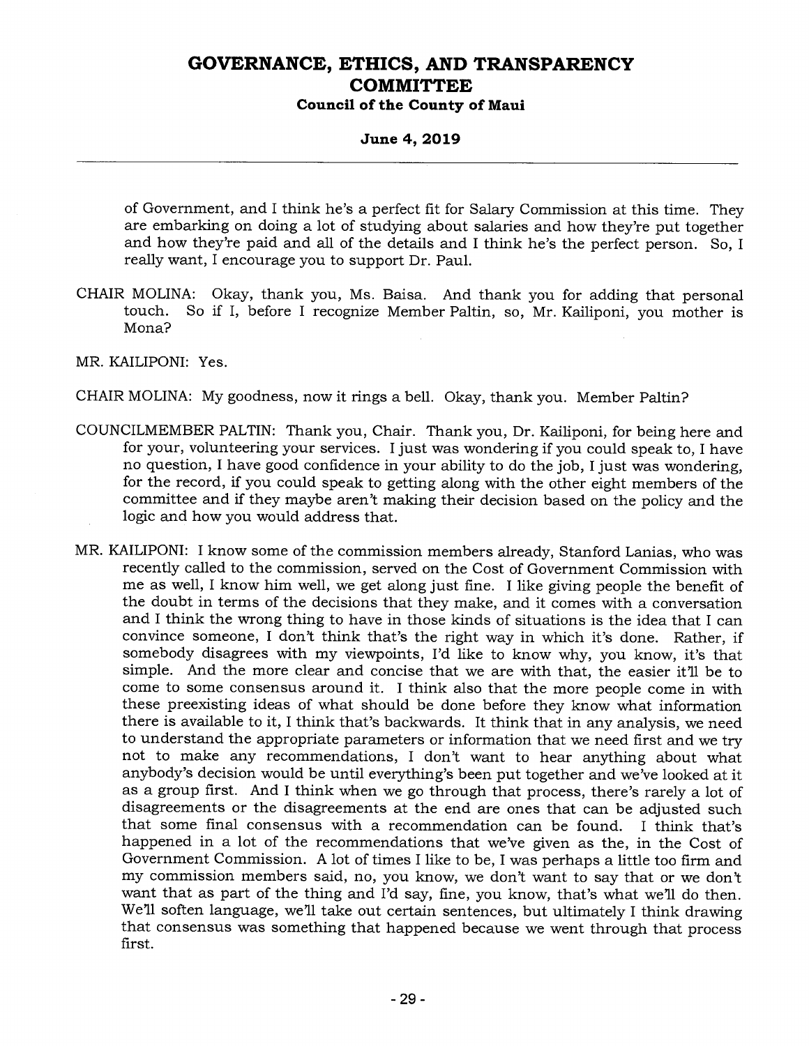of Government, and I think he's a perfect fit for Salary Commission at this time. They are embarking on doing a lot of studying about salaries and how they're put together and how they're paid and all of the details and I think he's the perfect person. So, I really want, I encourage you to support Dr. Paul.

CHAIR MOLINA: Okay, thank you, Ms. Baisa. And thank you for adding that personal touch. So if I, before I recognize Member Paltin, so, Mr. Kailiponi, you mother is Mona?

MR. KAILIPONI: Yes.

CHAIR MOLINA: My goodness, now it rings a bell. Okay, thank you. Member Paltin?

COUNCILMEMBER PALTIN: Thank you, Chair. Thank you, Dr. Kailiponi, for being here and for your, volunteering your services. I just was wondering if you could speak to, I have no question, I have good confidence in your ability to do the job, I just was wondering, for the record, if you could speak to getting along with the other eight members of the committee and if they maybe aren't making their decision based on the policy and the logic and how you would address that.

MR. KAILIPONI: I know some of the commission members already, Stanford Lanias, who was recently called to the commission, served on the Cost of Government Commission with me as well, I know him well, we get along just fine. I like giving people the benefit of the doubt in terms of the decisions that they make, and it comes with a conversation and I think the wrong thing to have in those kinds of situations is the idea that I can convince someone, I don't think that's the right way in which it's done. Rather, if somebody disagrees with my viewpoints, I'd like to know why, you know, it's that simple. And the more clear and concise that we are with that, the easier it'll be to come to some consensus around it. I think also that the more people come in with these preexisting ideas of what should be done before they know what information there is available to it, I think that's backwards. It think that in any analysis, we need to understand the appropriate parameters or information that we need first and we try not to make any recommendations, I don't want to hear anything about what anybody's decision would be until everything's been put together and we've looked at it as a group first. And I think when we go through that process, there's rarely a lot of disagreements or the disagreements at the end are ones that can be adjusted such that some final consensus with a recommendation can be found. I think that's happened in a lot of the recommendations that we've given as the, in the Cost of Government Commission. A lot of times I like to be, I was perhaps a little too firm and my commission members said, no, you know, we don't want to say that or we don't want that as part of the thing and I'd say, fine, you know, that's what we'll do then. We'll soften language, we'll take out certain sentences, but ultimately I think drawing that consensus was something that happened because we went through that process first.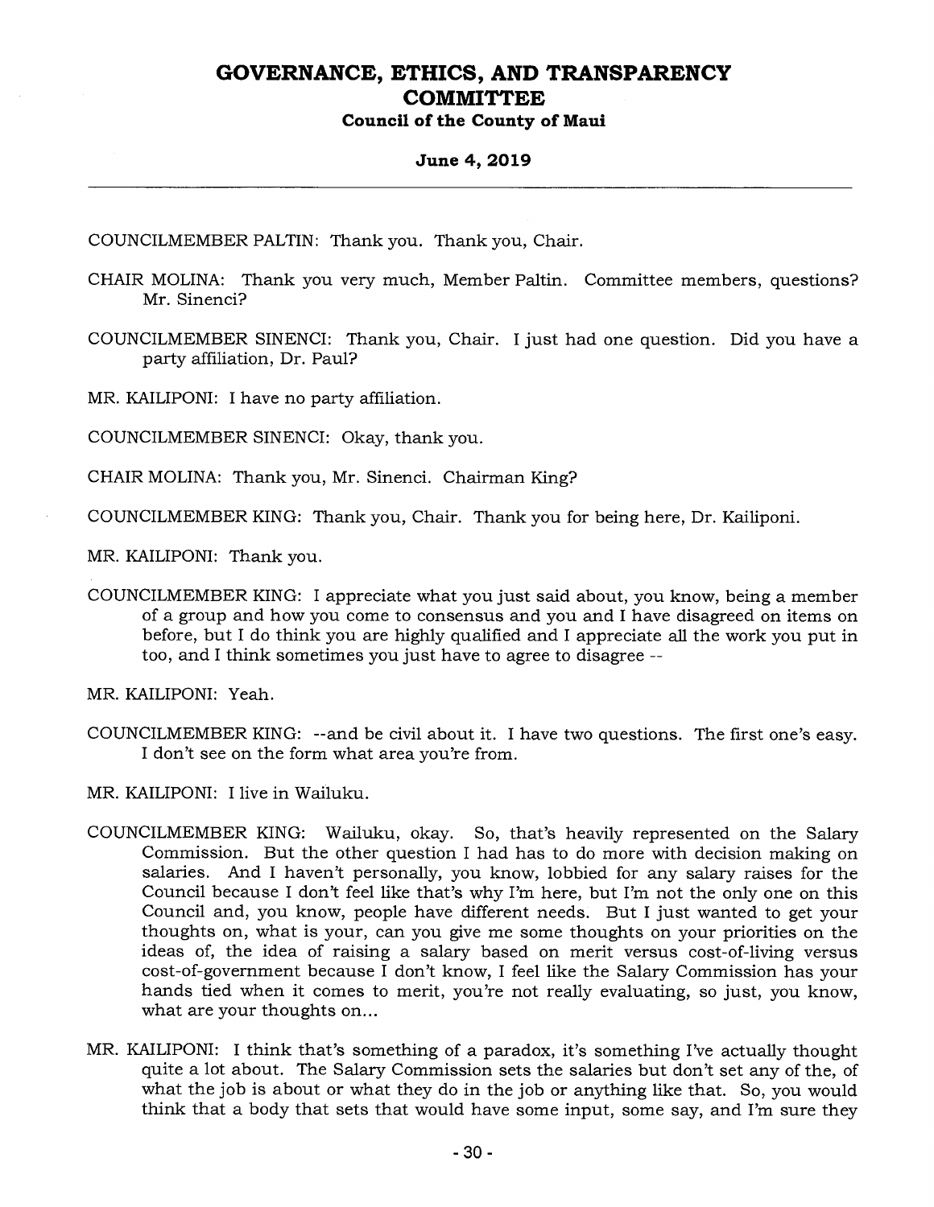COUNCILMEMBER PALTIN: Thank you. Thank you, Chair.

CHAIR MOLINA: Thank you very much, Member Paltin. Committee members, questions? Mr. Sinenci?

COUNCILMEMBER SINENCI: Thank you, Chair. I just had one question. Did you have a party affiliation, Dr. Paul?

MR. KAILIPONI: I have no party affiliation.

COUNCILMEMBER SINENCI: Okay, thank you.

CHAIR MOLINA: Thank you, Mr. Sinenci. Chairman King?

COUNCILMEMBER KING: Thank you, Chair. Thank you for being here, Dr. Kailiponi.

MR. KAILIPONI: Thank you.

COUNCILMEMBER KING: I appreciate what you just said about, you know, being a member of a group and how you come to consensus and you and I have disagreed on items on before, but I do think you are highly qualified and I appreciate all the work you put in too, and I think sometimes you just have to agree to disagree --

MR. KAILIPONI: Yeah.

COUNCILMEMBER KING: --and be civil about it. I have two questions. The first one's easy. I don't see on the form what area you're from.

MR. KAILIPONI: I live in Wailuku.

COUNCILMEMBER KING: Wailuku, okay. So, that's heavily represented on the Salary Commission. But the other question I had has to do more with decision making on salaries. And I haven't personally, you know, lobbied for any salary raises for the Council because I don't feel like that's why I'm here, but I'm not the only one on this Council and, you know, people have different needs. But I just wanted to get your thoughts on, what is your, can you give me some thoughts on your priorities on the ideas of, the idea of raising a salary based on merit versus cost-of-living versus cost-of-government because I don't know, I feel like the Salary Commission has your hands tied when it comes to merit, you're not really evaluating, so just, you know, what are your thoughts on...

MR. KAILIPONI: I think that's something of a paradox, it's something I've actually thought quite a lot about. The Salary Commission sets the salaries but don't set any of the, of what the job is about or what they do in the job or anything like that. So, you would think that a body that sets that would have some input, some say, and I'm sure they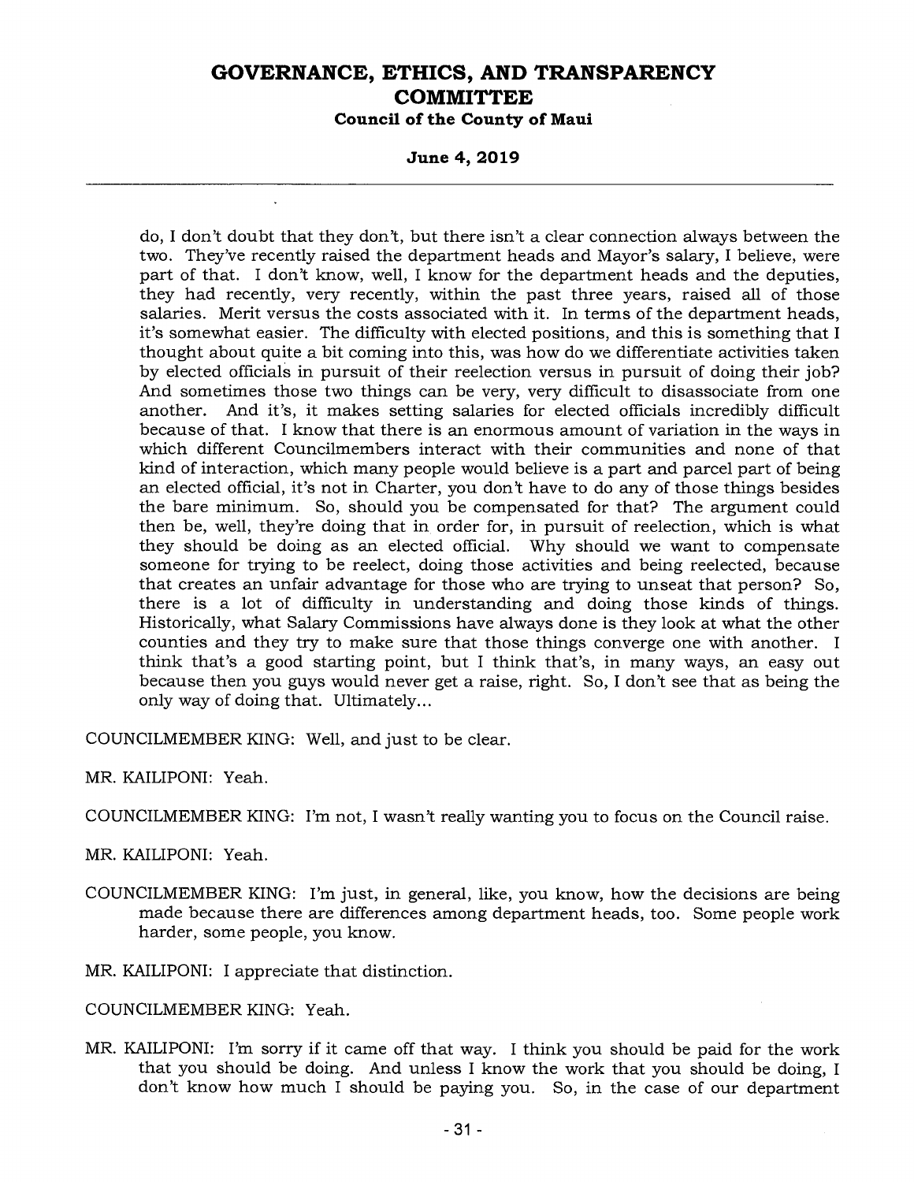do, I don't doubt that they don't, but there isn't a clear connection always between the two. They've recently raised the department heads and Mayor's salary, I believe, were part of that. I don't know, well, I know for the department heads and the deputies, they had recently, very recently, within the past three years, raised all of those salaries. Merit versus the costs associated with it. In terms of the department heads, it's somewhat easier. The difficulty with elected positions, and this is something that I thought about quite a bit coming into this, was how do we differentiate activities taken by elected officials in pursuit of their reelection versus in pursuit of doing their job? And sometimes those two things can be very, very difficult to disassociate from one another. And it's, it makes setting salaries for elected officials incredibly difficult because of that. I know that there is an enormous amount of variation in the ways in which different Councilmembers interact with their communities and none of that kind of interaction, which many people would believe is a part and parcel part of being an elected official, it's not in Charter, you don't have to do any of those things besides the bare minimum. So, should you be compensated for that? The argument could then be, well, they're doing that in order for, in pursuit of reelection, which is what they should be doing as an elected official. Why should we want to compensate someone for trying to be reelect, doing those activities and being reelected, because that creates an unfair advantage for those who are trying to unseat that person? So, there is a lot of difficulty in understanding and doing those kinds of things. Historically, what Salary Commissions have always done is they look at what the other counties and they try to make sure that those things converge one with another. I think that's a good starting point, but I think that's, in many ways, an easy out because then you guys would never get a raise, right. So, I don't see that as being the only way of doing that. Ultimately...

COUNCILMEMBER KING: Well, and just to be clear.

MR. KAILIPONI: Yeah.

COUNCILMEMBER KING: I'm not, I wasn't really wanting you to focus on the Council raise.

MR. KAILIPONI: Yeah.

COUNCILMEMBER KING: I'm just, in general, like, you know, how the decisions are being made because there are differences among department heads, too. Some people work harder, some people, you know.

MR. KAILIPONI: I appreciate that distinction.

COUNCILMEMBER KING: Yeah.

MR. KAILIPONI: I'm sorry if it came off that way. I think you should be paid for the work that you should be doing. And unless I know the work that you should be doing, I don't know how much I should be paying you. So, in the case of our department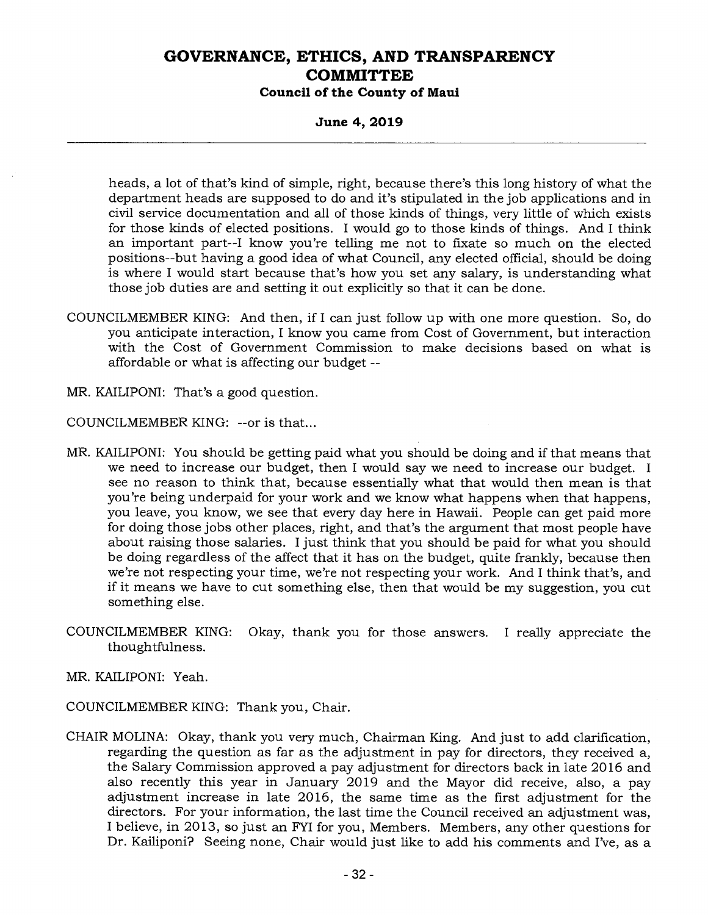heads, a lot of that's kind of simple, right, because there's this long history of what the department heads are supposed to do and it's stipulated in the job applications and in civil service documentation and all of those kinds of things, very little of which exists for those kinds of elected positions. I would go to those kinds of things. And I think an important part--I know you're telling me not to fixate so much on the elected positions--but having a good idea of what Council, any elected official, should be doing is where I would start because that's how you set any salary, is understanding what those job duties are and setting it out explicitly so that it can be done.

COUNCILMEMBER KING: And then, if I can just follow up with one more question. So, do you anticipate interaction, I know you came from Cost of Government, but interaction with the Cost of Government Commission to make decisions based on what is affordable or what is affecting our budget --

MR. KAILIPONI: That's a good question.

COUNCILMEMBER KING: --or is that...

MR. KAILIPONI: You should be getting paid what you should be doing and if that means that we need to increase our budget, then I would say we need to increase our budget. I see no reason to think that, because essentially what that would then mean is that you're being underpaid for your work and we know what happens when that happens, you leave, you know, we see that every day here in Hawaii. People can get paid more for doing those jobs other places, right, and that's the argument that most people have about raising those salaries. I just think that you should be paid for what you should be doing regardless of the affect that it has on the budget, quite frankly, because then we're not respecting your time, we're not respecting your work. And I think that's, and if it means we have to cut something else, then that would be my suggestion, you cut something else.

COUNCILMEMBER KING: Okay, thank you for those answers. I really appreciate the thoughtfulness.

MR. KAILIPONI: Yeah.

COUNCILMEMBER KING: Thank you, Chair.

CHAIR MOLINA: Okay, thank you very much, Chairman King. And just to add clarification, regarding the question as far as the adjustment in pay for directors, they received a, the Salary Commission approved a pay adjustment for directors back in late 2016 and also recently this year in January 2019 and the Mayor did receive, also, a pay adjustment increase in late 2016, the same time as the first adjustment for the directors. For your information, the last time the Council received an adjustment was, I believe, in 2013, so just an FYI for you, Members. Members, any other questions for Dr. Kailiponi? Seeing none, Chair would just like to add his comments and I've, as a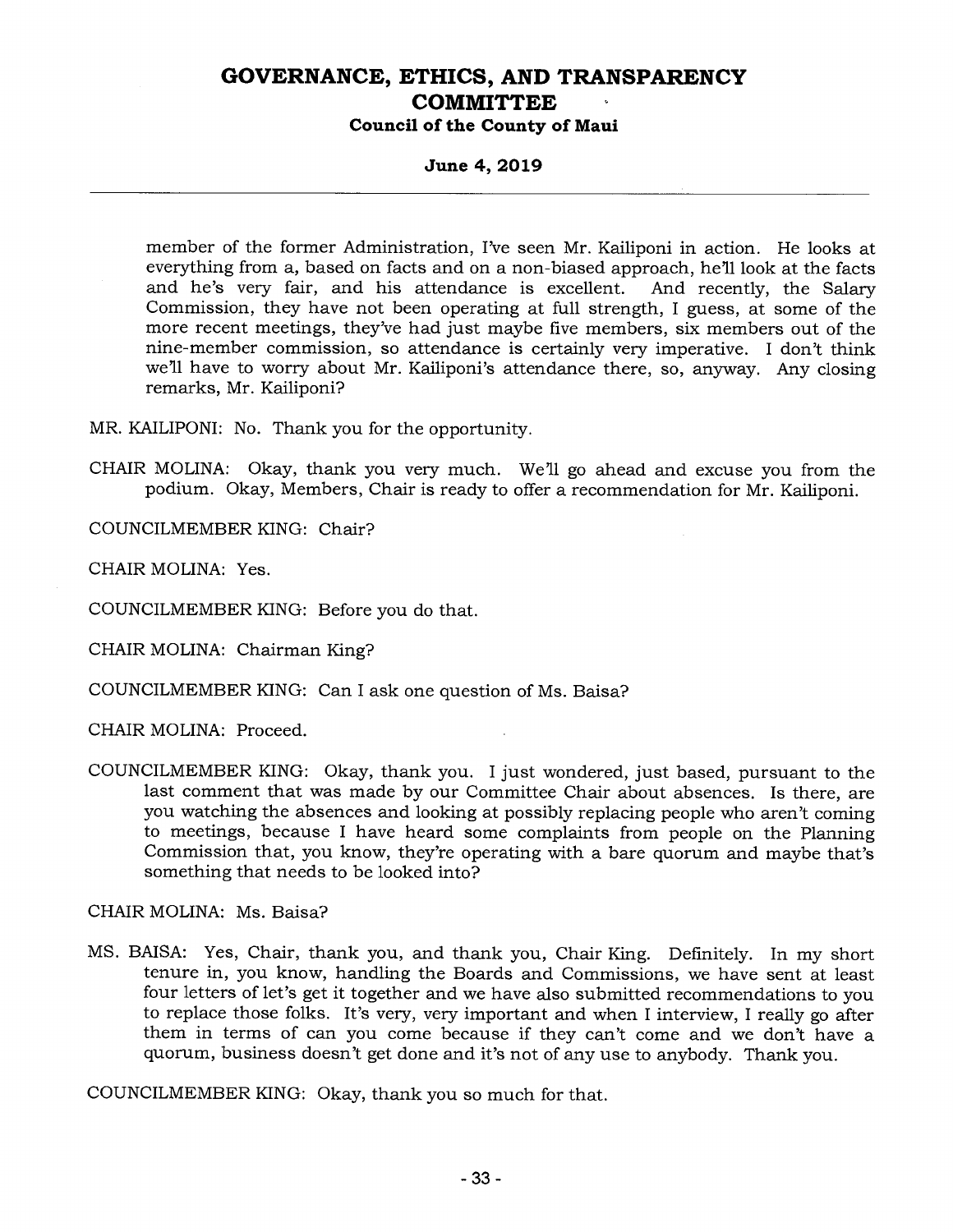member of the former Administration, I've seen Mr. Kailiponi in action. He looks at everything from a, based on facts and on a non-biased approach, he'll look at the facts and he's very fair, and his attendance is excellent. And recently, the Salary Commission, they have not been operating at full strength, I guess, at some of the more recent meetings, they've had just maybe five members, six members out of the nine-member commission, so attendance is certainly very imperative. I don't think we'll have to worry about Mr. Kailiponi's attendance there, so, anyway. Any closing remarks, Mr. Kailiponi?

MR. KAILIPONI: No. Thank you for the opportunity.

CHAIR MOLINA: Okay, thank you very much. We'll go ahead and excuse you from the podium. Okay, Members, Chair is ready to offer a recommendation for Mr. Kailiponi.

COUNCILMEMBER KING: Chair?

CHAIR MOLINA: Yes.

COUNCILMEMBER KING: Before you do that.

CHAIR MOLINA: Chairman King?

COUNCILMEMBER KING: Can I ask one question of Ms. Baisa?

CHAIR MOLINA: Proceed.

COUNCILMEMBER KING: Okay, thank you. I just wondered, just based, pursuant to the last comment that was made by our Committee Chair about absences. Is there, are you watching the absences and looking at possibly replacing people who aren't coming to meetings, because I have heard some complaints from people on the Planning Commission that, you know, they're operating with a bare quorum and maybe that's something that needs to be looked into?

CHAIR MOLINA: Ms. Baisa?

MS. BAISA: Yes, Chair, thank you, and thank you, Chair King. Definitely. In my short tenure in, you know, handling the Boards and Commissions, we have sent at least four letters of let's get it together and we have also submitted recommendations to you to replace those folks. It's very, very important and when I interview, I really go after them in terms of can you come because if they can't come and we don't have a quorum, business doesn't get done and it's not of any use to anybody. Thank you.

COUNCILMEMBER KING: Okay, thank you so much for that.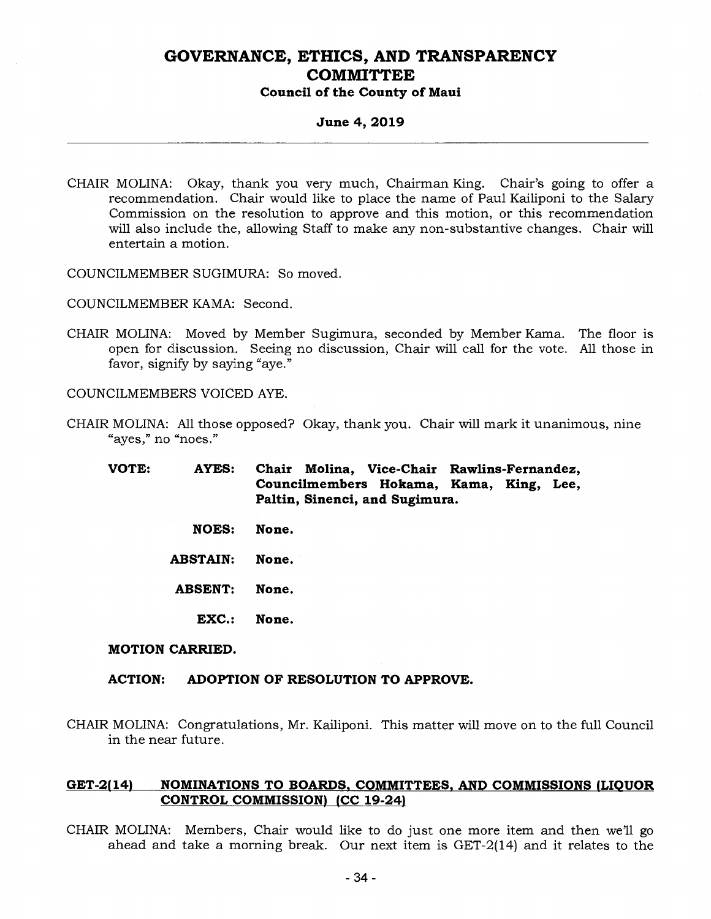CHAIR MOLINA: Okay, thank you very much, Chairman King. Chair's going to offer a recommendation. Chair would like to place the name of Paul Kailiponi to the Salary Commission on the resolution to approve and this motion, or this recommendation will also include the, allowing Staff to make any non-substantive changes. Chair will entertain a motion.

COUNCILMEMBER SUGIMURA: So moved.

COUNCILMEMBER KAMA: Second.

CHAIR MOLINA: Moved by Member Sugimura, seconded by Member Kama. The floor is open for discussion. Seeing no discussion, Chair will call for the vote. All those in favor, signify by saying "aye."

COUNCILMEMBERS VOICED AYE.

CHAIR MOLINA: All those opposed? Okay, thank you. Chair will mark it unanimous, nine "ayes," no "noes."

**VOTE:** **AYES:** **Chair Molina, Vice-Chair Rawlins-Fernandez, Councilmembers Hokama, Kama, King, Lee, Paltin, Sinenci, and Sugimura.**

**NOES:** **None.**

**ABSTAIN:** **None.**

**ABSENT:** **None.**

**EXC.:** **None.**

**MOTION CARRIED.**

**ACTION: ADOPTION OF RESOLUTION TO APPROVE.**

CHAIR MOLINA: Congratulations, Mr. Kailiponi. This matter will move on to the full Council in the near future.

## GET-2(14) NOMINATIONS TO BOARDS, COMMITTEES, AND COMMISSIONS (LIQUOR CONTROL COMMISSION) (CC 19-24)

CHAIR MOLINA: Members, Chair would like to do just one more item and then we'll go ahead and take a morning break. Our next item is GET-2(14) and it relates to the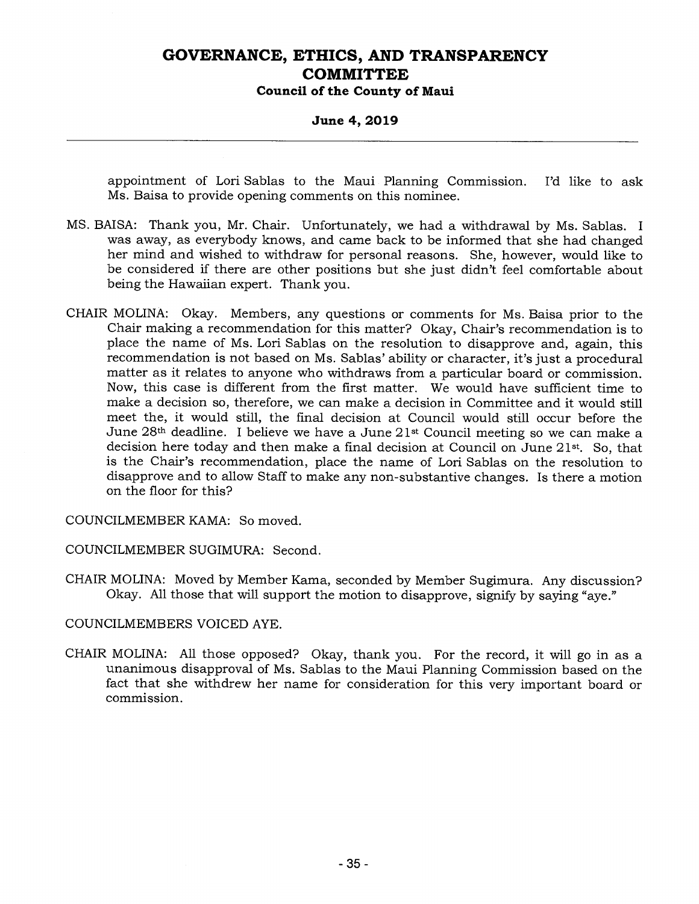appointment of Lori Sablas to the Maui Planning Commission. I'd like to ask Ms. Baisa to provide opening comments on this nominee.

MS. BAISA: Thank you, Mr. Chair. Unfortunately, we had a withdrawal by Ms. Sablas. I was away, as everybody knows, and came back to be informed that she had changed her mind and wished to withdraw for personal reasons. She, however, would like to be considered if there are other positions but she just didn't feel comfortable about being the Hawaiian expert. Thank you.

CHAIR MOLINA: Okay. Members, any questions or comments for Ms. Baisa prior to the Chair making a recommendation for this matter? Okay, Chair's recommendation is to place the name of Ms. Lori Sablas on the resolution to disapprove and, again, this recommendation is not based on Ms. Sablas' ability or character, it's just a procedural matter as it relates to anyone who withdraws from a particular board or commission. Now, this case is different from the first matter. We would have sufficient time to make a decision so, therefore, we can make a decision in Committee and it would still meet the, it would still, the final decision at Council would still occur before the June 28th deadline. I believe we have a June 21st Council meeting so we can make a decision here today and then make a final decision at Council on June 21st. So, that is the Chair's recommendation, place the name of Lori Sablas on the resolution to disapprove and to allow Staff to make any non-substantive changes. Is there a motion on the floor for this?

COUNCILMEMBER KAMA: So moved.

COUNCILMEMBER SUGIMURA: Second.

CHAIR MOLINA: Moved by Member Kama, seconded by Member Sugimura. Any discussion? Okay. All those that will support the motion to disapprove, signify by saying "aye."

COUNCILMEMBERS VOICED AYE.

CHAIR MOLINA: All those opposed? Okay, thank you. For the record, it will go in as a unanimous disapproval of Ms. Sablas to the Maui Planning Commission based on the fact that she withdrew her name for consideration for this very important board or commission.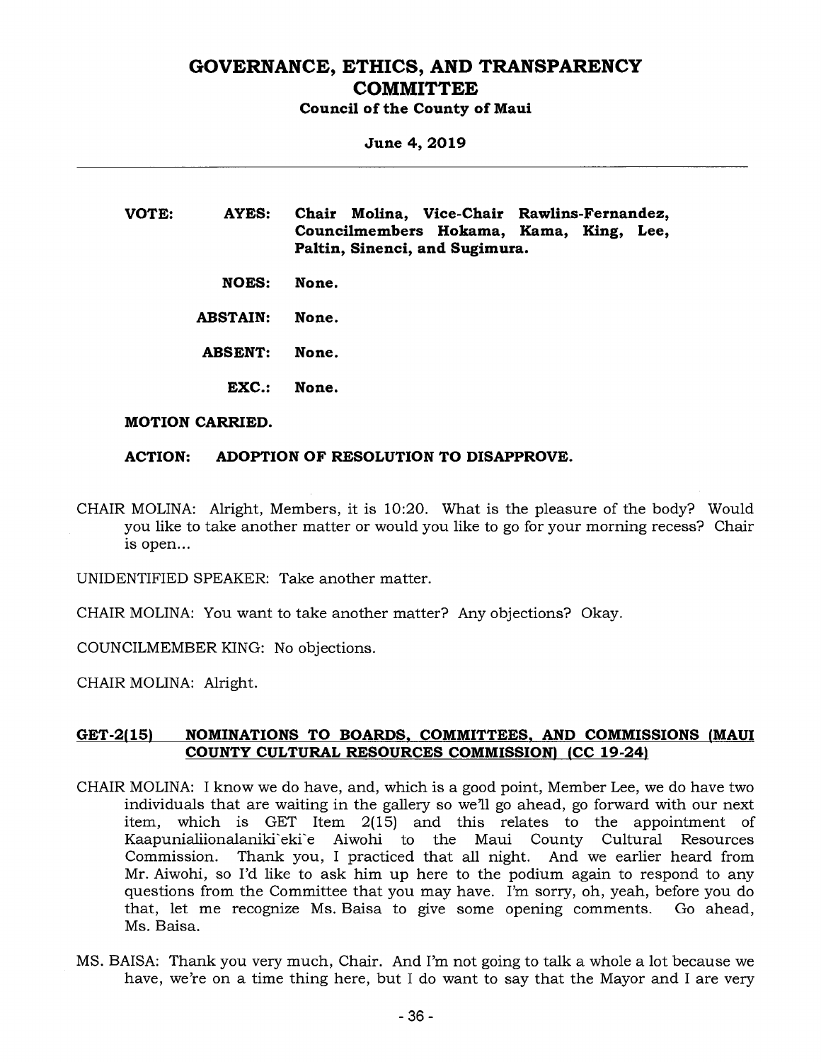**VOTE:** **AYES:** **Chair Molina, Vice-Chair Rawlins-Fernandez, Councilmembers Hokama, Kama, King, Lee, Paltin, Sinenci, and Sugimura.**

**NOES:** **None.**

**ABSTAIN:** **None.**

**ABSENT:** **None.**

**EXC.:** **None.**

**MOTION CARRIED.**

**ACTION:** **ADOPTION OF RESOLUTION TO DISAPPROVE.**

CHAIR MOLINA: Alright, Members, it is 10:20. What is the pleasure of the body? Would you like to take another matter or would you like to go for your morning recess? Chair is open...

UNIDENTIFIED SPEAKER: Take another matter.

CHAIR MOLINA: You want to take another matter? Any objections? Okay.

COUNCILMEMBER KING: No objections.

CHAIR MOLINA: Alright.

**GET-2(15) NOMINATIONS TO BOARDS, COMMITTEES, AND COMMISSIONS (MAUI COUNTY CULTURAL RESOURCES COMMISSION) (CC 19-24)**

CHAIR MOLINA: I know we do have, and, which is a good point, Member Lee, we do have two individuals that are waiting in the gallery so we'll go ahead, go forward with our next item, which is GET Item 2(15) and this relates to the appointment of Kaapunialiionalaniki`eki`e Aiwohi to the Maui County Cultural Resources Commission. Thank you, I practiced that all night. And we earlier heard from Mr. Aiwohi, so I'd like to ask him up here to the podium again to respond to any questions from the Committee that you may have. I'm sorry, oh, yeah, before you do that, let me recognize Ms. Baisa to give some opening comments. Go ahead, Ms. Baisa.

MS. BAISA: Thank you very much, Chair. And I'm not going to talk a whole a lot because we have, we're on a time thing here, but I do want to say that the Mayor and I are very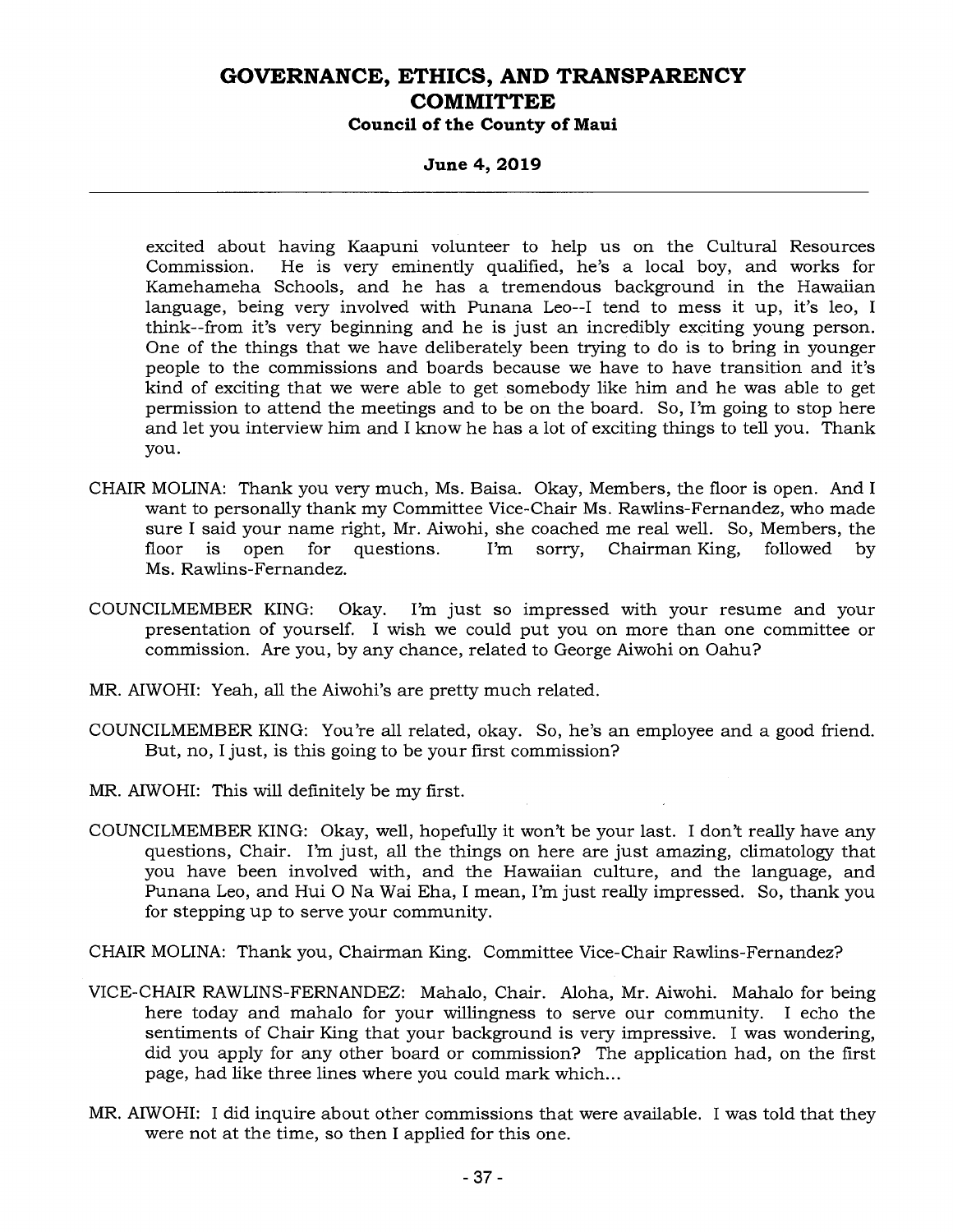excited about having Kaapuni volunteer to help us on the Cultural Resources Commission. He is very eminently qualified, he's a local boy, and works for Kamehameha Schools, and he has a tremendous background in the Hawaiian language, being very involved with Punana Leo--I tend to mess it up, it's leo, I think--from it's very beginning and he is just an incredibly exciting young person. One of the things that we have deliberately been trying to do is to bring in younger people to the commissions and boards because we have to have transition and it's kind of exciting that we were able to get somebody like him and he was able to get permission to attend the meetings and to be on the board. So, I'm going to stop here and let you interview him and I know he has a lot of exciting things to tell you. Thank you.

CHAIR MOLINA: Thank you very much, Ms. Baisa. Okay, Members, the floor is open. And I want to personally thank my Committee Vice-Chair Ms. Rawlins-Fernandez, who made sure I said your name right, Mr. Aiwohi, she coached me real well. So, Members, the floor is open for questions. I'm sorry, Chairman King, followed by Ms. Rawlins-Fernandez.

COUNCILMEMBER KING: Okay. I'm just so impressed with your resume and your presentation of yourself. I wish we could put you on more than one committee or commission. Are you, by any chance, related to George Aiwohi on Oahu?

MR. AIWOHI: Yeah, all the Aiwohi's are pretty much related.

COUNCILMEMBER KING: You're all related, okay. So, he's an employee and a good friend. But, no, I just, is this going to be your first commission?

MR. AIWOHI: This will definitely be my first.

COUNCILMEMBER KING: Okay, well, hopefully it won't be your last. I don't really have any questions, Chair. I'm just, all the things on here are just amazing, climatology that you have been involved with, and the Hawaiian culture, and the language, and Punana Leo, and Hui O Na Wai Eha, I mean, I'm just really impressed. So, thank you for stepping up to serve your community.

CHAIR MOLINA: Thank you, Chairman King. Committee Vice-Chair Rawlins-Fernandez?

VICE-CHAIR RAWLINS-FERNANDEZ: Mahalo, Chair. Aloha, Mr. Aiwohi. Mahalo for being here today and mahalo for your willingness to serve our community. I echo the sentiments of Chair King that your background is very impressive. I was wondering, did you apply for any other board or commission? The application had, on the first page, had like three lines where you could mark which...

MR. AIWOHI: I did inquire about other commissions that were available. I was told that they were not at the time, so then I applied for this one.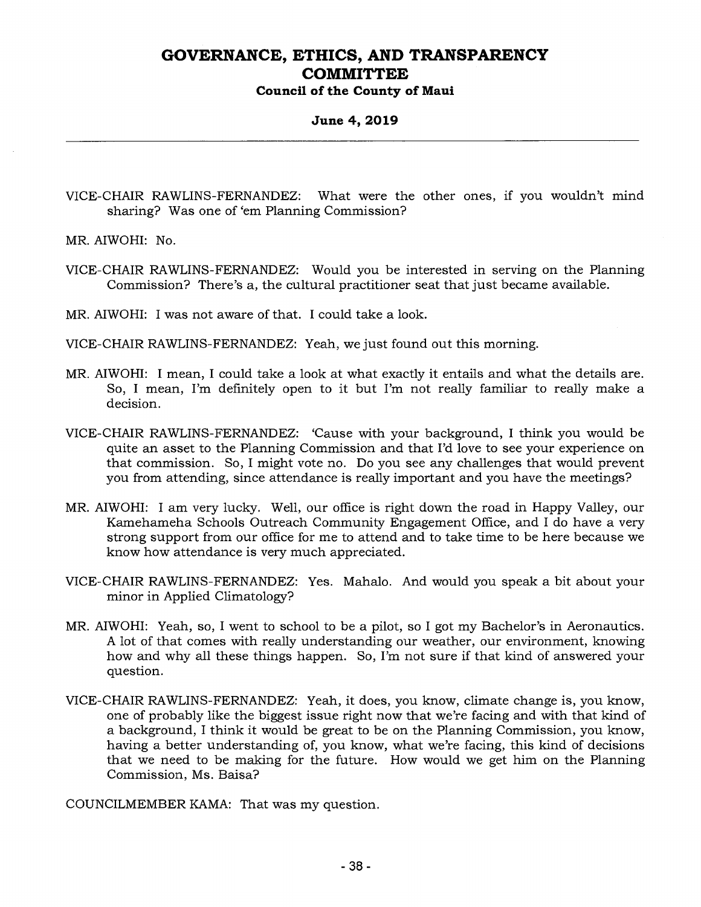VICE-CHAIR RAWLINS-FERNANDEZ: What were the other ones, if you wouldn't mind sharing? Was one of 'em Planning Commission?

MR. AIWOHI: No.

VICE-CHAIR RAWLINS-FERNANDEZ: Would you be interested in serving on the Planning Commission? There's a, the cultural practitioner seat that just became available.

MR. AIWOHI: I was not aware of that. I could take a look.

VICE-CHAIR RAWLINS-FERNANDEZ: Yeah, we just found out this morning.

MR. AIWOHI: I mean, I could take a look at what exactly it entails and what the details are. So, I mean, I'm definitely open to it but I'm not really familiar to really make a decision.

VICE-CHAIR RAWLINS-FERNANDEZ: 'Cause with your background, I think you would be quite an asset to the Planning Commission and that I'd love to see your experience on that commission. So, I might vote no. Do you see any challenges that would prevent you from attending, since attendance is really important and you have the meetings?

MR. AIWOHI: I am very lucky. Well, our office is right down the road in Happy Valley, our Kamehameha Schools Outreach Community Engagement Office, and I do have a very strong support from our office for me to attend and to take time to be here because we know how attendance is very much appreciated.

VICE-CHAIR RAWLINS-FERNANDEZ: Yes. Mahalo. And would you speak a bit about your minor in Applied Climatology?

MR. AIWOHI: Yeah, so, I went to school to be a pilot, so I got my Bachelor's in Aeronautics. A lot of that comes with really understanding our weather, our environment, knowing how and why all these things happen. So, I'm not sure if that kind of answered your question.

VICE-CHAIR RAWLINS-FERNANDEZ: Yeah, it does, you know, climate change is, you know, one of probably like the biggest issue right now that we're facing and with that kind of a background, I think it would be great to be on the Planning Commission, you know, having a better understanding of, you know, what we're facing, this kind of decisions that we need to be making for the future. How would we get him on the Planning Commission, Ms. Baisa?

COUNCILMEMBER KAMA: That was my question.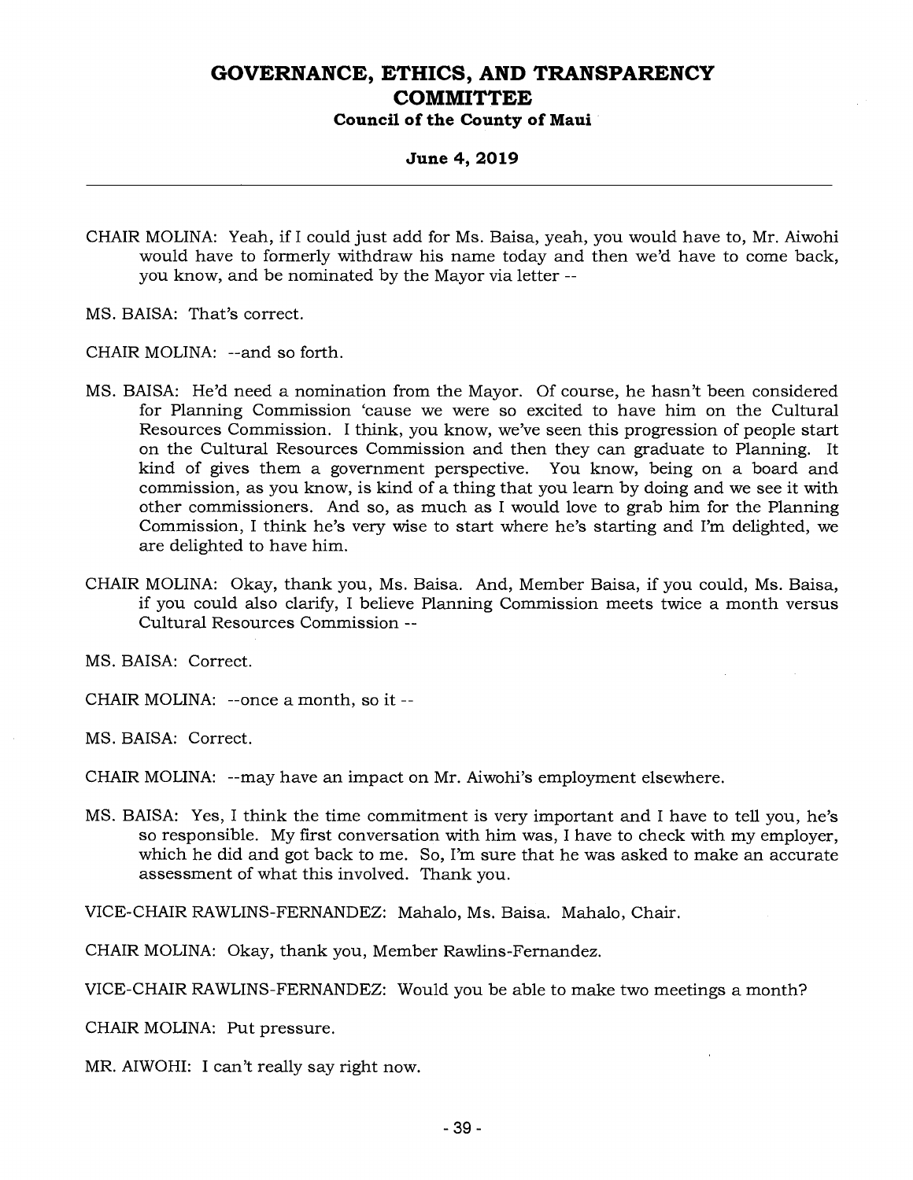CHAIR MOLINA: Yeah, if I could just add for Ms. Baisa, yeah, you would have to, Mr. Aiwohi would have to formerly withdraw his name today and then we'd have to come back, you know, and be nominated by the Mayor via letter --

MS. BAISA: That's correct.

CHAIR MOLINA: --and so forth.

MS. BAISA: He'd need a nomination from the Mayor. Of course, he hasn't been considered for Planning Commission 'cause we were so excited to have him on the Cultural Resources Commission. I think, you know, we've seen this progression of people start on the Cultural Resources Commission and then they can graduate to Planning. It kind of gives them a government perspective. You know, being on a board and commission, as you know, is kind of a thing that you learn by doing and we see it with other commissioners. And so, as much as I would love to grab him for the Planning Commission, I think he's very wise to start where he's starting and I'm delighted, we are delighted to have him.

CHAIR MOLINA: Okay, thank you, Ms. Baisa. And, Member Baisa, if you could, Ms. Baisa, if you could also clarify, I believe Planning Commission meets twice a month versus Cultural Resources Commission --

MS. BAISA: Correct.

CHAIR MOLINA: --once a month, so it --

MS. BAISA: Correct.

CHAIR MOLINA: --may have an impact on Mr. Aiwohi's employment elsewhere.

MS. BAISA: Yes, I think the time commitment is very important and I have to tell you, he's so responsible. My first conversation with him was, I have to check with my employer, which he did and got back to me. So, I'm sure that he was asked to make an accurate assessment of what this involved. Thank you.

VICE-CHAIR RAWLINS-FERNANDEZ: Mahalo, Ms. Baisa. Mahalo, Chair.

CHAIR MOLINA: Okay, thank you, Member Rawlins-Fernandez.

VICE-CHAIR RAWLINS-FERNANDEZ: Would you be able to make two meetings a month?

CHAIR MOLINA: Put pressure.

MR. AIWOHI: I can't really say right now.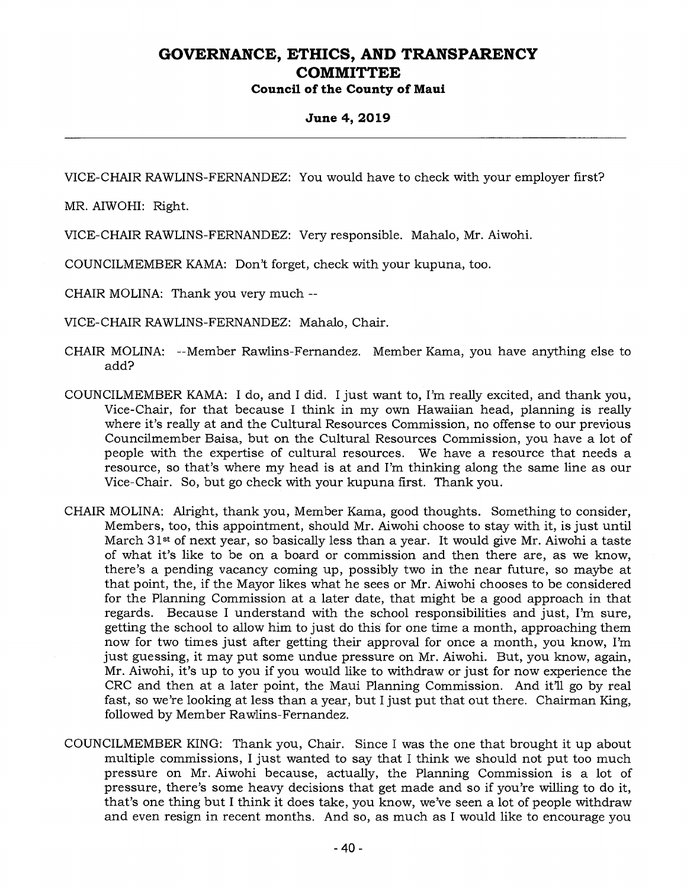VICE-CHAIR RAWLINS-FERNANDEZ: You would have to check with your employer first?

MR. AIWOHI: Right.

VICE-CHAIR RAWLINS-FERNANDEZ: Very responsible. Mahalo, Mr. Aiwohi.

COUNCILMEMBER KAMA: Don't forget, check with your kupuna, too.

CHAIR MOLINA: Thank you very much --

VICE-CHAIR RAWLINS-FERNANDEZ: Mahalo, Chair.

CHAIR MOLINA: --Member Rawlins-Fernandez. Member Kama, you have anything else to add?

COUNCILMEMBER KAMA: I do, and I did. I just want to, I'm really excited, and thank you, Vice-Chair, for that because I think in my own Hawaiian head, planning is really where it's really at and the Cultural Resources Commission, no offense to our previous Councilmember Baisa, but on the Cultural Resources Commission, you have a lot of people with the expertise of cultural resources. We have a resource that needs a resource, so that's where my head is at and I'm thinking along the same line as our Vice-Chair. So, but go check with your kupuna first. Thank you.

CHAIR MOLINA: Alright, thank you, Member Kama, good thoughts. Something to consider, Members, too, this appointment, should Mr. Aiwohi choose to stay with it, is just until March 31st of next year, so basically less than a year. It would give Mr. Aiwohi a taste of what it's like to be on a board or commission and then there are, as we know, there's a pending vacancy coming up, possibly two in the near future, so maybe at that point, the, if the Mayor likes what he sees or Mr. Aiwohi chooses to be considered for the Planning Commission at a later date, that might be a good approach in that regards. Because I understand with the school responsibilities and just, I'm sure, getting the school to allow him to just do this for one time a month, approaching them now for two times just after getting their approval for once a month, you know, I'm just guessing, it may put some undue pressure on Mr. Aiwohi. But, you know, again, Mr. Aiwohi, it's up to you if you would like to withdraw or just for now experience the CRC and then at a later point, the Maui Planning Commission. And it'll go by real fast, so we're looking at less than a year, but I just put that out there. Chairman King, followed by Member Rawlins-Fernandez.

COUNCILMEMBER KING: Thank you, Chair. Since I was the one that brought it up about multiple commissions, I just wanted to say that I think we should not put too much pressure on Mr. Aiwohi because, actually, the Planning Commission is a lot of pressure, there's some heavy decisions that get made and so if you're willing to do it, that's one thing but I think it does take, you know, we've seen a lot of people withdraw and even resign in recent months. And so, as much as I would like to encourage you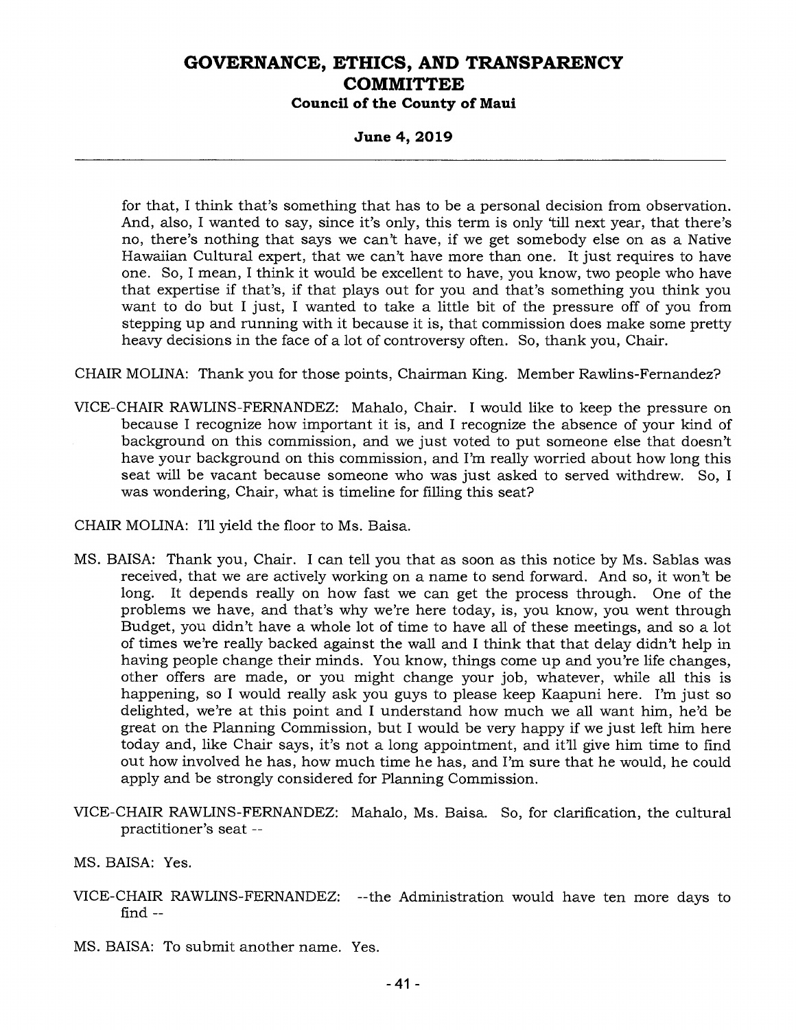for that, I think that's something that has to be a personal decision from observation. And, also, I wanted to say, since it's only, this term is only 'till next year, that there's no, there's nothing that says we can't have, if we get somebody else on as a Native Hawaiian Cultural expert, that we can't have more than one. It just requires to have one. So, I mean, I think it would be excellent to have, you know, two people who have that expertise if that's, if that plays out for you and that's something you think you want to do but I just, I wanted to take a little bit of the pressure off of you from stepping up and running with it because it is, that commission does make some pretty heavy decisions in the face of a lot of controversy often. So, thank you, Chair.

CHAIR MOLINA: Thank you for those points, Chairman King. Member Rawlins-Fernandez?

VICE-CHAIR RAWLINS-FERNANDEZ: Mahalo, Chair. I would like to keep the pressure on because I recognize how important it is, and I recognize the absence of your kind of background on this commission, and we just voted to put someone else that doesn't have your background on this commission, and I'm really worried about how long this seat will be vacant because someone who was just asked to served withdrew. So, I was wondering, Chair, what is timeline for filling this seat?

CHAIR MOLINA: I'll yield the floor to Ms. Baisa.

MS. BAISA: Thank you, Chair. I can tell you that as soon as this notice by Ms. Sablas was received, that we are actively working on a name to send forward. And so, it won't be long. It depends really on how fast we can get the process through. One of the problems we have, and that's why we're here today, is, you know, you went through Budget, you didn't have a whole lot of time to have all of these meetings, and so a lot of times we're really backed against the wall and I think that that delay didn't help in having people change their minds. You know, things come up and you're life changes, other offers are made, or you might change your job, whatever, while all this is happening, so I would really ask you guys to please keep Kaapuni here. I'm just so delighted, we're at this point and I understand how much we all want him, he'd be great on the Planning Commission, but I would be very happy if we just left him here today and, like Chair says, it's not a long appointment, and it'll give him time to find out how involved he has, how much time he has, and I'm sure that he would, he could apply and be strongly considered for Planning Commission.

VICE-CHAIR RAWLINS-FERNANDEZ: Mahalo, Ms. Baisa. So, for clarification, the cultural practitioner's seat --

MS. BAISA: Yes.

VICE-CHAIR RAWLINS-FERNANDEZ: --the Administration would have ten more days to find --

MS. BAISA: To submit another name. Yes.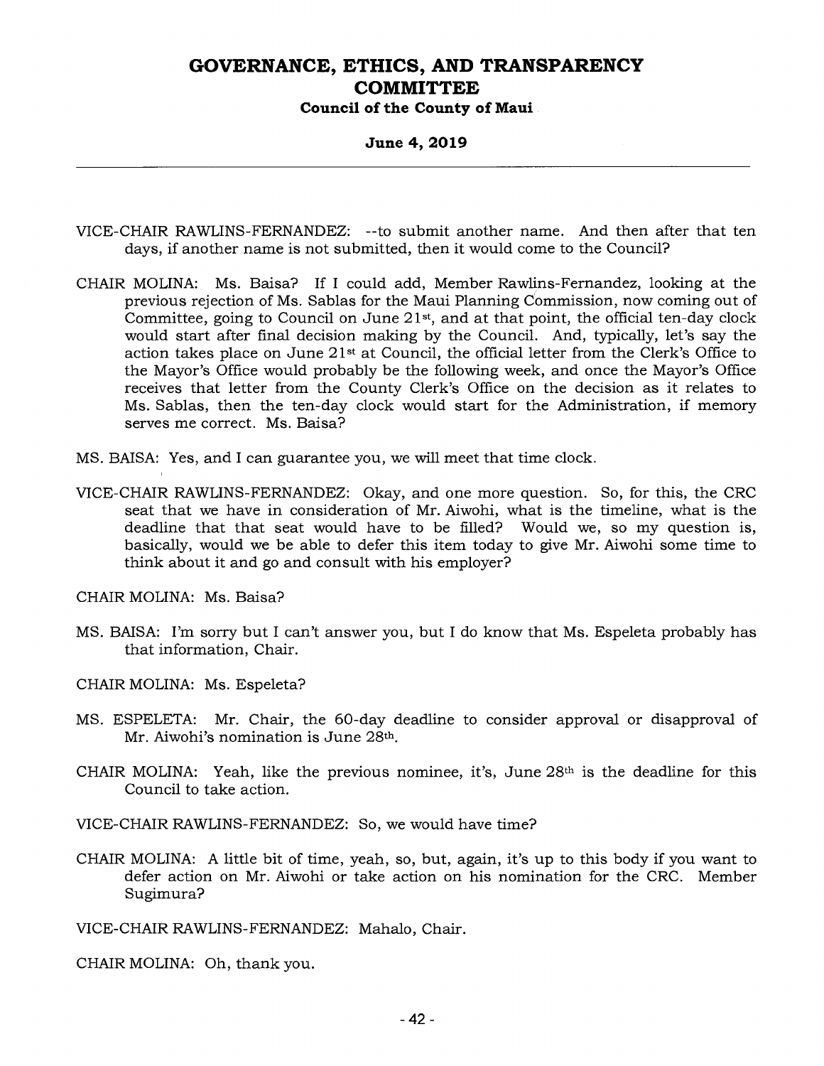VICE-CHAIR RAWLINS-FERNANDEZ: --to submit another name. And then after that ten days, if another name is not submitted, then it would come to the Council?

CHAIR MOLINA: Ms. Baisa? If I could add, Member Rawlins-Fernandez, looking at the previous rejection of Ms. Sablas for the Maui Planning Commission, now coming out of Committee, going to Council on June 21st, and at that point, the official ten-day clock would start after final decision making by the Council. And, typically, let's say the action takes place on June 21st at Council, the official letter from the Clerk's Office to the Mayor's Office would probably be the following week, and once the Mayor's Office receives that letter from the County Clerk's Office on the decision as it relates to Ms. Sablas, then the ten-day clock would start for the Administration, if memory serves me correct. Ms. Baisa?

MS. BAISA: Yes, and I can guarantee you, we will meet that time clock.

VICE-CHAIR RAWLINS-FERNANDEZ: Okay, and one more question. So, for this, the CRC seat that we have in consideration of Mr. Aiwohi, what is the timeline, what is the deadline that that seat would have to be filled? Would we, so my question is, basically, would we be able to defer this item today to give Mr. Aiwohi some time to think about it and go and consult with his employer?

CHAIR MOLINA: Ms. Baisa?

MS. BAISA: I'm sorry but I can't answer you, but I do know that Ms. Espeleta probably has that information, Chair.

CHAIR MOLINA: Ms. Espeleta?

MS. ESPELETA: Mr. Chair, the 60-day deadline to consider approval or disapproval of Mr. Aiwohi's nomination is June 28th.

CHAIR MOLINA: Yeah, like the previous nominee, it's, June 28th is the deadline for this Council to take action.

VICE-CHAIR RAWLINS-FERNANDEZ: So, we would have time?

CHAIR MOLINA: A little bit of time, yeah, so, but, again, it's up to this body if you want to defer action on Mr. Aiwohi or take action on his nomination for the CRC. Member Sugimura?

VICE-CHAIR RAWLINS-FERNANDEZ: Mahalo, Chair.

CHAIR MOLINA: Oh, thank you.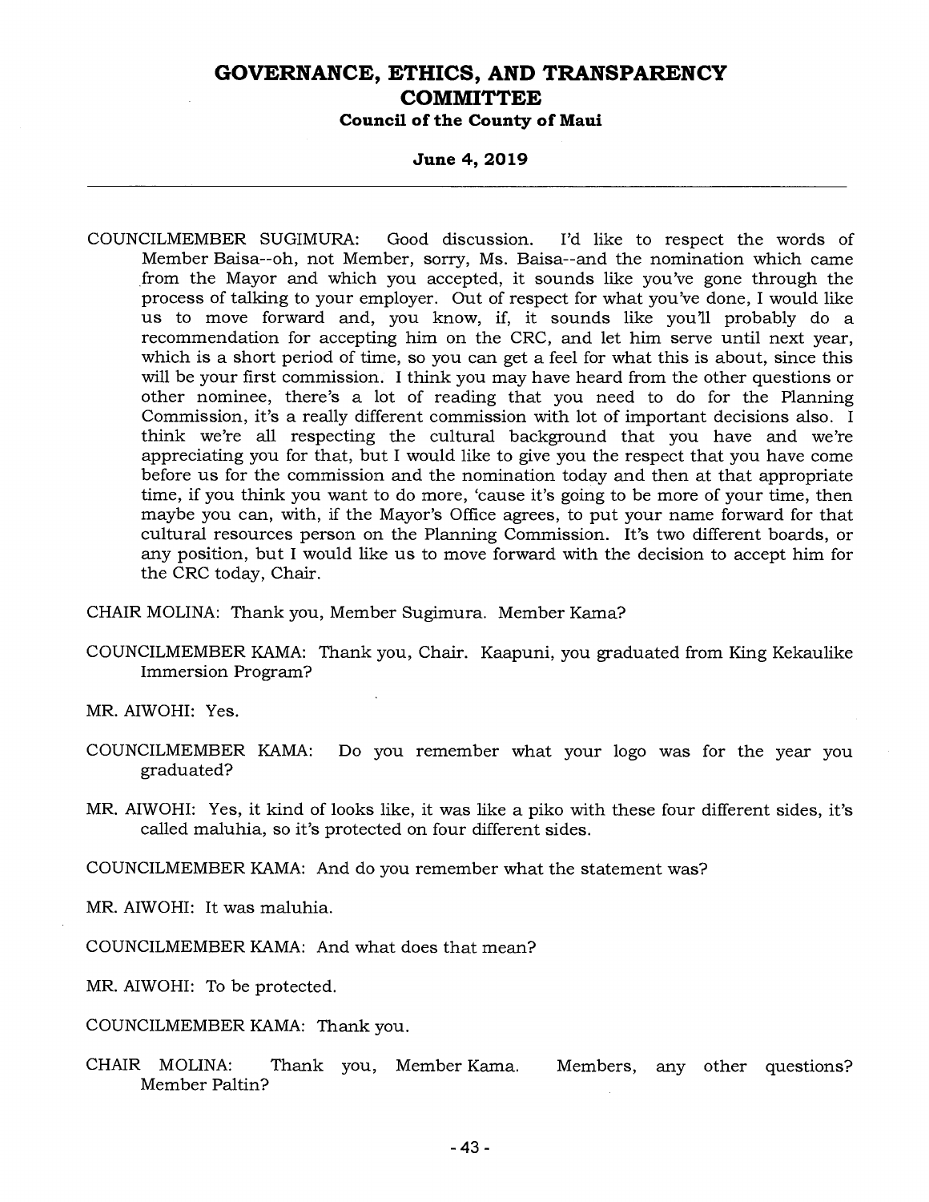COUNCILMEMBER SUGIMURA: Good discussion. I'd like to respect the words of Member Baisa--oh, not Member, sorry, Ms. Baisa--and the nomination which came from the Mayor and which you accepted, it sounds like you've gone through the process of talking to your employer. Out of respect for what you've done, I would like us to move forward and, you know, if, it sounds like you'll probably do a recommendation for accepting him on the CRC, and let him serve until next year, which is a short period of time, so you can get a feel for what this is about, since this will be your first commission. I think you may have heard from the other questions or other nominee, there's a lot of reading that you need to do for the Planning Commission, it's a really different commission with lot of important decisions also. I think we're all respecting the cultural background that you have and we're appreciating you for that, but I would like to give you the respect that you have come before us for the commission and the nomination today and then at that appropriate time, if you think you want to do more, 'cause it's going to be more of your time, then maybe you can, with, if the Mayor's Office agrees, to put your name forward for that cultural resources person on the Planning Commission. It's two different boards, or any position, but I would like us to move forward with the decision to accept him for the CRC today, Chair.

CHAIR MOLINA: Thank you, Member Sugimura. Member Kama?

COUNCILMEMBER KAMA: Thank you, Chair. Kaapuni, you graduated from King Kekaulike Immersion Program?

MR. AIWOHI: Yes.

COUNCILMEMBER KAMA: Do you remember what your logo was for the year you graduated?

MR. AIWOHI: Yes, it kind of looks like, it was like a piko with these four different sides, it's called maluhia, so it's protected on four different sides.

COUNCILMEMBER KAMA: And do you remember what the statement was?

MR. AIWOHI: It was maluhia.

COUNCILMEMBER KAMA: And what does that mean?

MR. AIWOHI: To be protected.

COUNCILMEMBER KAMA: Thank you.

CHAIR MOLINA: Thank you, Member Kama. Members, any other questions? Member Paltin?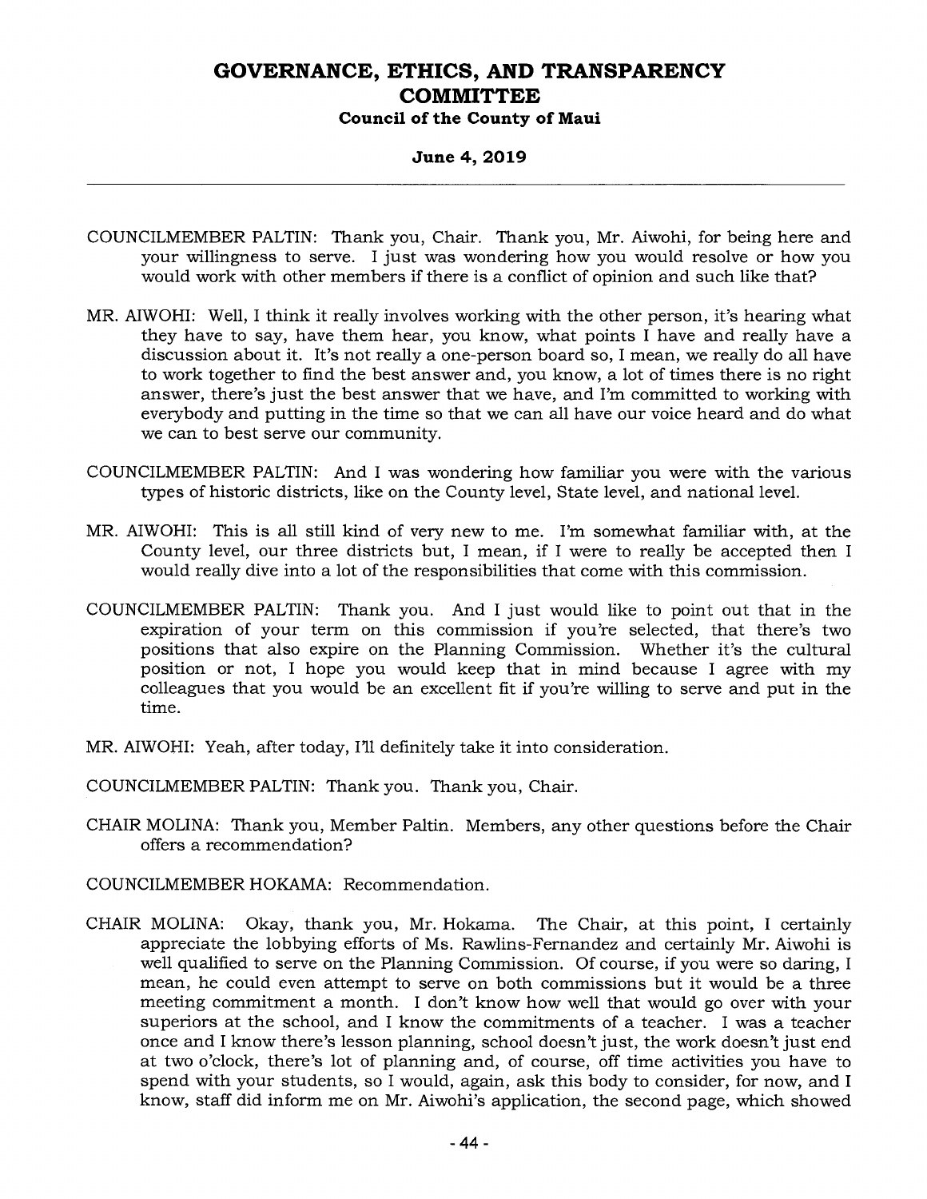COUNCILMEMBER PALTIN: Thank you, Chair. Thank you, Mr. Aiwohi, for being here and your willingness to serve. I just was wondering how you would resolve or how you would work with other members if there is a conflict of opinion and such like that?

MR. AIWOHI: Well, I think it really involves working with the other person, it's hearing what they have to say, have them hear, you know, what points I have and really have a discussion about it. It's not really a one-person board so, I mean, we really do all have to work together to find the best answer and, you know, a lot of times there is no right answer, there's just the best answer that we have, and I'm committed to working with everybody and putting in the time so that we can all have our voice heard and do what we can to best serve our community.

COUNCILMEMBER PALTIN: And I was wondering how familiar you were with the various types of historic districts, like on the County level, State level, and national level.

MR. AIWOHI: This is all still kind of very new to me. I'm somewhat familiar with, at the County level, our three districts but, I mean, if I were to really be accepted then I would really dive into a lot of the responsibilities that come with this commission.

COUNCILMEMBER PALTIN: Thank you. And I just would like to point out that in the expiration of your term on this commission if you're selected, that there's two positions that also expire on the Planning Commission. Whether it's the cultural position or not, I hope you would keep that in mind because I agree with my colleagues that you would be an excellent fit if you're willing to serve and put in the time.

MR. AIWOHI: Yeah, after today, I'll definitely take it into consideration.

COUNCILMEMBER PALTIN: Thank you. Thank you, Chair.

CHAIR MOLINA: Thank you, Member Paltin. Members, any other questions before the Chair offers a recommendation?

COUNCILMEMBER HOKAMA: Recommendation.

CHAIR MOLINA: Okay, thank you, Mr. Hokama. The Chair, at this point, I certainly appreciate the lobbying efforts of Ms. Rawlins-Fernandez and certainly Mr. Aiwohi is well qualified to serve on the Planning Commission. Of course, if you were so daring, I mean, he could even attempt to serve on both commissions but it would be a three meeting commitment a month. I don't know how well that would go over with your superiors at the school, and I know the commitments of a teacher. I was a teacher once and I know there's lesson planning, school doesn't just, the work doesn't just end at two o'clock, there's lot of planning and, of course, off time activities you have to spend with your students, so I would, again, ask this body to consider, for now, and I know, staff did inform me on Mr. Aiwohi's application, the second page, which showed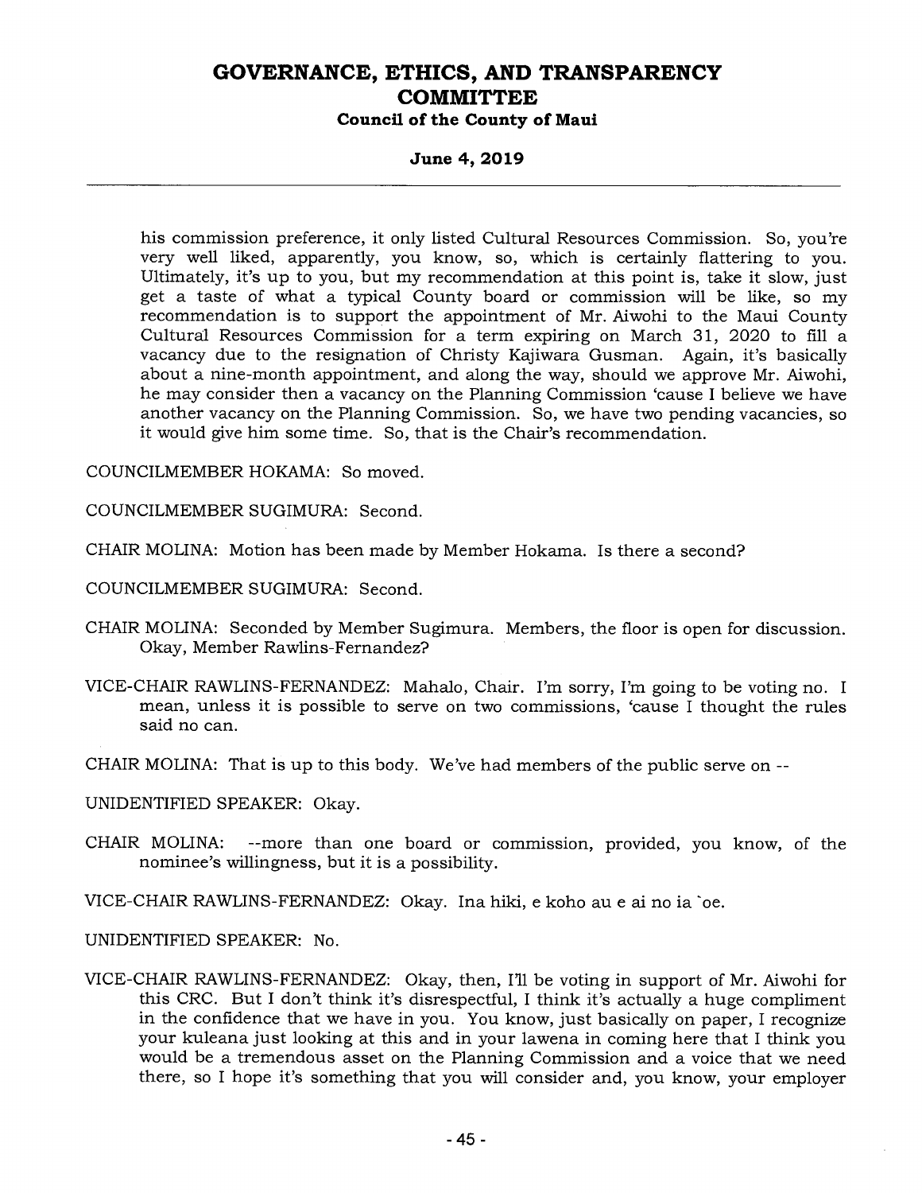his commission preference, it only listed Cultural Resources Commission. So, you're very well liked, apparently, you know, so, which is certainly flattering to you. Ultimately, it's up to you, but my recommendation at this point is, take it slow, just get a taste of what a typical County board or commission will be like, so my recommendation is to support the appointment of Mr. Aiwohi to the Maui County Cultural Resources Commission for a term expiring on March 31, 2020 to fill a vacancy due to the resignation of Christy Kajiwara Gusman. Again, it's basically about a nine-month appointment, and along the way, should we approve Mr. Aiwohi, he may consider then a vacancy on the Planning Commission 'cause I believe we have another vacancy on the Planning Commission. So, we have two pending vacancies, so it would give him some time. So, that is the Chair's recommendation.

COUNCILMEMBER HOKAMA: So moved.

COUNCILMEMBER SUGIMURA: Second.

CHAIR MOLINA: Motion has been made by Member Hokama. Is there a second?

COUNCILMEMBER SUGIMURA: Second.

CHAIR MOLINA: Seconded by Member Sugimura. Members, the floor is open for discussion. Okay, Member Rawlins-Fernandez?

VICE-CHAIR RAWLINS-FERNANDEZ: Mahalo, Chair. I'm sorry, I'm going to be voting no. I mean, unless it is possible to serve on two commissions, 'cause I thought the rules said no can.

CHAIR MOLINA: That is up to this body. We've had members of the public serve on --

UNIDENTIFIED SPEAKER: Okay.

CHAIR MOLINA: --more than one board or commission, provided, you know, of the nominee's willingness, but it is a possibility.

VICE-CHAIR RAWLINS-FERNANDEZ: Okay. Ina hiki, e koho au e ai no ia `oe.

UNIDENTIFIED SPEAKER: No.

VICE-CHAIR RAWLINS-FERNANDEZ: Okay, then, I'll be voting in support of Mr. Aiwohi for this CRC. But I don't think it's disrespectful, I think it's actually a huge compliment in the confidence that we have in you. You know, just basically on paper, I recognize your kuleana just looking at this and in your lawena in coming here that I think you would be a tremendous asset on the Planning Commission and a voice that we need there, so I hope it's something that you will consider and, you know, your employer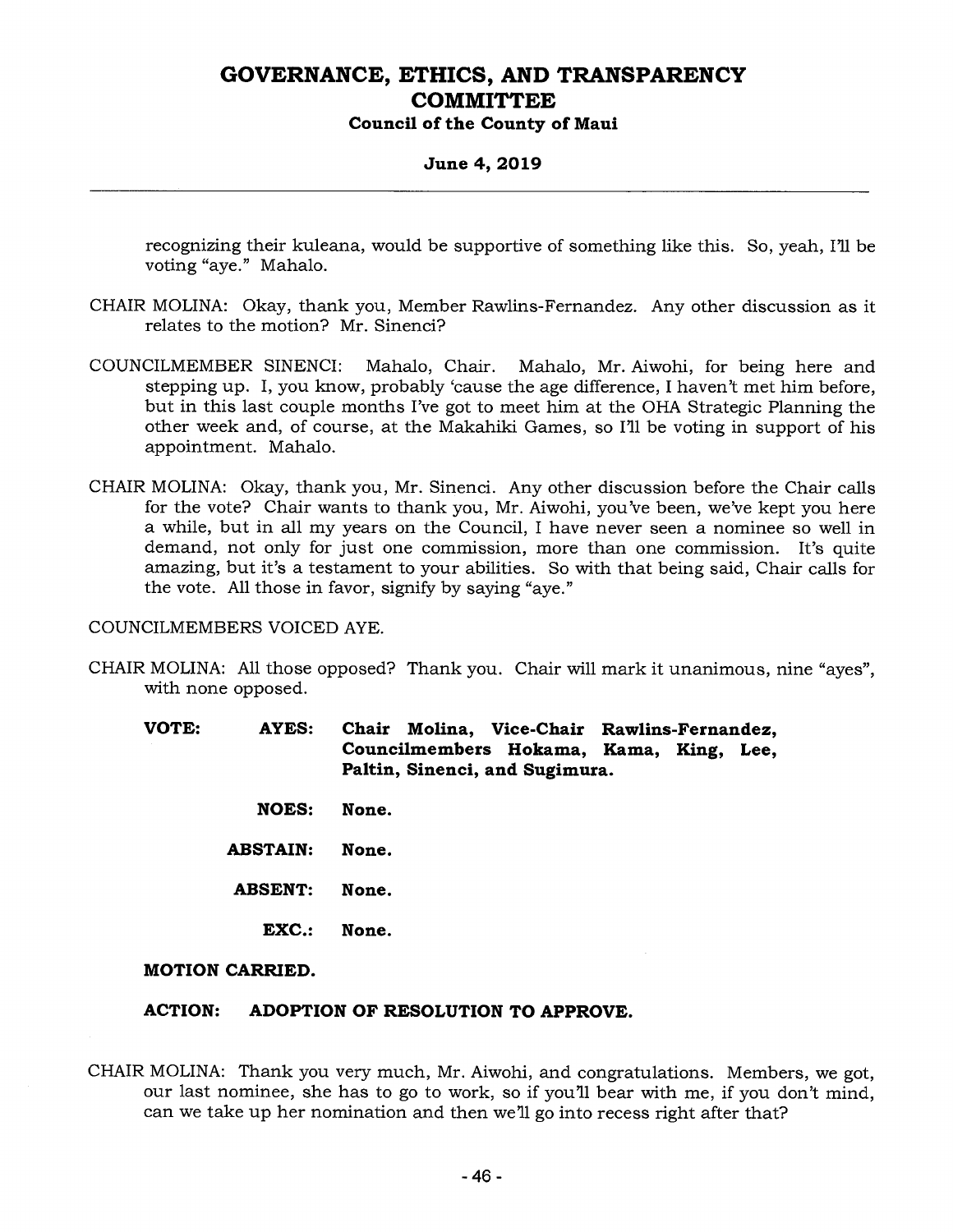recognizing their kuleana, would be supportive of something like this. So, yeah, I'll be voting "aye." Mahalo.

CHAIR MOLINA: Okay, thank you, Member Rawlins-Fernandez. Any other discussion as it relates to the motion? Mr. Sinenci?

COUNCILMEMBER SINENCI: Mahalo, Chair. Mahalo, Mr. Aiwohi, for being here and stepping up. I, you know, probably 'cause the age difference, I haven't met him before, but in this last couple months I've got to meet him at the OHA Strategic Planning the other week and, of course, at the Makahiki Games, so I'll be voting in support of his appointment. Mahalo.

CHAIR MOLINA: Okay, thank you, Mr. Sinenci. Any other discussion before the Chair calls for the vote? Chair wants to thank you, Mr. Aiwohi, you've been, we've kept you here a while, but in all my years on the Council, I have never seen a nominee so well in demand, not only for just one commission, more than one commission. It's quite amazing, but it's a testament to your abilities. So with that being said, Chair calls for the vote. All those in favor, signify by saying "aye."

COUNCILMEMBERS VOICED AYE.

CHAIR MOLINA: All those opposed? Thank you. Chair will mark it unanimous, nine "ayes", with none opposed.

**VOTE: AYES: Chair Molina, Vice-Chair Rawlins-Fernandez, Councilmembers Hokama, Kama, King, Lee, Paltin, Sinenci, and Sugimura.**

**NOES: None.**

**ABSTAIN: None.**

**ABSENT: None.**

**EXC.: None.**

**MOTION CARRIED.**

**ACTION: ADOPTION OF RESOLUTION TO APPROVE.**

CHAIR MOLINA: Thank you very much, Mr. Aiwohi, and congratulations. Members, we got, our last nominee, she has to go to work, so if you'll bear with me, if you don't mind, can we take up her nomination and then we'll go into recess right after that?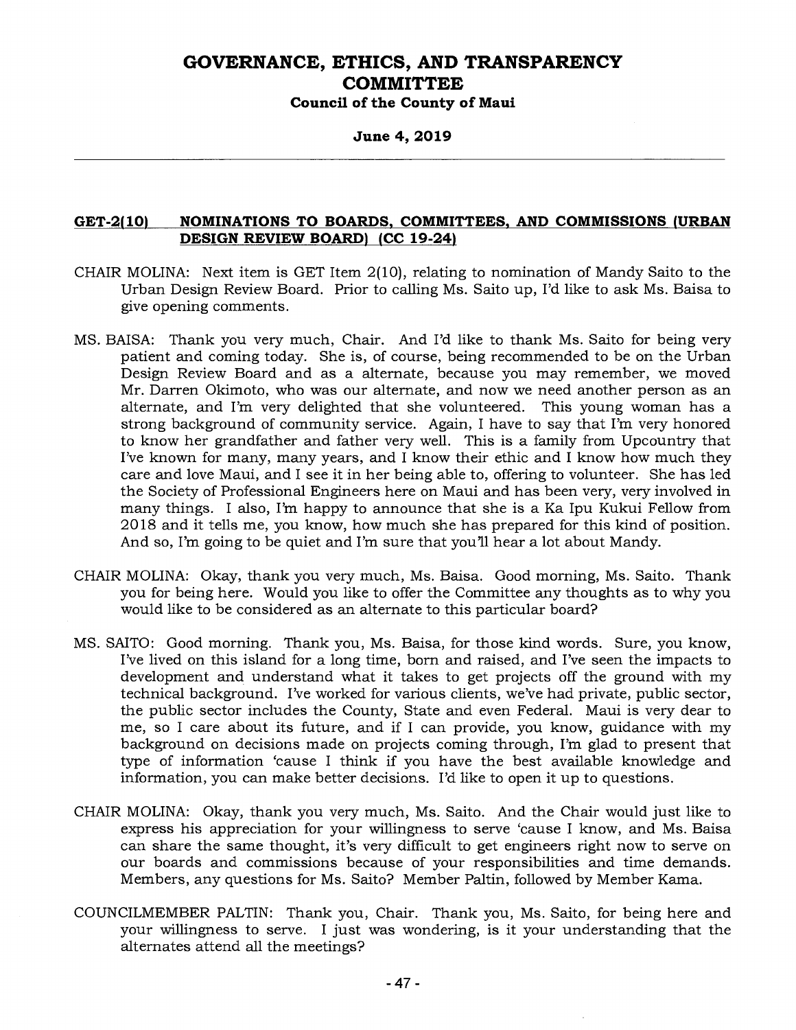## GET-2(10) NOMINATIONS TO BOARDS, COMMITTEES, AND COMMISSIONS (URBAN DESIGN REVIEW BOARD) (CC 19-24)

CHAIR MOLINA: Next item is GET Item 2(10), relating to nomination of Mandy Saito to the Urban Design Review Board. Prior to calling Ms. Saito up, I'd like to ask Ms. Baisa to give opening comments.

MS. BAISA: Thank you very much, Chair. And I'd like to thank Ms. Saito for being very patient and coming today. She is, of course, being recommended to be on the Urban Design Review Board and as a alternate, because you may remember, we moved Mr. Darren Okimoto, who was our alternate, and now we need another person as an alternate, and I'm very delighted that she volunteered. This young woman has a strong background of community service. Again, I have to say that I'm very honored to know her grandfather and father very well. This is a family from Upcountry that I've known for many, many years, and I know their ethic and I know how much they care and love Maui, and I see it in her being able to, offering to volunteer. She has led the Society of Professional Engineers here on Maui and has been very, very involved in many things. I also, I'm happy to announce that she is a Ka Ipu Kukui Fellow from 2018 and it tells me, you know, how much she has prepared for this kind of position. And so, I'm going to be quiet and I'm sure that you'll hear a lot about Mandy.

CHAIR MOLINA: Okay, thank you very much, Ms. Baisa. Good morning, Ms. Saito. Thank you for being here. Would you like to offer the Committee any thoughts as to why you would like to be considered as an alternate to this particular board?

MS. SAITO: Good morning. Thank you, Ms. Baisa, for those kind words. Sure, you know, I've lived on this island for a long time, born and raised, and I've seen the impacts to development and understand what it takes to get projects off the ground with my technical background. I've worked for various clients, we've had private, public sector, the public sector includes the County, State and even Federal. Maui is very dear to me, so I care about its future, and if I can provide, you know, guidance with my background on decisions made on projects coming through, I'm glad to present that type of information 'cause I think if you have the best available knowledge and information, you can make better decisions. I'd like to open it up to questions.

CHAIR MOLINA: Okay, thank you very much, Ms. Saito. And the Chair would just like to express his appreciation for your willingness to serve 'cause I know, and Ms. Baisa can share the same thought, it's very difficult to get engineers right now to serve on our boards and commissions because of your responsibilities and time demands. Members, any questions for Ms. Saito? Member Paltin, followed by Member Kama.

COUNCILMEMBER PALTIN: Thank you, Chair. Thank you, Ms. Saito, for being here and your willingness to serve. I just was wondering, is it your understanding that the alternates attend all the meetings?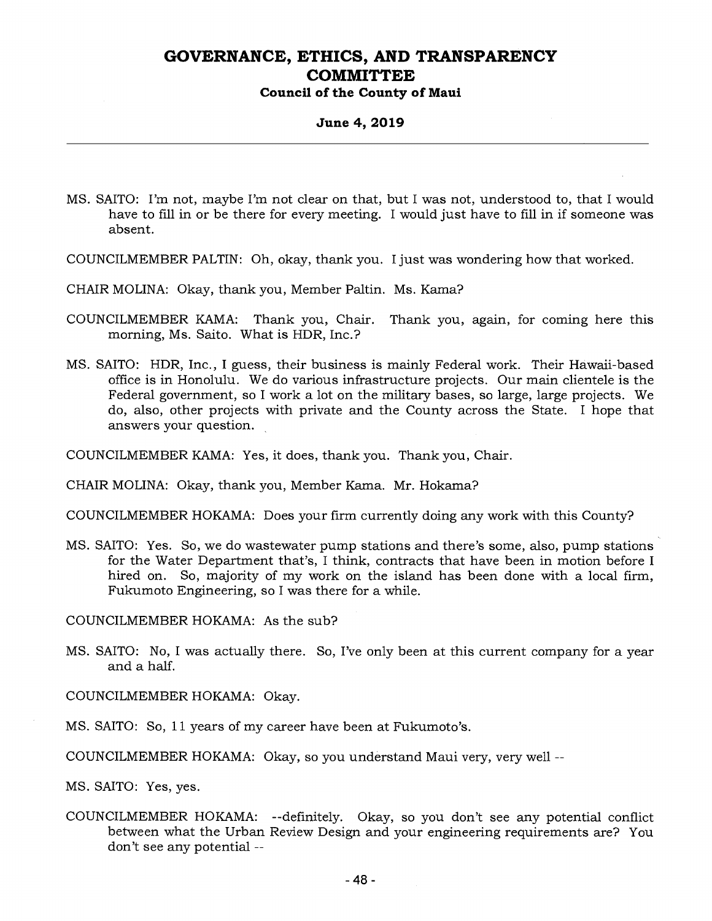MS. SAITO: I'm not, maybe I'm not clear on that, but I was not, understood to, that I would have to fill in or be there for every meeting. I would just have to fill in if someone was absent.

COUNCILMEMBER PALTIN: Oh, okay, thank you. I just was wondering how that worked.

CHAIR MOLINA: Okay, thank you, Member Paltin. Ms. Kama?

COUNCILMEMBER KAMA: Thank you, Chair. Thank you, again, for coming here this morning, Ms. Saito. What is HDR, Inc.?

MS. SAITO: HDR, Inc., I guess, their business is mainly Federal work. Their Hawaii-based office is in Honolulu. We do various infrastructure projects. Our main clientele is the Federal government, so I work a lot on the military bases, so large, large projects. We do, also, other projects with private and the County across the State. I hope that answers your question.

COUNCILMEMBER KAMA: Yes, it does, thank you. Thank you, Chair.

CHAIR MOLINA: Okay, thank you, Member Kama. Mr. Hokama?

COUNCILMEMBER HOKAMA: Does your firm currently doing any work with this County?

MS. SAITO: Yes. So, we do wastewater pump stations and there's some, also, pump stations for the Water Department that's, I think, contracts that have been in motion before I hired on. So, majority of my work on the island has been done with a local firm, Fukumoto Engineering, so I was there for a while.

COUNCILMEMBER HOKAMA: As the sub?

MS. SAITO: No, I was actually there. So, I've only been at this current company for a year and a half.

COUNCILMEMBER HOKAMA: Okay.

MS. SAITO: So, 11 years of my career have been at Fukumoto's.

COUNCILMEMBER HOKAMA: Okay, so you understand Maui very, very well --

MS. SAITO: Yes, yes.

COUNCILMEMBER HOKAMA: --definitely. Okay, so you don't see any potential conflict between what the Urban Review Design and your engineering requirements are? You don't see any potential --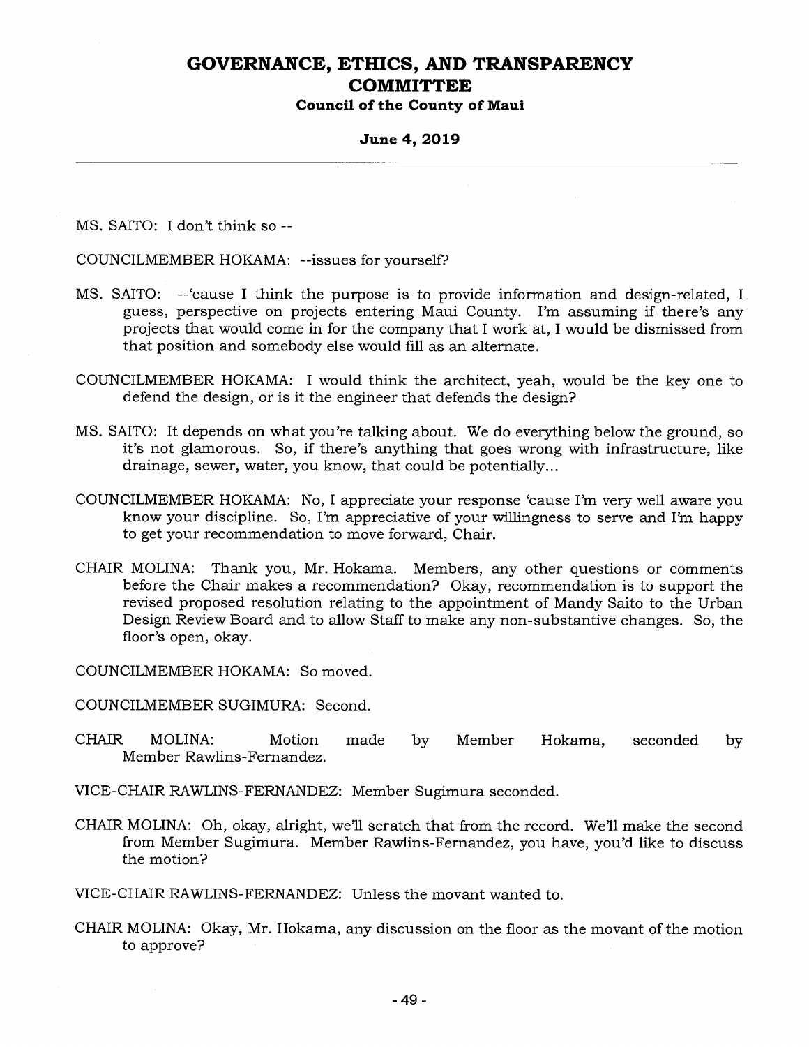MS. SAITO: I don't think so --

COUNCILMEMBER HOKAMA: --issues for yourself?

MS. SAITO: --'cause I think the purpose is to provide information and design-related, I guess, perspective on projects entering Maui County. I'm assuming if there's any projects that would come in for the company that I work at, I would be dismissed from that position and somebody else would fill as an alternate.

COUNCILMEMBER HOKAMA: I would think the architect, yeah, would be the key one to defend the design, or is it the engineer that defends the design?

MS. SAITO: It depends on what you're talking about. We do everything below the ground, so it's not glamorous. So, if there's anything that goes wrong with infrastructure, like drainage, sewer, water, you know, that could be potentially...

COUNCILMEMBER HOKAMA: No, I appreciate your response 'cause I'm very well aware you know your discipline. So, I'm appreciative of your willingness to serve and I'm happy to get your recommendation to move forward, Chair.

CHAIR MOLINA: Thank you, Mr. Hokama. Members, any other questions or comments before the Chair makes a recommendation? Okay, recommendation is to support the revised proposed resolution relating to the appointment of Mandy Saito to the Urban Design Review Board and to allow Staff to make any non-substantive changes. So, the floor's open, okay.

COUNCILMEMBER HOKAMA: So moved.

COUNCILMEMBER SUGIMURA: Second.

CHAIR MOLINA: Motion made by Member Hokama, seconded by Member Rawlins-Fernandez.

VICE-CHAIR RAWLINS-FERNANDEZ: Member Sugimura seconded.

CHAIR MOLINA: Oh, okay, alright, we'll scratch that from the record. We'll make the second from Member Sugimura. Member Rawlins-Fernandez, you have, you'd like to discuss the motion?

VICE-CHAIR RAWLINS-FERNANDEZ: Unless the movant wanted to.

CHAIR MOLINA: Okay, Mr. Hokama, any discussion on the floor as the movant of the motion to approve?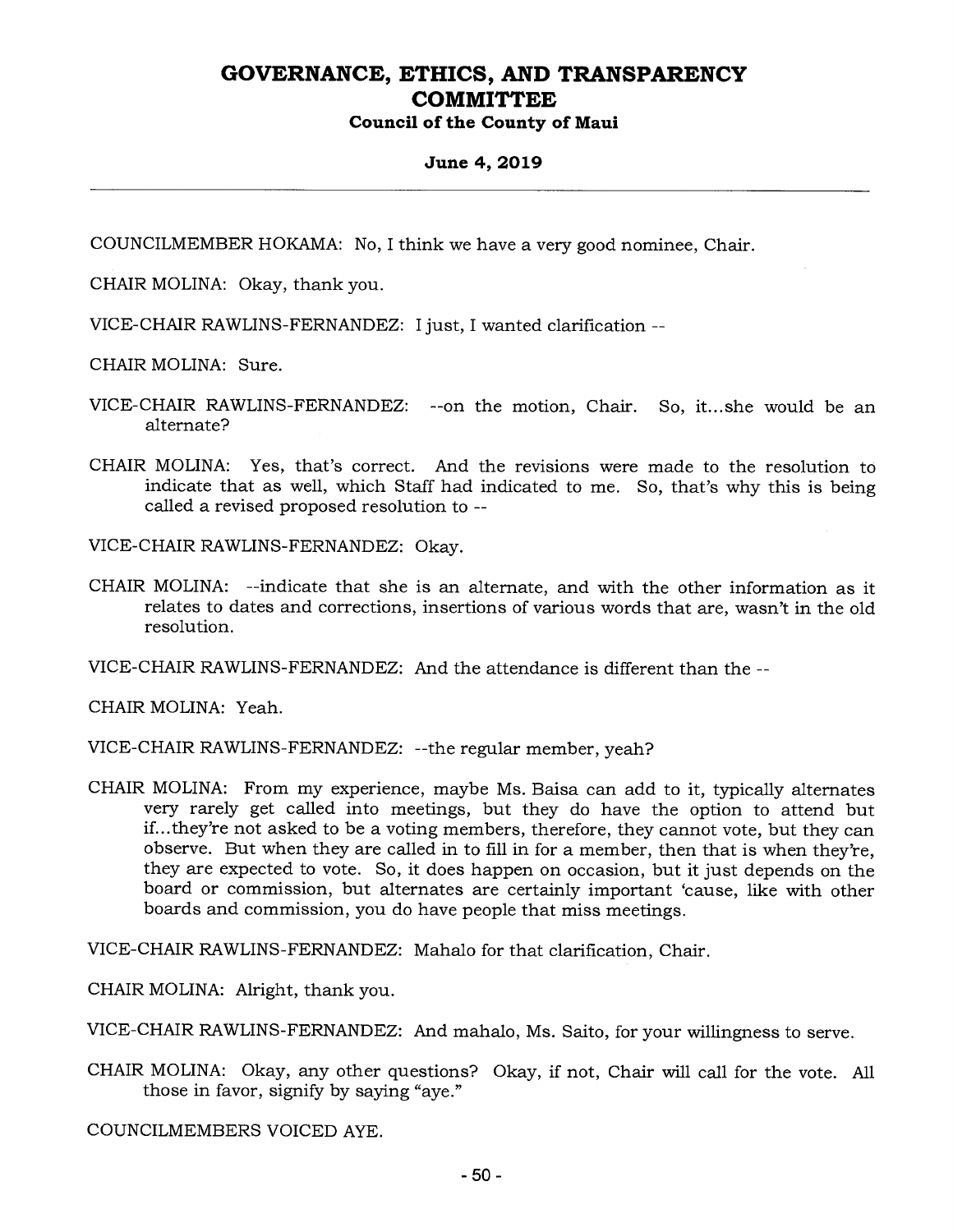COUNCILMEMBER HOKAMA: No, I think we have a very good nominee, Chair.

CHAIR MOLINA: Okay, thank you.

VICE-CHAIR RAWLINS-FERNANDEZ: I just, I wanted clarification --

CHAIR MOLINA: Sure.

VICE-CHAIR RAWLINS-FERNANDEZ: --on the motion, Chair. So, it...she would be an alternate?

CHAIR MOLINA: Yes, that's correct. And the revisions were made to the resolution to indicate that as well, which Staff had indicated to me. So, that's why this is being called a revised proposed resolution to --

VICE-CHAIR RAWLINS-FERNANDEZ: Okay.

CHAIR MOLINA: --indicate that she is an alternate, and with the other information as it relates to dates and corrections, insertions of various words that are, wasn't in the old resolution.

VICE-CHAIR RAWLINS-FERNANDEZ: And the attendance is different than the --

CHAIR MOLINA: Yeah.

VICE-CHAIR RAWLINS-FERNANDEZ: --the regular member, yeah?

CHAIR MOLINA: From my experience, maybe Ms. Baisa can add to it, typically alternates very rarely get called into meetings, but they do have the option to attend but if...they're not asked to be a voting members, therefore, they cannot vote, but they can observe. But when they are called in to fill in for a member, then that is when they're, they are expected to vote. So, it does happen on occasion, but it just depends on the board or commission, but alternates are certainly important 'cause, like with other boards and commission, you do have people that miss meetings.

VICE-CHAIR RAWLINS-FERNANDEZ: Mahalo for that clarification, Chair.

CHAIR MOLINA: Alright, thank you.

VICE-CHAIR RAWLINS-FERNANDEZ: And mahalo, Ms. Saito, for your willingness to serve.

CHAIR MOLINA: Okay, any other questions? Okay, if not, Chair will call for the vote. All those in favor, signify by saying "aye."

COUNCILMEMBERS VOICED AYE.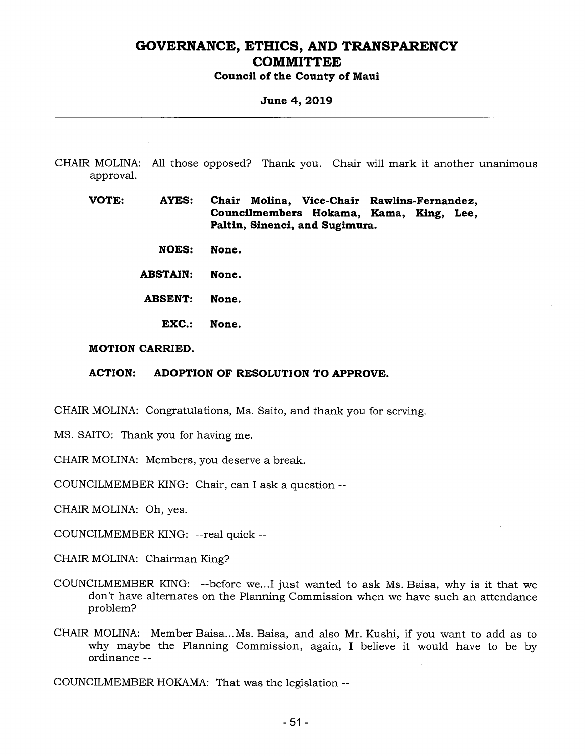CHAIR MOLINA: All those opposed? Thank you. Chair will mark it another unanimous approval.

**VOTE:** **AYES:** **Chair Molina, Vice-Chair Rawlins-Fernandez, Councilmembers Hokama, Kama, King, Lee, Paltin, Sinenci, and Sugimura.**

**NOES:** **None.**

**ABSTAIN:** **None.**

**ABSENT:** **None.**

**EXC.:** **None.**

**MOTION CARRIED.**

**ACTION: ADOPTION OF RESOLUTION TO APPROVE.**

CHAIR MOLINA: Congratulations, Ms. Saito, and thank you for serving.

MS. SAITO: Thank you for having me.

CHAIR MOLINA: Members, you deserve a break.

COUNCILMEMBER KING: Chair, can I ask a question --

CHAIR MOLINA: Oh, yes.

COUNCILMEMBER KING: --real quick --

CHAIR MOLINA: Chairman King?

COUNCILMEMBER KING: --before we...I just wanted to ask Ms. Baisa, why is it that we don't have alternates on the Planning Commission when we have such an attendance problem?

CHAIR MOLINA: Member Baisa...Ms. Baisa, and also Mr. Kushi, if you want to add as to why maybe the Planning Commission, again, I believe it would have to be by ordinance --

COUNCILMEMBER HOKAMA: That was the legislation --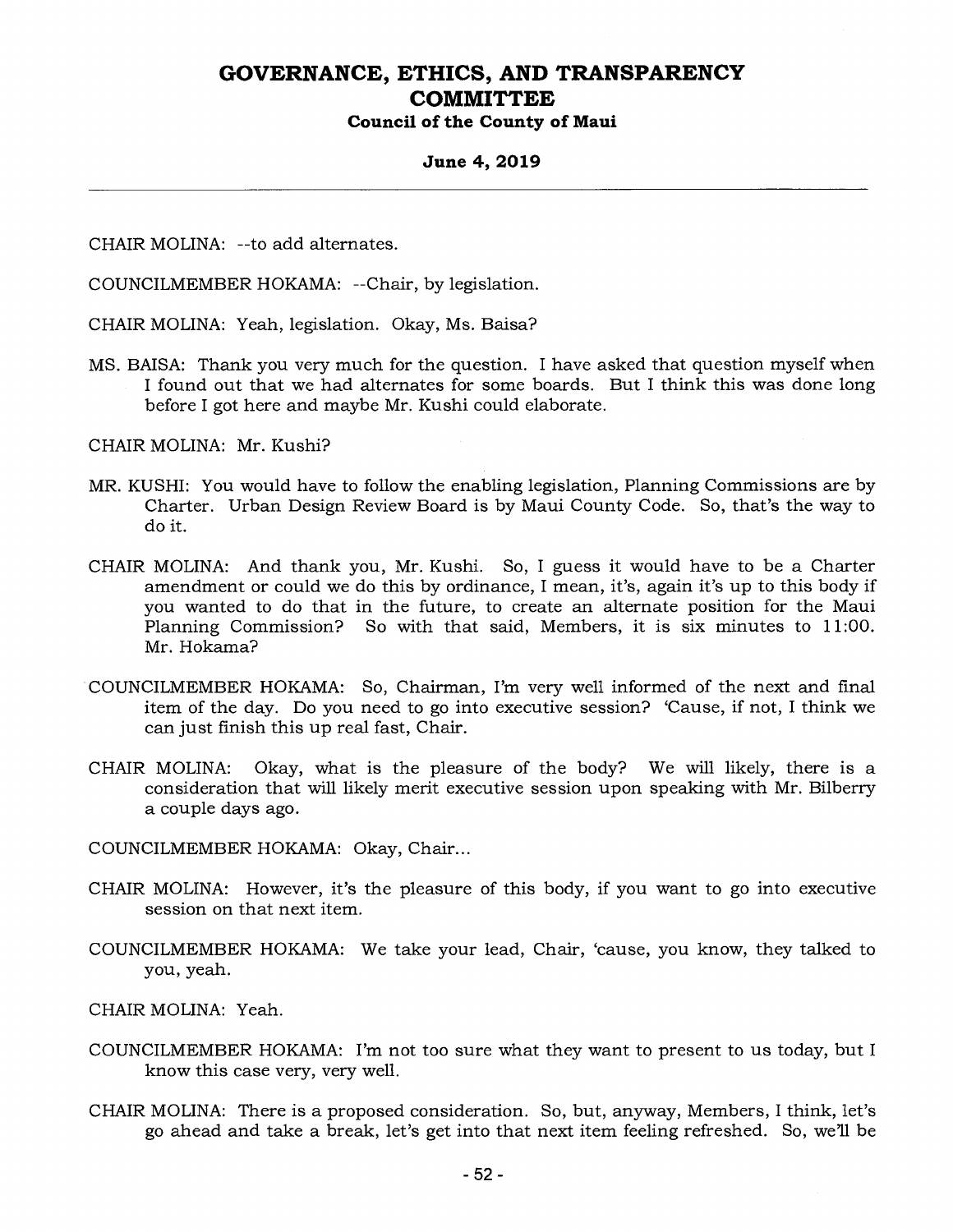CHAIR MOLINA: --to add alternates.

COUNCILMEMBER HOKAMA: --Chair, by legislation.

CHAIR MOLINA: Yeah, legislation. Okay, Ms. Baisa?

MS. BAISA: Thank you very much for the question. I have asked that question myself when I found out that we had alternates for some boards. But I think this was done long before I got here and maybe Mr. Kushi could elaborate.

CHAIR MOLINA: Mr. Kushi?

MR. KUSHI: You would have to follow the enabling legislation, Planning Commissions are by Charter. Urban Design Review Board is by Maui County Code. So, that's the way to do it.

CHAIR MOLINA: And thank you, Mr. Kushi. So, I guess it would have to be a Charter amendment or could we do this by ordinance, I mean, it's, again it's up to this body if you wanted to do that in the future, to create an alternate position for the Maui Planning Commission? So with that said, Members, it is six minutes to 11:00. Mr. Hokama?

COUNCILMEMBER HOKAMA: So, Chairman, I'm very well informed of the next and final item of the day. Do you need to go into executive session? 'Cause, if not, I think we can just finish this up real fast, Chair.

CHAIR MOLINA: Okay, what is the pleasure of the body? We will likely, there is a consideration that will likely merit executive session upon speaking with Mr. Bilberry a couple days ago.

COUNCILMEMBER HOKAMA: Okay, Chair...

CHAIR MOLINA: However, it's the pleasure of this body, if you want to go into executive session on that next item.

COUNCILMEMBER HOKAMA: We take your lead, Chair, 'cause, you know, they talked to you, yeah.

CHAIR MOLINA: Yeah.

COUNCILMEMBER HOKAMA: I'm not too sure what they want to present to us today, but I know this case very, very well.

CHAIR MOLINA: There is a proposed consideration. So, but, anyway, Members, I think, let's go ahead and take a break, let's get into that next item feeling refreshed. So, we'll be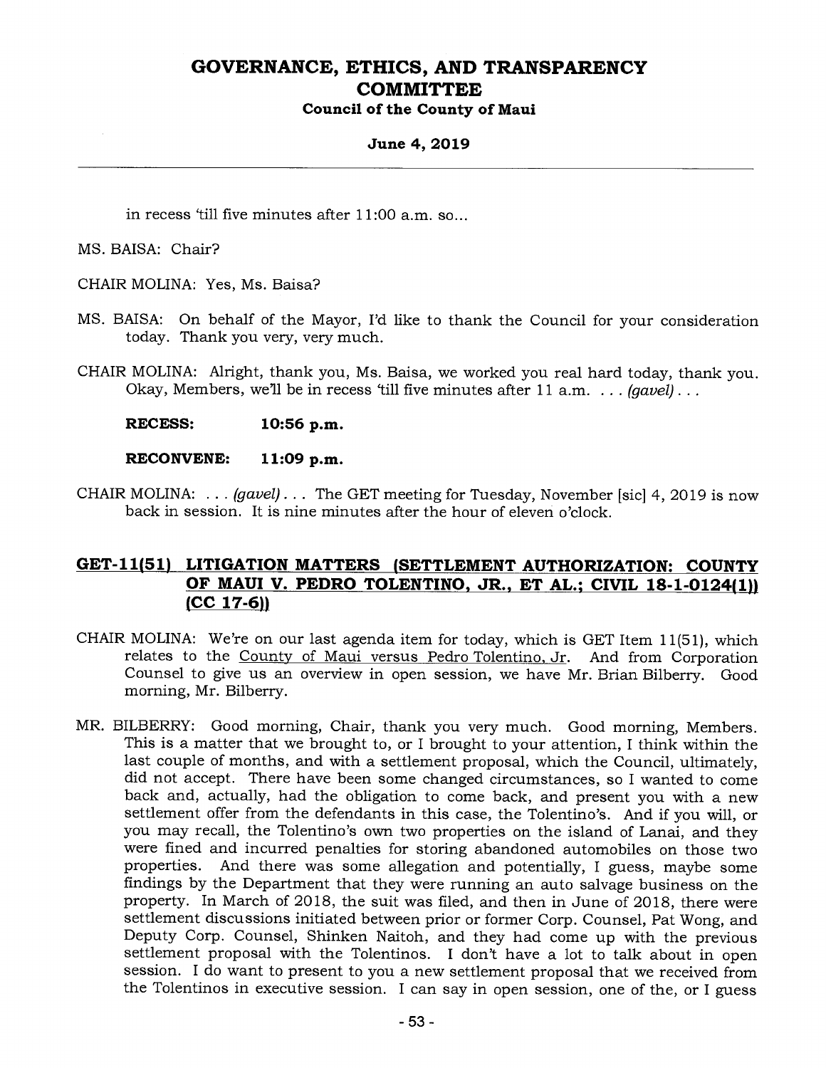in recess 'till five minutes after 11:00 a.m. so...

MS. BAISA: Chair?

CHAIR MOLINA: Yes, Ms. Baisa?

MS. BAISA: On behalf of the Mayor, I'd like to thank the Council for your consideration today. Thank you very, very much.

CHAIR MOLINA: Alright, thank you, Ms. Baisa, we worked you real hard today, thank you. Okay, Members, we'll be in recess 'till five minutes after 11 a.m. . . . *(gavel)* . . .

**RECESS: 10:56 p.m.**

**RECONVENE: 11:09 p.m.**

CHAIR MOLINA: . . . *(gavel)* . . . The GET meeting for Tuesday, November [sic] 4, 2019 is now back in session. It is nine minutes after the hour of eleven o'clock.

## GET-11(51) LITIGATION MATTERS (SETTLEMENT AUTHORIZATION: COUNTY OF MAUI V. PEDRO TOLENTINO, JR., ET AL.; CIVIL 18-1-0124(1)) (CC 17-6))

CHAIR MOLINA: We're on our last agenda item for today, which is GET Item 11(51), which relates to the County of Maui versus Pedro Tolentino, Jr. And from Corporation Counsel to give us an overview in open session, we have Mr. Brian Bilberry. Good morning, Mr. Bilberry.

MR. BILBERRY: Good morning, Chair, thank you very much. Good morning, Members. This is a matter that we brought to, or I brought to your attention, I think within the last couple of months, and with a settlement proposal, which the Council, ultimately, did not accept. There have been some changed circumstances, so I wanted to come back and, actually, had the obligation to come back, and present you with a new settlement offer from the defendants in this case, the Tolentino's. And if you will, or you may recall, the Tolentino's own two properties on the island of Lanai, and they were fined and incurred penalties for storing abandoned automobiles on those two properties. And there was some allegation and potentially, I guess, maybe some findings by the Department that they were running an auto salvage business on the property. In March of 2018, the suit was filed, and then in June of 2018, there were settlement discussions initiated between prior or former Corp. Counsel, Pat Wong, and Deputy Corp. Counsel, Shinken Naitoh, and they had come up with the previous settlement proposal with the Tolentinos. I don't have a lot to talk about in open session. I do want to present to you a new settlement proposal that we received from the Tolentinos in executive session. I can say in open session, one of the, or I guess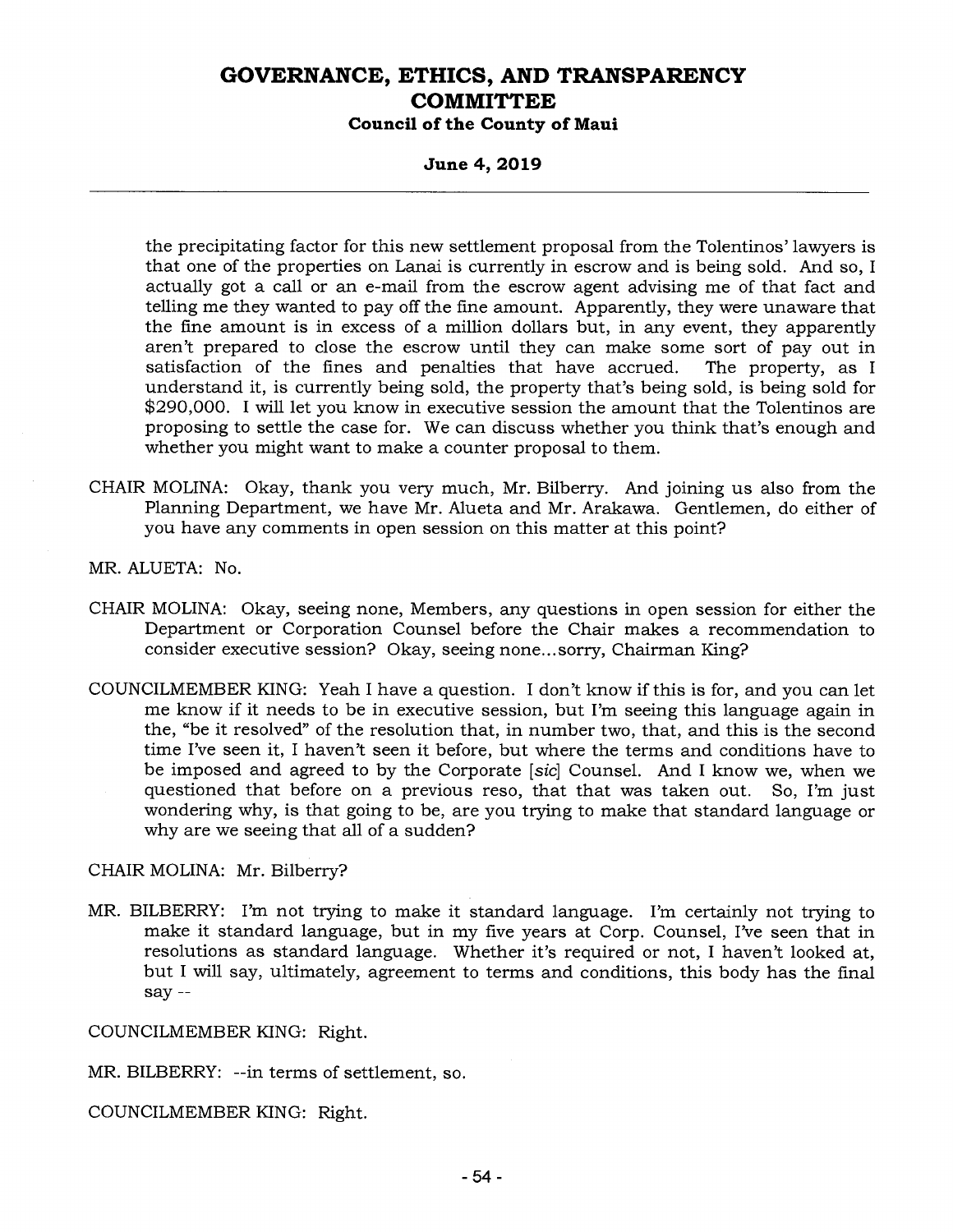the precipitating factor for this new settlement proposal from the Tolentinos' lawyers is that one of the properties on Lanai is currently in escrow and is being sold. And so, I actually got a call or an e-mail from the escrow agent advising me of that fact and telling me they wanted to pay off the fine amount. Apparently, they were unaware that the fine amount is in excess of a million dollars but, in any event, they apparently aren't prepared to close the escrow until they can make some sort of pay out in satisfaction of the fines and penalties that have accrued. The property, as I understand it, is currently being sold, the property that's being sold, is being sold for $290,000. I will let you know in executive session the amount that the Tolentinos are proposing to settle the case for. We can discuss whether you think that's enough and whether you might want to make a counter proposal to them.

CHAIR MOLINA: Okay, thank you very much, Mr. Bilberry. And joining us also from the Planning Department, we have Mr. Alueta and Mr. Arakawa. Gentlemen, do either of you have any comments in open session on this matter at this point?

MR. ALUETA: No.

CHAIR MOLINA: Okay, seeing none, Members, any questions in open session for either the Department or Corporation Counsel before the Chair makes a recommendation to consider executive session? Okay, seeing none...sorry, Chairman King?

COUNCILMEMBER KING: Yeah I have a question. I don't know if this is for, and you can let me know if it needs to be in executive session, but I'm seeing this language again in the, "be it resolved" of the resolution that, in number two, that, and this is the second time I've seen it, I haven't seen it before, but where the terms and conditions have to be imposed and agreed to by the Corporate [*sic*] Counsel. And I know we, when we questioned that before on a previous reso, that that was taken out. So, I'm just wondering why, is that going to be, are you trying to make that standard language or why are we seeing that all of a sudden?

CHAIR MOLINA: Mr. Bilberry?

MR. BILBERRY: I'm not trying to make it standard language. I'm certainly not trying to make it standard language, but in my five years at Corp. Counsel, I've seen that in resolutions as standard language. Whether it's required or not, I haven't looked at, but I will say, ultimately, agreement to terms and conditions, this body has the final say --

COUNCILMEMBER KING: Right.

MR. BILBERRY: --in terms of settlement, so.

COUNCILMEMBER KING: Right.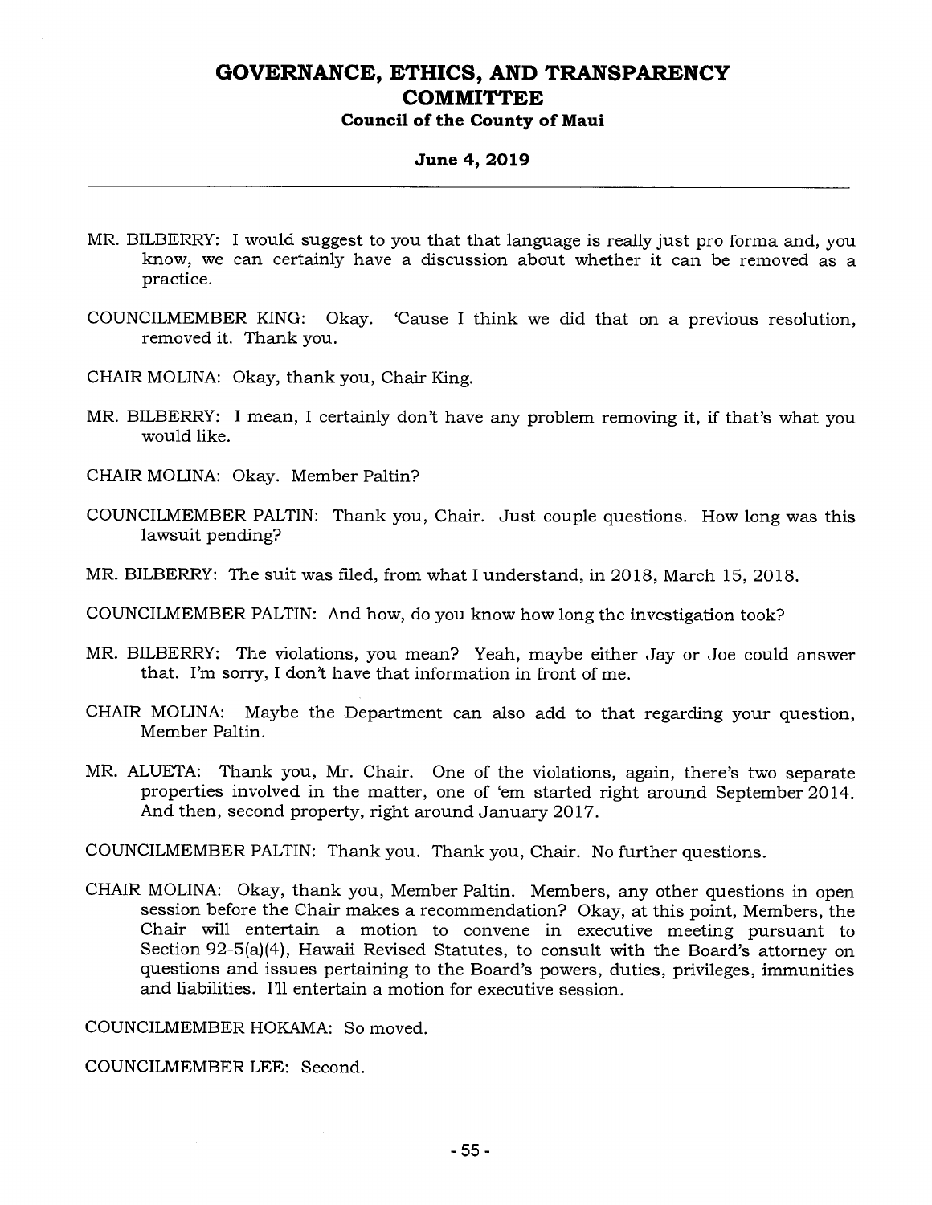MR. BILBERRY: I would suggest to you that that language is really just pro forma and, you know, we can certainly have a discussion about whether it can be removed as a practice.

COUNCILMEMBER KING: Okay. 'Cause I think we did that on a previous resolution, removed it. Thank you.

CHAIR MOLINA: Okay, thank you, Chair King.

MR. BILBERRY: I mean, I certainly don't have any problem removing it, if that's what you would like.

CHAIR MOLINA: Okay. Member Paltin?

COUNCILMEMBER PALTIN: Thank you, Chair. Just couple questions. How long was this lawsuit pending?

MR. BILBERRY: The suit was filed, from what I understand, in 2018, March 15, 2018.

COUNCILMEMBER PALTIN: And how, do you know how long the investigation took?

MR. BILBERRY: The violations, you mean? Yeah, maybe either Jay or Joe could answer that. I'm sorry, I don't have that information in front of me.

CHAIR MOLINA: Maybe the Department can also add to that regarding your question, Member Paltin.

MR. ALUETA: Thank you, Mr. Chair. One of the violations, again, there's two separate properties involved in the matter, one of 'em started right around September 2014. And then, second property, right around January 2017.

COUNCILMEMBER PALTIN: Thank you. Thank you, Chair. No further questions.

CHAIR MOLINA: Okay, thank you, Member Paltin. Members, any other questions in open session before the Chair makes a recommendation? Okay, at this point, Members, the Chair will entertain a motion to convene in executive meeting pursuant to Section 92-5(a)(4), Hawaii Revised Statutes, to consult with the Board's attorney on questions and issues pertaining to the Board's powers, duties, privileges, immunities and liabilities. I'll entertain a motion for executive session.

COUNCILMEMBER HOKAMA: So moved.

COUNCILMEMBER LEE: Second.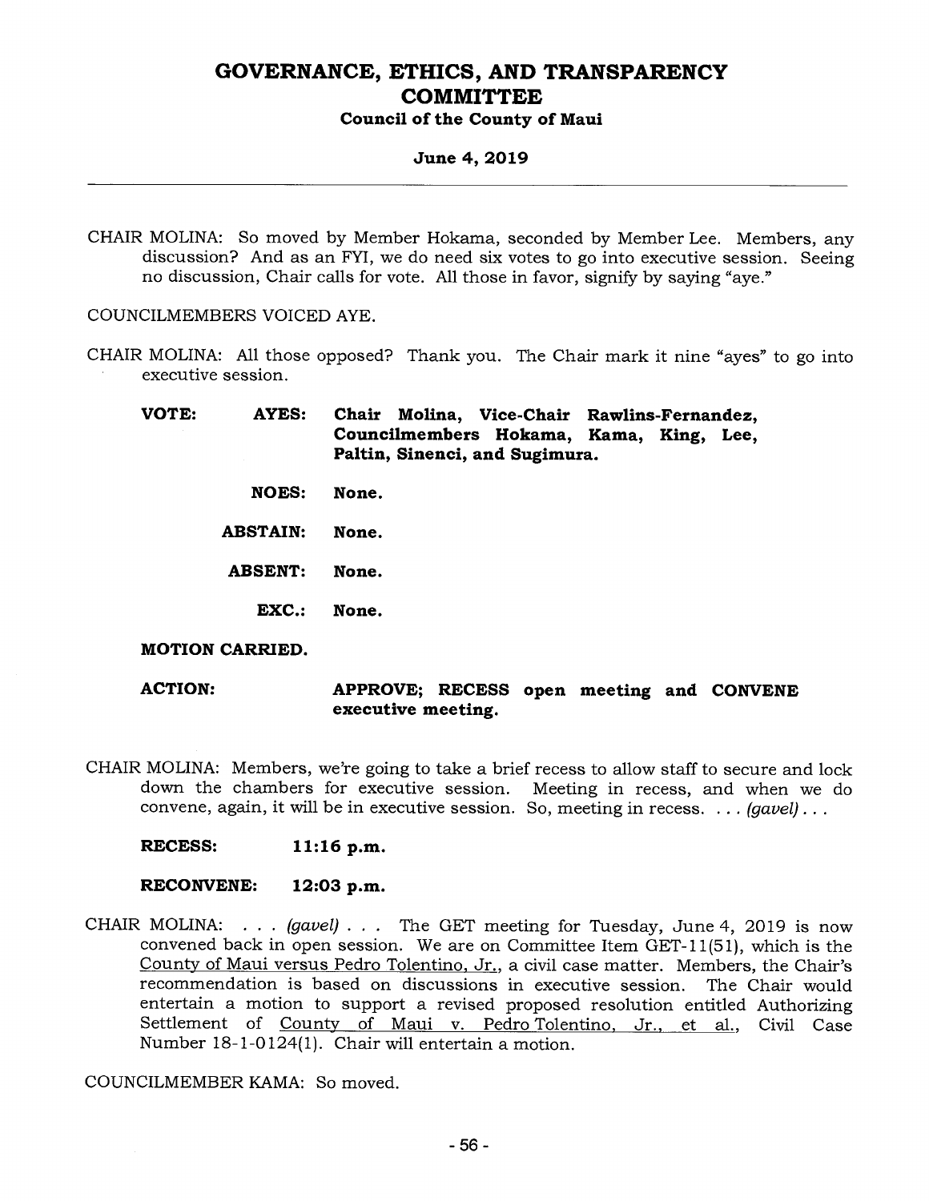CHAIR MOLINA: So moved by Member Hokama, seconded by Member Lee. Members, any discussion? And as an FYI, we do need six votes to go into executive session. Seeing no discussion, Chair calls for vote. All those in favor, signify by saying "aye."

COUNCILMEMBERS VOICED AYE.

CHAIR MOLINA: All those opposed? Thank you. The Chair mark it nine "ayes" to go into executive session.

**VOTE:** **AYES:** **Chair Molina, Vice-Chair Rawlins-Fernandez, Councilmembers Hokama, Kama, King, Lee, Paltin, Sinenci, and Sugimura.**

**NOES:** **None.**

**ABSTAIN:** **None.**

**ABSENT:** **None.**

**EXC.:** **None.**

**MOTION CARRIED.**

**ACTION:** **APPROVE; RECESS open meeting and CONVENE executive meeting.**

CHAIR MOLINA: Members, we're going to take a brief recess to allow staff to secure and lock down the chambers for executive session. Meeting in recess, and when we do convene, again, it will be in executive session. So, meeting in recess. . . . *(gavel)* . . .

**RECESS:** **11:16 p.m.**

**RECONVENE:** **12:03 p.m.**

CHAIR MOLINA: . . . *(gavel)* . . . The GET meeting for Tuesday, June 4, 2019 is now convened back in open session. We are on Committee Item GET-11(51), which is the County of Maui versus Pedro Tolentino, Jr., a civil case matter. Members, the Chair's recommendation is based on discussions in executive session. The Chair would entertain a motion to support a revised proposed resolution entitled Authorizing Settlement of County of Maui v. Pedro Tolentino, Jr., et al., Civil Case Number 18-1-0124(1). Chair will entertain a motion.

COUNCILMEMBER KAMA: So moved.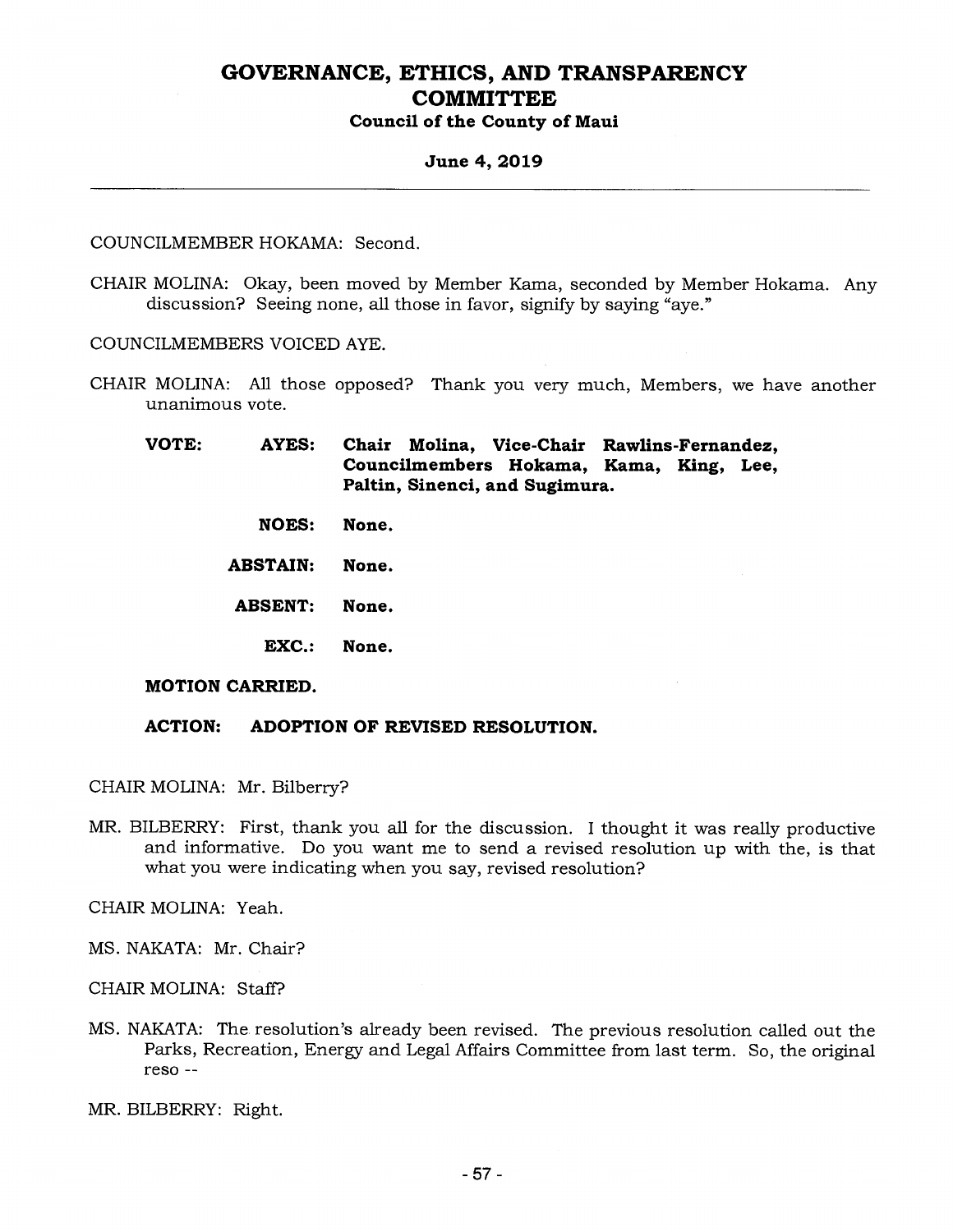COUNCILMEMBER HOKAMA: Second.

CHAIR MOLINA: Okay, been moved by Member Kama, seconded by Member Hokama. Any discussion? Seeing none, all those in favor, signify by saying "aye."

COUNCILMEMBERS VOICED AYE.

CHAIR MOLINA: All those opposed? Thank you very much, Members, we have another unanimous vote.

**VOTE:** **AYES:** **Chair Molina, Vice-Chair Rawlins-Fernandez, Councilmembers Hokama, Kama, King, Lee, Paltin, Sinenci, and Sugimura.**

**NOES:** **None.**

**ABSTAIN:** **None.**

**ABSENT:** **None.**

**EXC.:** **None.**

**MOTION CARRIED.**

**ACTION:** **ADOPTION OF REVISED RESOLUTION.**

CHAIR MOLINA: Mr. Bilberry?

MR. BILBERRY: First, thank you all for the discussion. I thought it was really productive and informative. Do you want me to send a revised resolution up with the, is that what you were indicating when you say, revised resolution?

CHAIR MOLINA: Yeah.

MS. NAKATA: Mr. Chair?

CHAIR MOLINA: Staff?

MS. NAKATA: The resolution's already been revised. The previous resolution called out the Parks, Recreation, Energy and Legal Affairs Committee from last term. So, the original reso --

MR. BILBERRY: Right.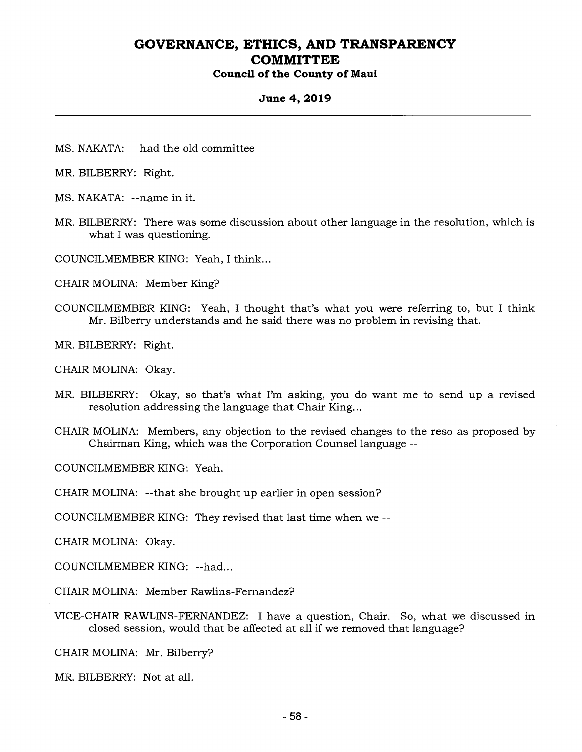MS. NAKATA: --had the old committee --

MR. BILBERRY: Right.

MS. NAKATA: --name in it.

MR. BILBERRY: There was some discussion about other language in the resolution, which is what I was questioning.

COUNCILMEMBER KING: Yeah, I think...

CHAIR MOLINA: Member King?

COUNCILMEMBER KING: Yeah, I thought that's what you were referring to, but I think Mr. Bilberry understands and he said there was no problem in revising that.

MR. BILBERRY: Right.

CHAIR MOLINA: Okay.

MR. BILBERRY: Okay, so that's what I'm asking, you do want me to send up a revised resolution addressing the language that Chair King...

CHAIR MOLINA: Members, any objection to the revised changes to the reso as proposed by Chairman King, which was the Corporation Counsel language --

COUNCILMEMBER KING: Yeah.

CHAIR MOLINA: --that she brought up earlier in open session?

COUNCILMEMBER KING: They revised that last time when we --

CHAIR MOLINA: Okay.

COUNCILMEMBER KING: --had...

CHAIR MOLINA: Member Rawlins-Fernandez?

VICE-CHAIR RAWLINS-FERNANDEZ: I have a question, Chair. So, what we discussed in closed session, would that be affected at all if we removed that language?

CHAIR MOLINA: Mr. Bilberry?

MR. BILBERRY: Not at all.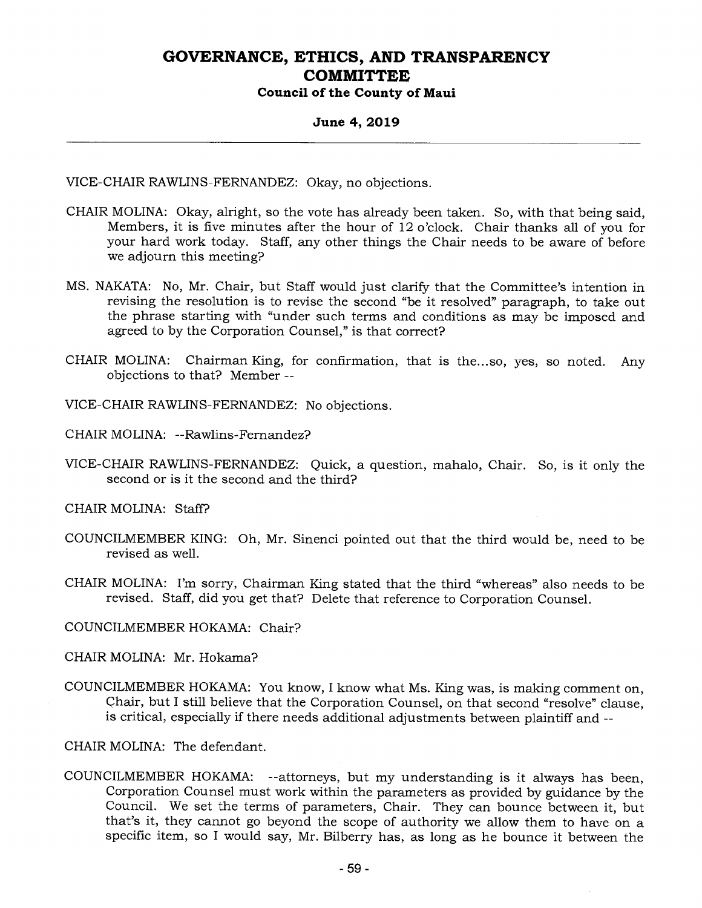VICE-CHAIR RAWLINS-FERNANDEZ: Okay, no objections.

CHAIR MOLINA: Okay, alright, so the vote has already been taken. So, with that being said, Members, it is five minutes after the hour of 12 o'clock. Chair thanks all of you for your hard work today. Staff, any other things the Chair needs to be aware of before we adjourn this meeting?

MS. NAKATA: No, Mr. Chair, but Staff would just clarify that the Committee's intention in revising the resolution is to revise the second "be it resolved" paragraph, to take out the phrase starting with "under such terms and conditions as may be imposed and agreed to by the Corporation Counsel," is that correct?

CHAIR MOLINA: Chairman King, for confirmation, that is the...so, yes, so noted. Any objections to that? Member --

VICE-CHAIR RAWLINS-FERNANDEZ: No objections.

CHAIR MOLINA: --Rawlins-Fernandez?

VICE-CHAIR RAWLINS-FERNANDEZ: Quick, a question, mahalo, Chair. So, is it only the second or is it the second and the third?

CHAIR MOLINA: Staff?

COUNCILMEMBER KING: Oh, Mr. Sinenci pointed out that the third would be, need to be revised as well.

CHAIR MOLINA: I'm sorry, Chairman King stated that the third "whereas" also needs to be revised. Staff, did you get that? Delete that reference to Corporation Counsel.

COUNCILMEMBER HOKAMA: Chair?

CHAIR MOLINA: Mr. Hokama?

COUNCILMEMBER HOKAMA: You know, I know what Ms. King was, is making comment on, Chair, but I still believe that the Corporation Counsel, on that second "resolve" clause, is critical, especially if there needs additional adjustments between plaintiff and --

CHAIR MOLINA: The defendant.

COUNCILMEMBER HOKAMA: --attorneys, but my understanding is it always has been, Corporation Counsel must work within the parameters as provided by guidance by the Council. We set the terms of parameters, Chair. They can bounce between it, but that's it, they cannot go beyond the scope of authority we allow them to have on a specific item, so I would say, Mr. Bilberry has, as long as he bounce it between the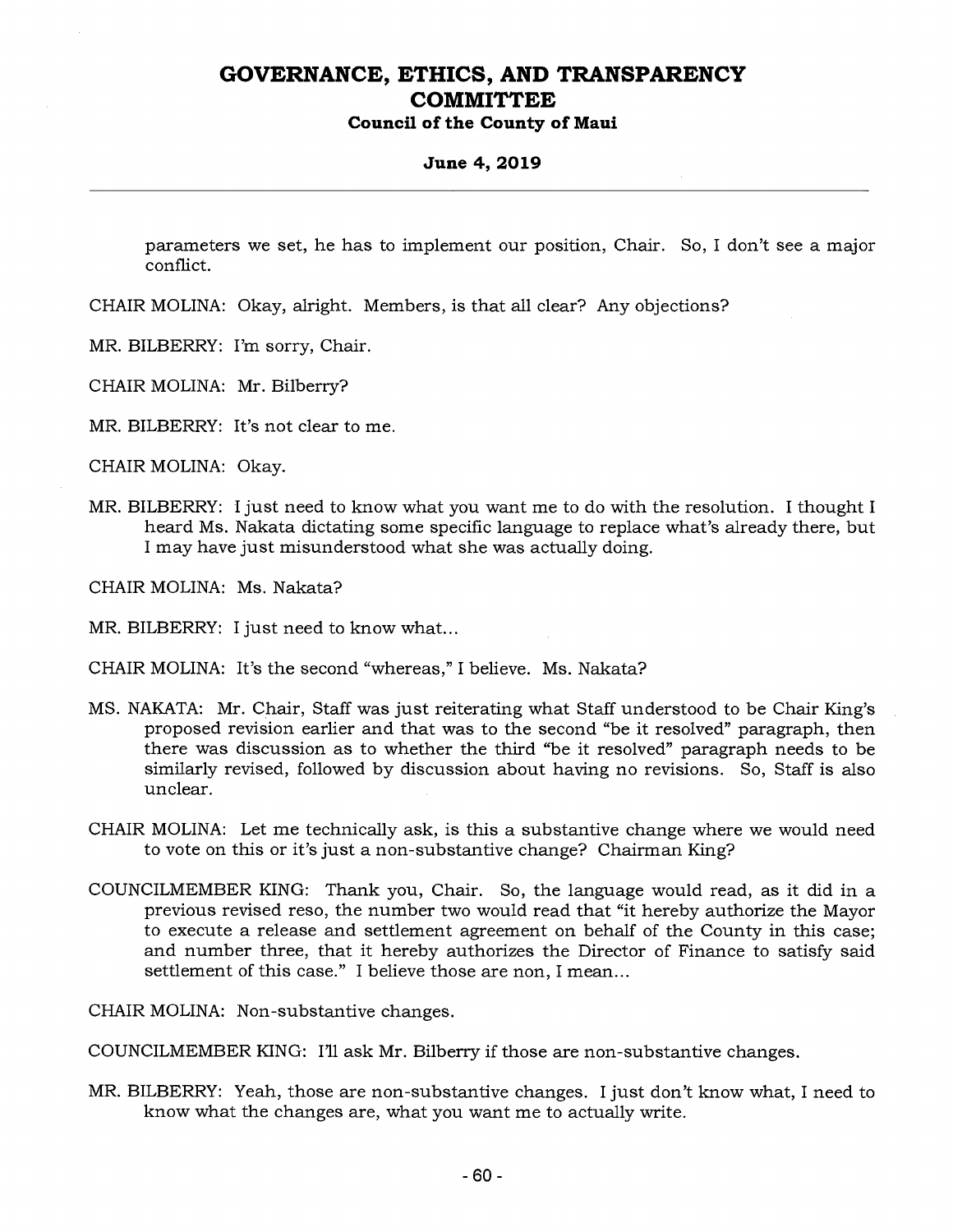parameters we set, he has to implement our position, Chair. So, I don't see a major conflict.

CHAIR MOLINA: Okay, alright. Members, is that all clear? Any objections?

MR. BILBERRY: I'm sorry, Chair.

CHAIR MOLINA: Mr. Bilberry?

MR. BILBERRY: It's not clear to me.

CHAIR MOLINA: Okay.

MR. BILBERRY: I just need to know what you want me to do with the resolution. I thought I heard Ms. Nakata dictating some specific language to replace what's already there, but I may have just misunderstood what she was actually doing.

CHAIR MOLINA: Ms. Nakata?

MR. BILBERRY: I just need to know what...

CHAIR MOLINA: It's the second "whereas," I believe. Ms. Nakata?

MS. NAKATA: Mr. Chair, Staff was just reiterating what Staff understood to be Chair King's proposed revision earlier and that was to the second "be it resolved" paragraph, then there was discussion as to whether the third "be it resolved" paragraph needs to be similarly revised, followed by discussion about having no revisions. So, Staff is also unclear.

CHAIR MOLINA: Let me technically ask, is this a substantive change where we would need to vote on this or it's just a non-substantive change? Chairman King?

COUNCILMEMBER KING: Thank you, Chair. So, the language would read, as it did in a previous revised reso, the number two would read that "it hereby authorize the Mayor to execute a release and settlement agreement on behalf of the County in this case; and number three, that it hereby authorizes the Director of Finance to satisfy said settlement of this case." I believe those are non, I mean...

CHAIR MOLINA: Non-substantive changes.

COUNCILMEMBER KING: I'll ask Mr. Bilberry if those are non-substantive changes.

MR. BILBERRY: Yeah, those are non-substantive changes. I just don't know what, I need to know what the changes are, what you want me to actually write.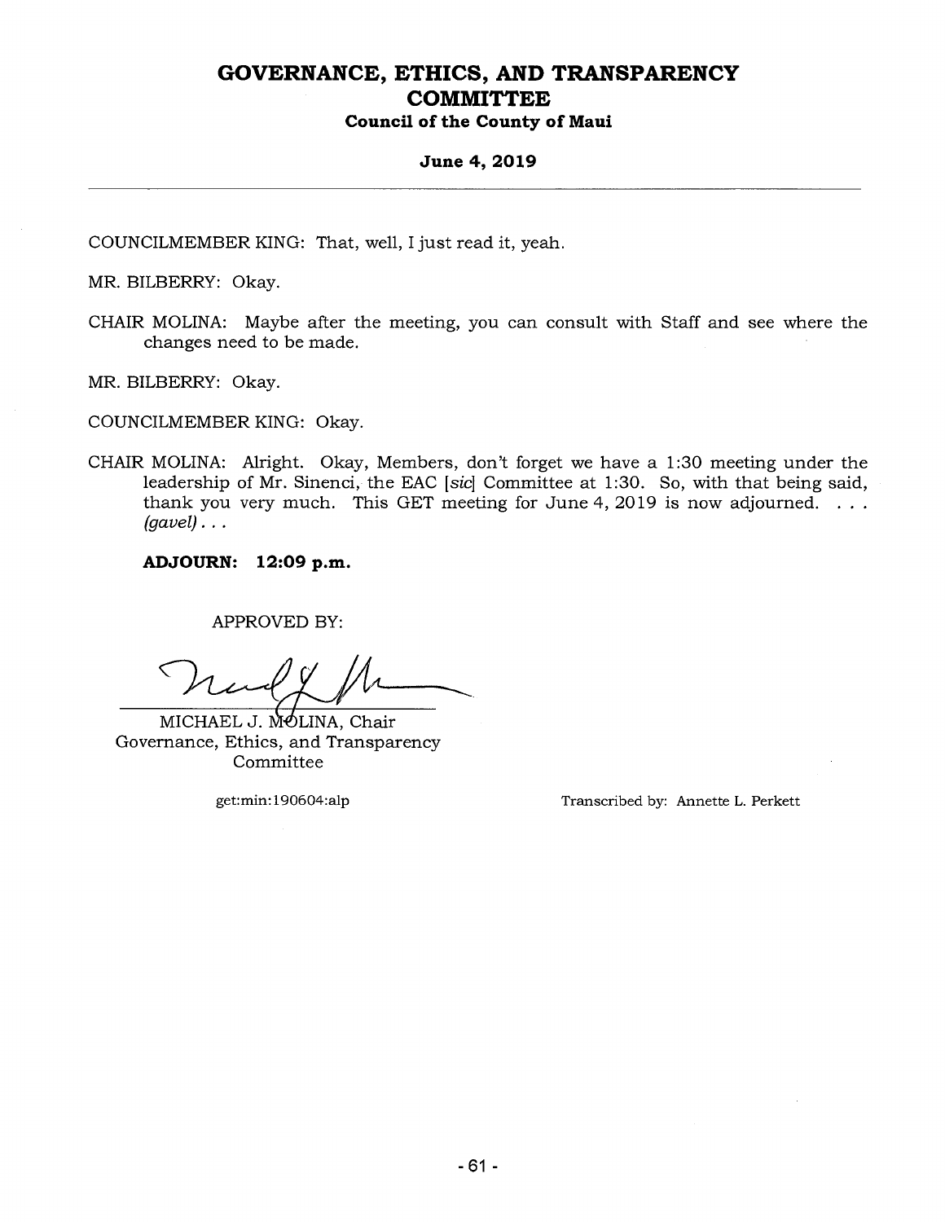COUNCILMEMBER KING: That, well, I just read it, yeah.

MR. BILBERRY: Okay.

CHAIR MOLINA: Maybe after the meeting, you can consult with Staff and see where the changes need to be made.

MR. BILBERRY: Okay.

COUNCILMEMBER KING: Okay.

CHAIR MOLINA: Alright. Okay, Members, don't forget we have a 1:30 meeting under the leadership of Mr. Sinenci, the EAC [*sic*] Committee at 1:30. So, with that being said, thank you very much. This GET meeting for June 4, 2019 is now adjourned. . . . *(gavel)* . . .

**ADJOURN: 12:09 p.m.**

APPROVED BY:

MICHAEL J. MOLINA, Chair
Governance, Ethics, and Transparency Committee

get:min:190604:alp

Transcribed by: Annette L. Perkett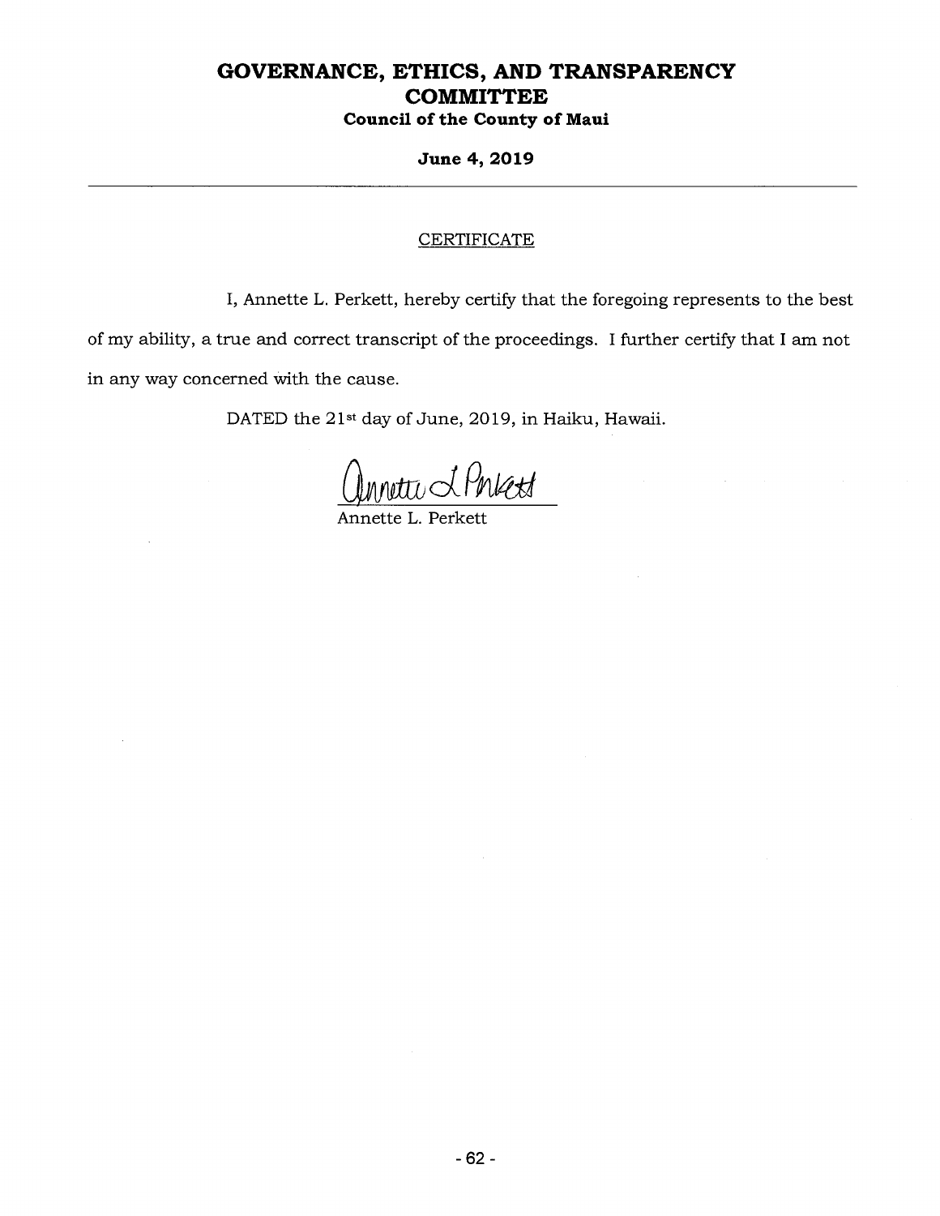# GOVERNANCE, ETHICS, AND TRANSPARENCY COMMITTEE

**Council of the County of Maui**

**June 4, 2019**

---

CERTIFICATE

I, Annette L. Perkett, hereby certify that the foregoing represents to the best of my ability, a true and correct transcript of the proceedings. I further certify that I am not in any way concerned with the cause.

DATED the 21st day of June, 2019, in Haiku, Hawaii.

Annette L. Perkett

Annette L. Perkett